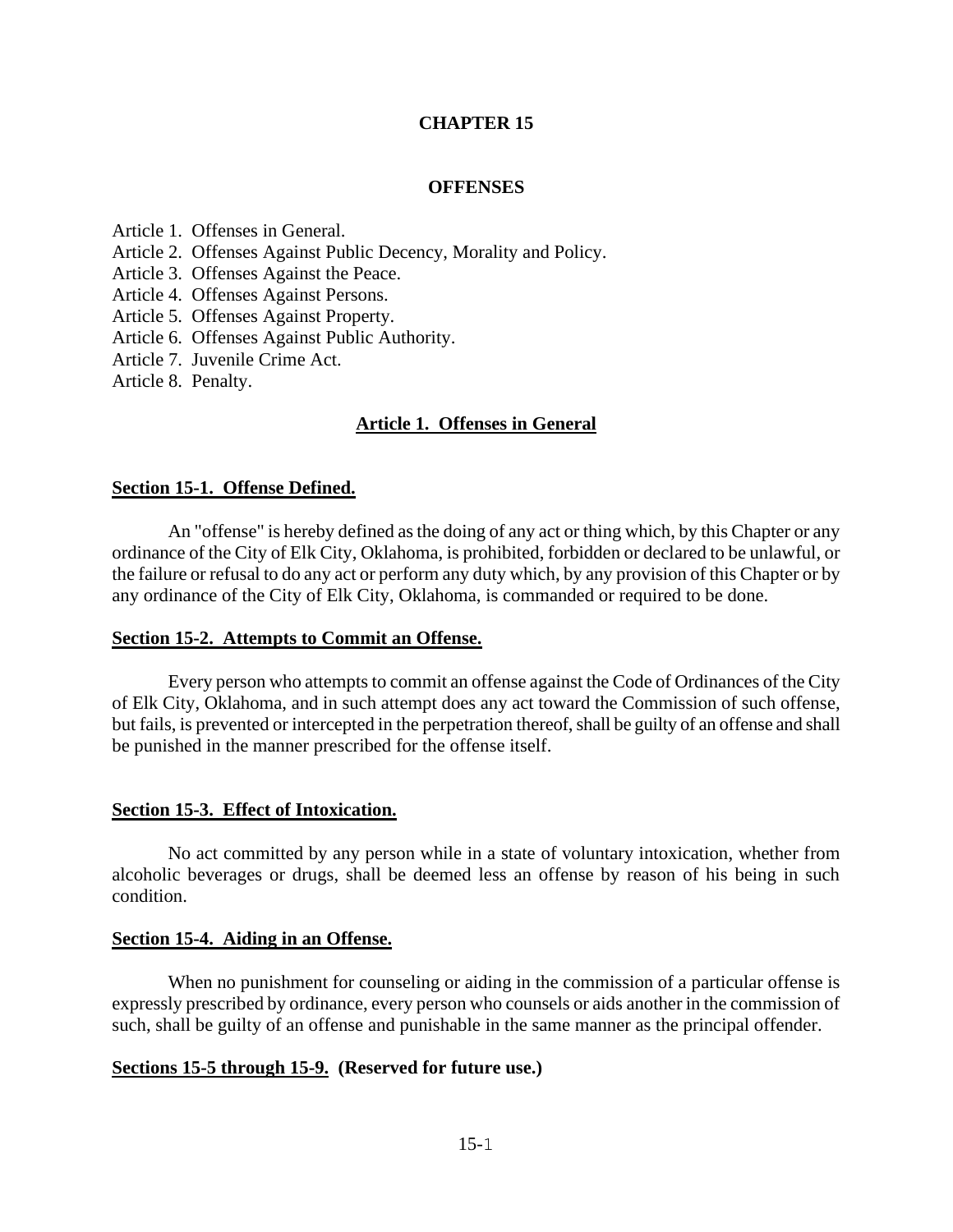# CHAPTER 15

## OFFENSES

Article 1. Offenses in General.
Article 2. Offenses Against Public Decency, Morality and Policy.
Article 3. Offenses Against the Peace.
Article 4. Offenses Against Persons.
Article 5. Offenses Against Property.
Article 6. Offenses Against Public Authority.
Article 7. Juvenile Crime Act.
Article 8. Penalty.

## Article 1. Offenses in General

### Section 15-1. Offense Defined.

An "offense" is hereby defined as the doing of any act or thing which, by this Chapter or any ordinance of the City of Elk City, Oklahoma, is prohibited, forbidden or declared to be unlawful, or the failure or refusal to do any act or perform any duty which, by any provision of this Chapter or by any ordinance of the City of Elk City, Oklahoma, is commanded or required to be done.

### Section 15-2. Attempts to Commit an Offense.

Every person who attempts to commit an offense against the Code of Ordinances of the City of Elk City, Oklahoma, and in such attempt does any act toward the Commission of such offense, but fails, is prevented or intercepted in the perpetration thereof, shall be guilty of an offense and shall be punished in the manner prescribed for the offense itself.

### Section 15-3. Effect of Intoxication.

No act committed by any person while in a state of voluntary intoxication, whether from alcoholic beverages or drugs, shall be deemed less an offense by reason of his being in such condition.

### Section 15-4. Aiding in an Offense.

When no punishment for counseling or aiding in the commission of a particular offense is expressly prescribed by ordinance, every person who counsels or aids another in the commission of such, shall be guilty of an offense and punishable in the same manner as the principal offender.

### Sections 15-5 through 15-9. (Reserved for future use.)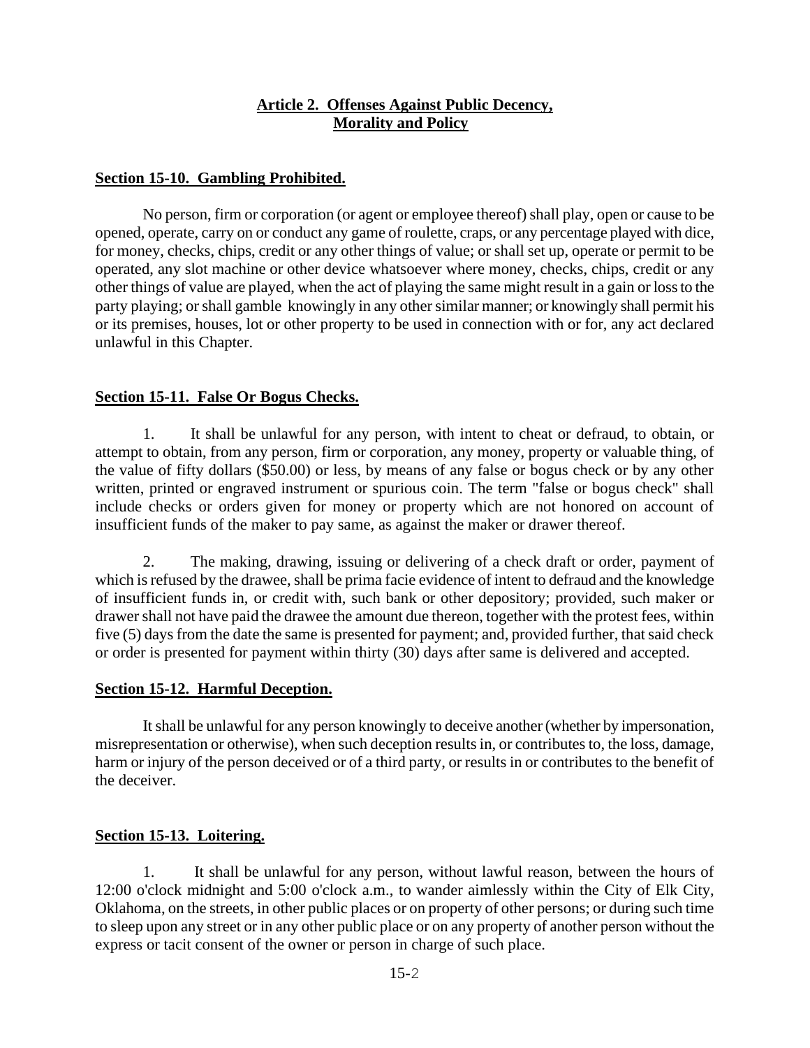## Article 2. Offenses Against Public Decency, Morality and Policy

### Section 15-10. Gambling Prohibited.

No person, firm or corporation (or agent or employee thereof) shall play, open or cause to be opened, operate, carry on or conduct any game of roulette, craps, or any percentage played with dice, for money, checks, chips, credit or any other things of value; or shall set up, operate or permit to be operated, any slot machine or other device whatsoever where money, checks, chips, credit or any other things of value are played, when the act of playing the same might result in a gain or loss to the party playing; or shall gamble knowingly in any other similar manner; or knowingly shall permit his or its premises, houses, lot or other property to be used in connection with or for, any act declared unlawful in this Chapter.

### Section 15-11. False Or Bogus Checks.

1. It shall be unlawful for any person, with intent to cheat or defraud, to obtain, or attempt to obtain, from any person, firm or corporation, any money, property or valuable thing, of the value of fifty dollars ($50.00) or less, by means of any false or bogus check or by any other written, printed or engraved instrument or spurious coin. The term "false or bogus check" shall include checks or orders given for money or property which are not honored on account of insufficient funds of the maker to pay same, as against the maker or drawer thereof.

2. The making, drawing, issuing or delivering of a check draft or order, payment of which is refused by the drawee, shall be prima facie evidence of intent to defraud and the knowledge of insufficient funds in, or credit with, such bank or other depository; provided, such maker or drawer shall not have paid the drawee the amount due thereon, together with the protest fees, within five (5) days from the date the same is presented for payment; and, provided further, that said check or order is presented for payment within thirty (30) days after same is delivered and accepted.

### Section 15-12. Harmful Deception.

It shall be unlawful for any person knowingly to deceive another (whether by impersonation, misrepresentation or otherwise), when such deception results in, or contributes to, the loss, damage, harm or injury of the person deceived or of a third party, or results in or contributes to the benefit of the deceiver.

### Section 15-13. Loitering.

1. It shall be unlawful for any person, without lawful reason, between the hours of 12:00 o'clock midnight and 5:00 o'clock a.m., to wander aimlessly within the City of Elk City, Oklahoma, on the streets, in other public places or on property of other persons; or during such time to sleep upon any street or in any other public place or on any property of another person without the express or tacit consent of the owner or person in charge of such place.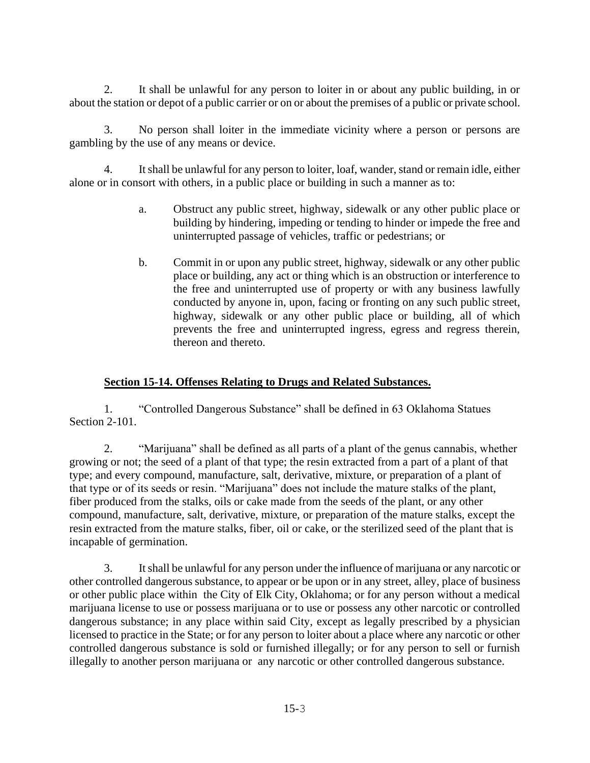2. It shall be unlawful for any person to loiter in or about any public building, in or about the station or depot of a public carrier or on or about the premises of a public or private school.

3. No person shall loiter in the immediate vicinity where a person or persons are gambling by the use of any means or device.

4. It shall be unlawful for any person to loiter, loaf, wander, stand or remain idle, either alone or in consort with others, in a public place or building in such a manner as to:

   a. Obstruct any public street, highway, sidewalk or any other public place or building by hindering, impeding or tending to hinder or impede the free and uninterrupted passage of vehicles, traffic or pedestrians; or

   b. Commit in or upon any public street, highway, sidewalk or any other public place or building, any act or thing which is an obstruction or interference to the free and uninterrupted use of property or with any business lawfully conducted by anyone in, upon, facing or fronting on any such public street, highway, sidewalk or any other public place or building, all of which prevents the free and uninterrupted ingress, egress and regress therein, thereon and thereto.

## **Section 15-14. Offenses Relating to Drugs and Related Substances.**

1. "Controlled Dangerous Substance" shall be defined in 63 Oklahoma Statues Section 2-101.

2. "Marijuana" shall be defined as all parts of a plant of the genus cannabis, whether growing or not; the seed of a plant of that type; the resin extracted from a part of a plant of that type; and every compound, manufacture, salt, derivative, mixture, or preparation of a plant of that type or of its seeds or resin. "Marijuana" does not include the mature stalks of the plant, fiber produced from the stalks, oils or cake made from the seeds of the plant, or any other compound, manufacture, salt, derivative, mixture, or preparation of the mature stalks, except the resin extracted from the mature stalks, fiber, oil or cake, or the sterilized seed of the plant that is incapable of germination.

3. It shall be unlawful for any person under the influence of marijuana or any narcotic or other controlled dangerous substance, to appear or be upon or in any street, alley, place of business or other public place within the City of Elk City, Oklahoma; or for any person without a medical marijuana license to use or possess marijuana or to use or possess any other narcotic or controlled dangerous substance; in any place within said City, except as legally prescribed by a physician licensed to practice in the State; or for any person to loiter about a place where any narcotic or other controlled dangerous substance is sold or furnished illegally; or for any person to sell or furnish illegally to another person marijuana or any narcotic or other controlled dangerous substance.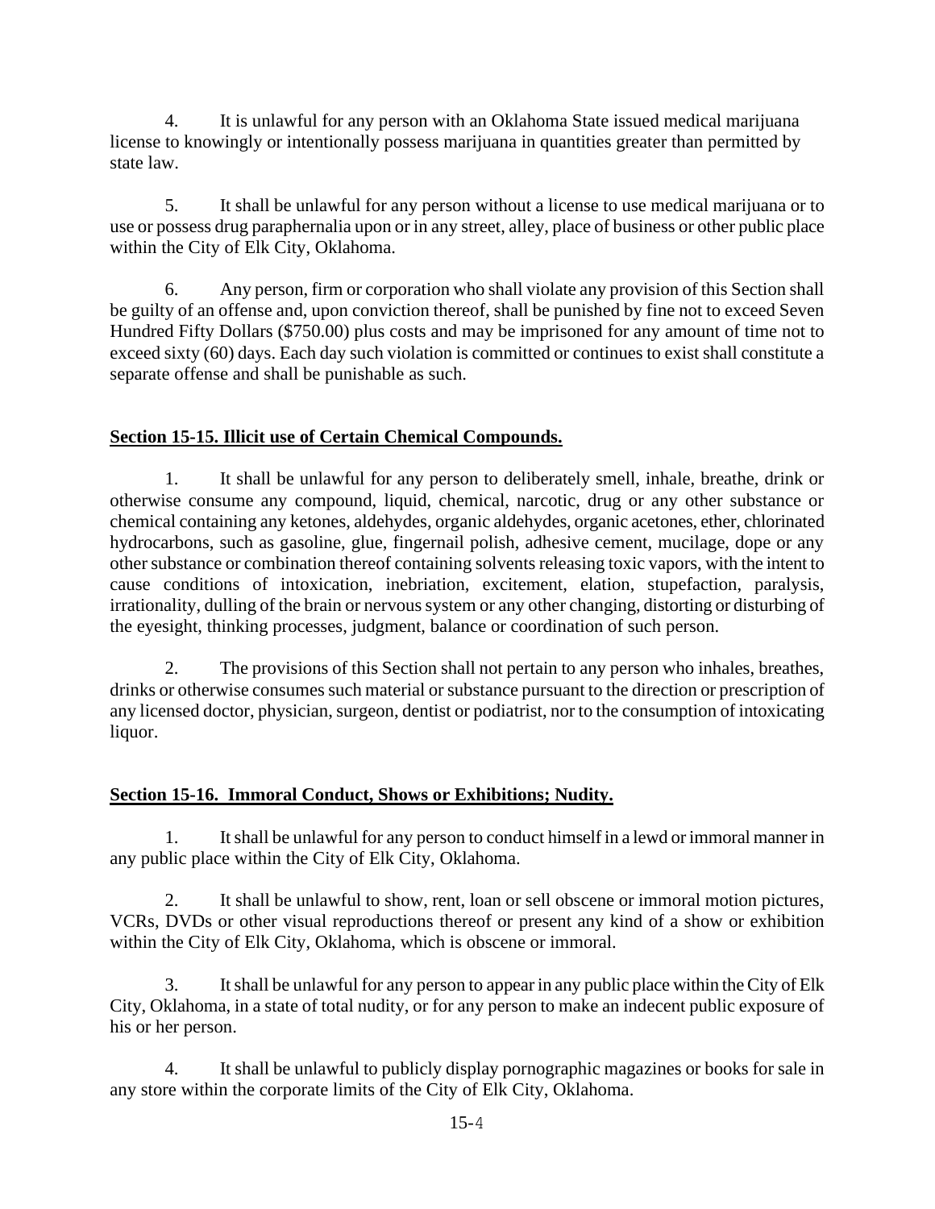4. It is unlawful for any person with an Oklahoma State issued medical marijuana license to knowingly or intentionally possess marijuana in quantities greater than permitted by state law.

5. It shall be unlawful for any person without a license to use medical marijuana or to use or possess drug paraphernalia upon or in any street, alley, place of business or other public place within the City of Elk City, Oklahoma.

6. Any person, firm or corporation who shall violate any provision of this Section shall be guilty of an offense and, upon conviction thereof, shall be punished by fine not to exceed Seven Hundred Fifty Dollars ($750.00) plus costs and may be imprisoned for any amount of time not to exceed sixty (60) days. Each day such violation is committed or continues to exist shall constitute a separate offense and shall be punishable as such.

## Section 15-15. Illicit use of Certain Chemical Compounds.

1. It shall be unlawful for any person to deliberately smell, inhale, breathe, drink or otherwise consume any compound, liquid, chemical, narcotic, drug or any other substance or chemical containing any ketones, aldehydes, organic aldehydes, organic acetones, ether, chlorinated hydrocarbons, such as gasoline, glue, fingernail polish, adhesive cement, mucilage, dope or any other substance or combination thereof containing solvents releasing toxic vapors, with the intent to cause conditions of intoxication, inebriation, excitement, elation, stupefaction, paralysis, irrationality, dulling of the brain or nervous system or any other changing, distorting or disturbing of the eyesight, thinking processes, judgment, balance or coordination of such person.

2. The provisions of this Section shall not pertain to any person who inhales, breathes, drinks or otherwise consumes such material or substance pursuant to the direction or prescription of any licensed doctor, physician, surgeon, dentist or podiatrist, nor to the consumption of intoxicating liquor.

## Section 15-16. Immoral Conduct, Shows or Exhibitions; Nudity.

1. It shall be unlawful for any person to conduct himself in a lewd or immoral manner in any public place within the City of Elk City, Oklahoma.

2. It shall be unlawful to show, rent, loan or sell obscene or immoral motion pictures, VCRs, DVDs or other visual reproductions thereof or present any kind of a show or exhibition within the City of Elk City, Oklahoma, which is obscene or immoral.

3. It shall be unlawful for any person to appear in any public place within the City of Elk City, Oklahoma, in a state of total nudity, or for any person to make an indecent public exposure of his or her person.

4. It shall be unlawful to publicly display pornographic magazines or books for sale in any store within the corporate limits of the City of Elk City, Oklahoma.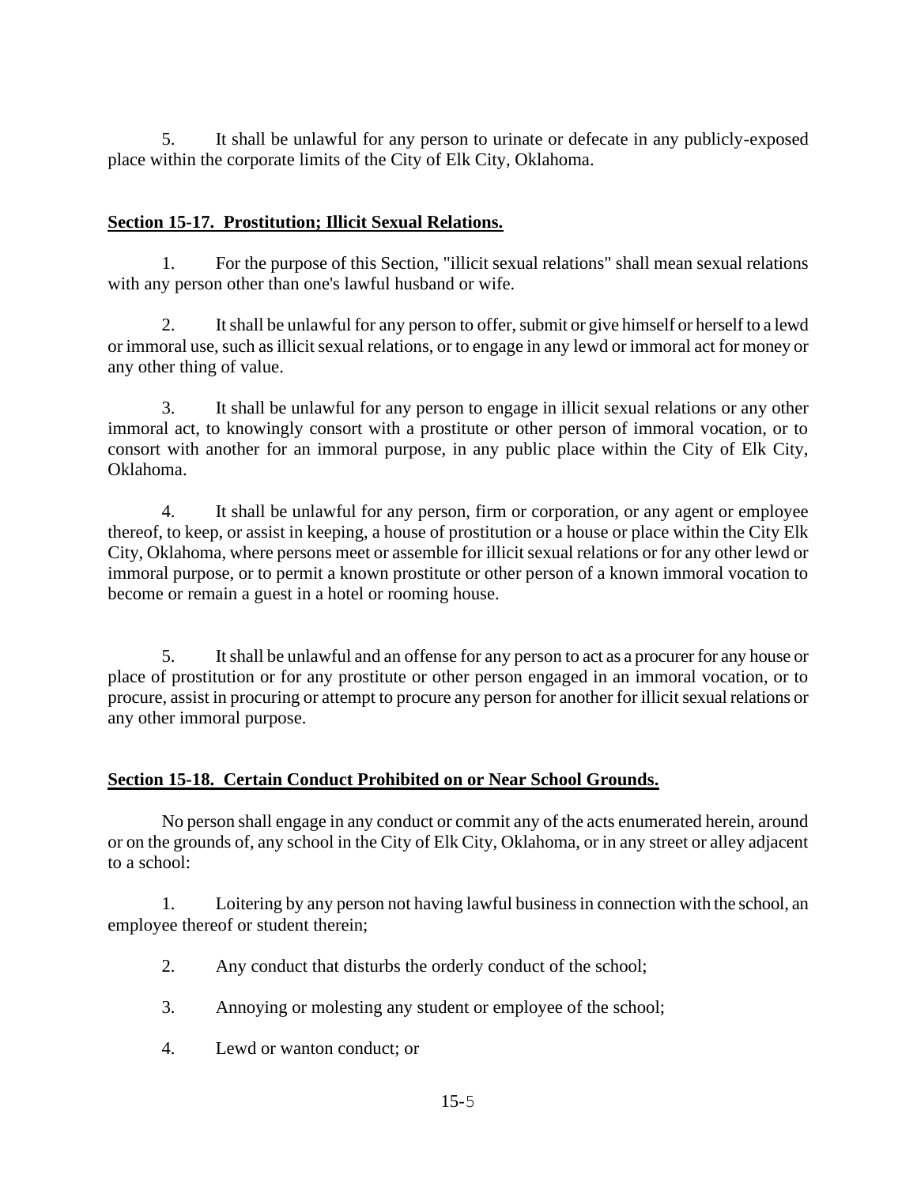5. It shall be unlawful for any person to urinate or defecate in any publicly-exposed place within the corporate limits of the City of Elk City, Oklahoma.

**Section 15-17. Prostitution; Illicit Sexual Relations.**

1. For the purpose of this Section, "illicit sexual relations" shall mean sexual relations with any person other than one's lawful husband or wife.

2. It shall be unlawful for any person to offer, submit or give himself or herself to a lewd or immoral use, such as illicit sexual relations, or to engage in any lewd or immoral act for money or any other thing of value.

3. It shall be unlawful for any person to engage in illicit sexual relations or any other immoral act, to knowingly consort with a prostitute or other person of immoral vocation, or to consort with another for an immoral purpose, in any public place within the City of Elk City, Oklahoma.

4. It shall be unlawful for any person, firm or corporation, or any agent or employee thereof, to keep, or assist in keeping, a house of prostitution or a house or place within the City Elk City, Oklahoma, where persons meet or assemble for illicit sexual relations or for any other lewd or immoral purpose, or to permit a known prostitute or other person of a known immoral vocation to become or remain a guest in a hotel or rooming house.

5. It shall be unlawful and an offense for any person to act as a procurer for any house or place of prostitution or for any prostitute or other person engaged in an immoral vocation, or to procure, assist in procuring or attempt to procure any person for another for illicit sexual relations or any other immoral purpose.

**Section 15-18. Certain Conduct Prohibited on or Near School Grounds.**

No person shall engage in any conduct or commit any of the acts enumerated herein, around or on the grounds of, any school in the City of Elk City, Oklahoma, or in any street or alley adjacent to a school:

1. Loitering by any person not having lawful business in connection with the school, an employee thereof or student therein;

2. Any conduct that disturbs the orderly conduct of the school;

3. Annoying or molesting any student or employee of the school;

4. Lewd or wanton conduct; or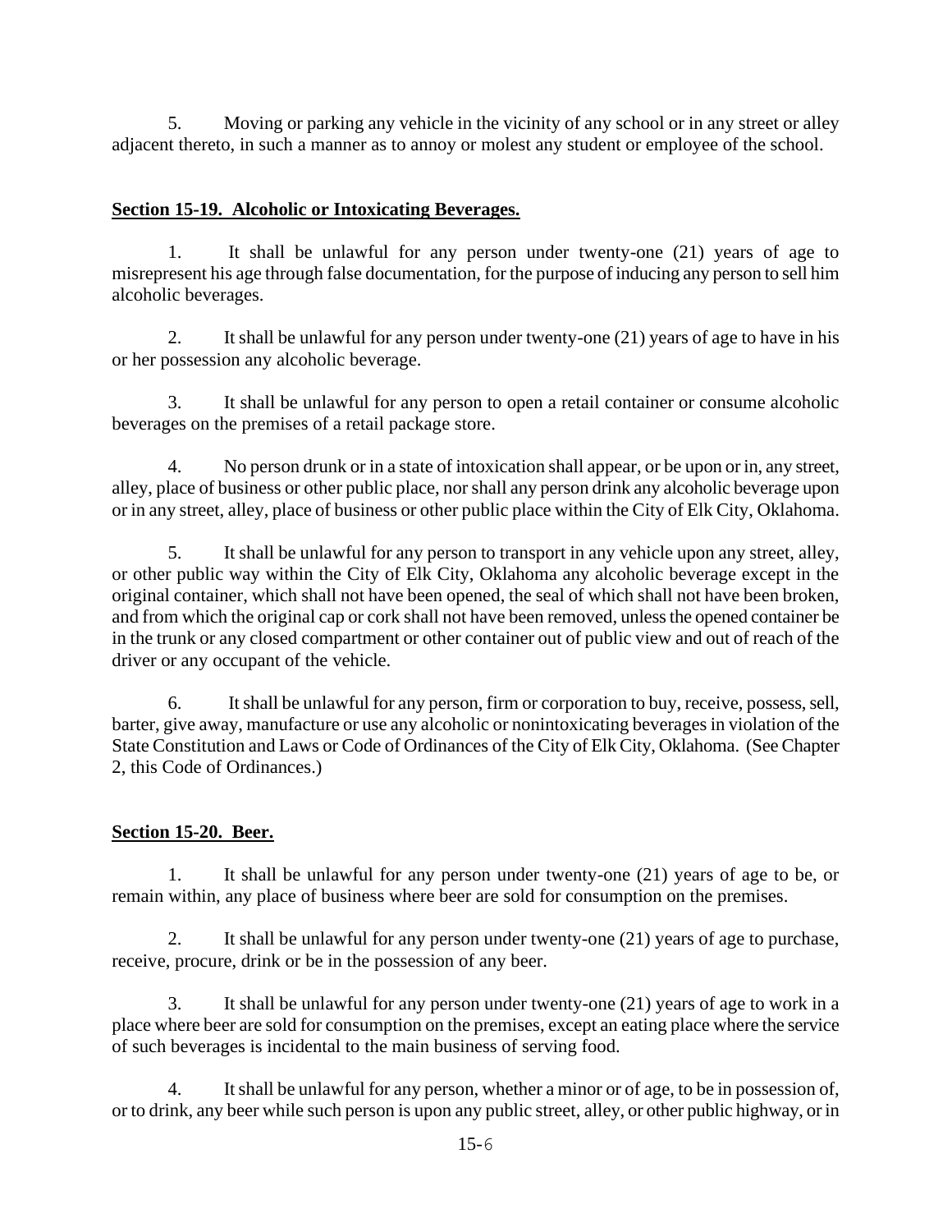5. Moving or parking any vehicle in the vicinity of any school or in any street or alley adjacent thereto, in such a manner as to annoy or molest any student or employee of the school.

## **Section 15-19. Alcoholic or Intoxicating Beverages.**

1. It shall be unlawful for any person under twenty-one (21) years of age to misrepresent his age through false documentation, for the purpose of inducing any person to sell him alcoholic beverages.

2. It shall be unlawful for any person under twenty-one (21) years of age to have in his or her possession any alcoholic beverage.

3. It shall be unlawful for any person to open a retail container or consume alcoholic beverages on the premises of a retail package store.

4. No person drunk or in a state of intoxication shall appear, or be upon or in, any street, alley, place of business or other public place, nor shall any person drink any alcoholic beverage upon or in any street, alley, place of business or other public place within the City of Elk City, Oklahoma.

5. It shall be unlawful for any person to transport in any vehicle upon any street, alley, or other public way within the City of Elk City, Oklahoma any alcoholic beverage except in the original container, which shall not have been opened, the seal of which shall not have been broken, and from which the original cap or cork shall not have been removed, unless the opened container be in the trunk or any closed compartment or other container out of public view and out of reach of the driver or any occupant of the vehicle.

6. It shall be unlawful for any person, firm or corporation to buy, receive, possess, sell, barter, give away, manufacture or use any alcoholic or nonintoxicating beverages in violation of the State Constitution and Laws or Code of Ordinances of the City of Elk City, Oklahoma. (See Chapter 2, this Code of Ordinances.)

## **Section 15-20. Beer.**

1. It shall be unlawful for any person under twenty-one (21) years of age to be, or remain within, any place of business where beer are sold for consumption on the premises.

2. It shall be unlawful for any person under twenty-one (21) years of age to purchase, receive, procure, drink or be in the possession of any beer.

3. It shall be unlawful for any person under twenty-one (21) years of age to work in a place where beer are sold for consumption on the premises, except an eating place where the service of such beverages is incidental to the main business of serving food.

4. It shall be unlawful for any person, whether a minor or of age, to be in possession of, or to drink, any beer while such person is upon any public street, alley, or other public highway, or in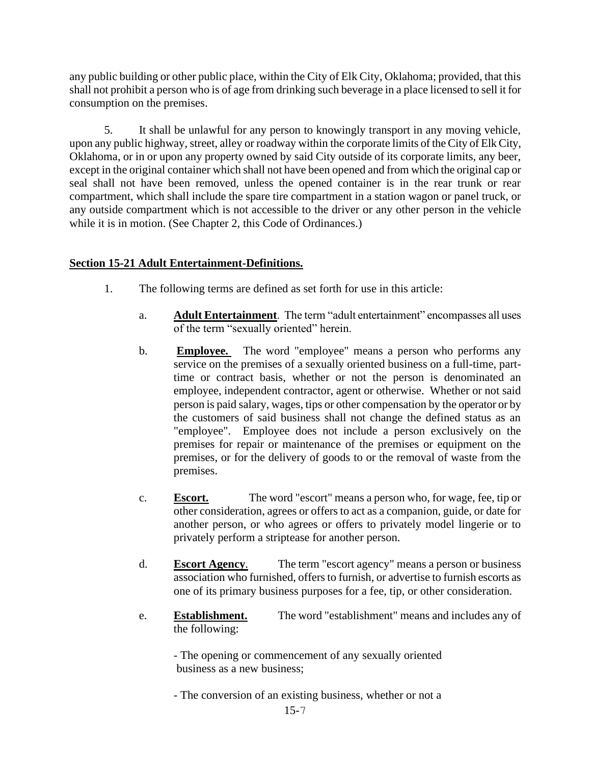any public building or other public place, within the City of Elk City, Oklahoma; provided, that this shall not prohibit a person who is of age from drinking such beverage in a place licensed to sell it for consumption on the premises.

5. It shall be unlawful for any person to knowingly transport in any moving vehicle, upon any public highway, street, alley or roadway within the corporate limits of the City of Elk City, Oklahoma, or in or upon any property owned by said City outside of its corporate limits, any beer, except in the original container which shall not have been opened and from which the original cap or seal shall not have been removed, unless the opened container is in the rear trunk or rear compartment, which shall include the spare tire compartment in a station wagon or panel truck, or any outside compartment which is not accessible to the driver or any other person in the vehicle while it is in motion. (See Chapter 2, this Code of Ordinances.)

## Section 15-21 Adult Entertainment-Definitions.

1. The following terms are defined as set forth for use in this article:

   a. **Adult Entertainment**. The term "adult entertainment" encompasses all uses of the term "sexually oriented" herein.

   b. **Employee.** The word "employee" means a person who performs any service on the premises of a sexually oriented business on a full-time, part-time or contract basis, whether or not the person is denominated an employee, independent contractor, agent or otherwise. Whether or not said person is paid salary, wages, tips or other compensation by the operator or by the customers of said business shall not change the defined status as an "employee". Employee does not include a person exclusively on the premises for repair or maintenance of the premises or equipment on the premises, or for the delivery of goods to or the removal of waste from the premises.

   c. **Escort.** The word "escort" means a person who, for wage, fee, tip or other consideration, agrees or offers to act as a companion, guide, or date for another person, or who agrees or offers to privately model lingerie or to privately perform a striptease for another person.

   d. **Escort Agency**. The term "escort agency" means a person or business association who furnished, offers to furnish, or advertise to furnish escorts as one of its primary business purposes for a fee, tip, or other consideration.

   e. **Establishment.** The word "establishment" means and includes any of the following:

      - The opening or commencement of any sexually oriented business as a new business;

      - The conversion of an existing business, whether or not a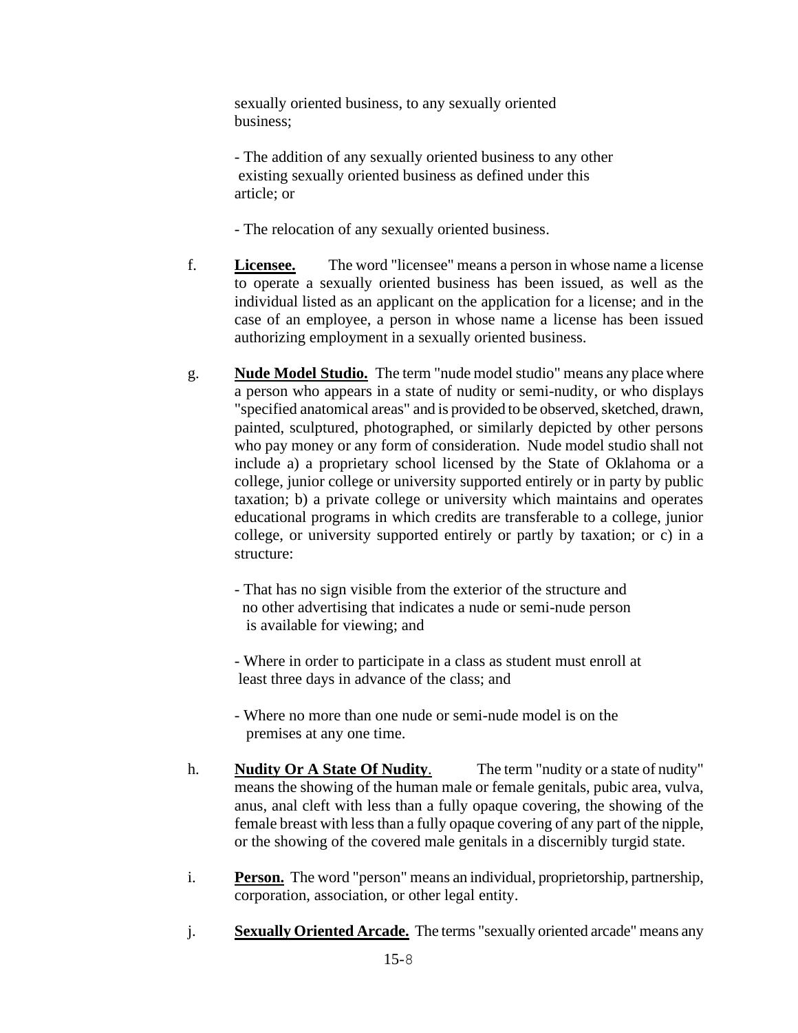sexually oriented business, to any sexually oriented business;

- The addition of any sexually oriented business to any other existing sexually oriented business as defined under this article; or

- The relocation of any sexually oriented business.

f. **Licensee.** The word "licensee" means a person in whose name a license to operate a sexually oriented business has been issued, as well as the individual listed as an applicant on the application for a license; and in the case of an employee, a person in whose name a license has been issued authorizing employment in a sexually oriented business.

g. **Nude Model Studio.** The term "nude model studio" means any place where a person who appears in a state of nudity or semi-nudity, or who displays "specified anatomical areas" and is provided to be observed, sketched, drawn, painted, sculptured, photographed, or similarly depicted by other persons who pay money or any form of consideration. Nude model studio shall not include a) a proprietary school licensed by the State of Oklahoma or a college, junior college or university supported entirely or in party by public taxation; b) a private college or university which maintains and operates educational programs in which credits are transferable to a college, junior college, or university supported entirely or partly by taxation; or c) in a structure:

- That has no sign visible from the exterior of the structure and no other advertising that indicates a nude or semi-nude person is available for viewing; and

- Where in order to participate in a class as student must enroll at least three days in advance of the class; and

- Where no more than one nude or semi-nude model is on the premises at any one time.

h. **Nudity Or A State Of Nudity**. The term "nudity or a state of nudity" means the showing of the human male or female genitals, pubic area, vulva, anus, anal cleft with less than a fully opaque covering, the showing of the female breast with less than a fully opaque covering of any part of the nipple, or the showing of the covered male genitals in a discernibly turgid state.

i. **Person.** The word "person" means an individual, proprietorship, partnership, corporation, association, or other legal entity.

j. **Sexually Oriented Arcade.** The terms "sexually oriented arcade" means any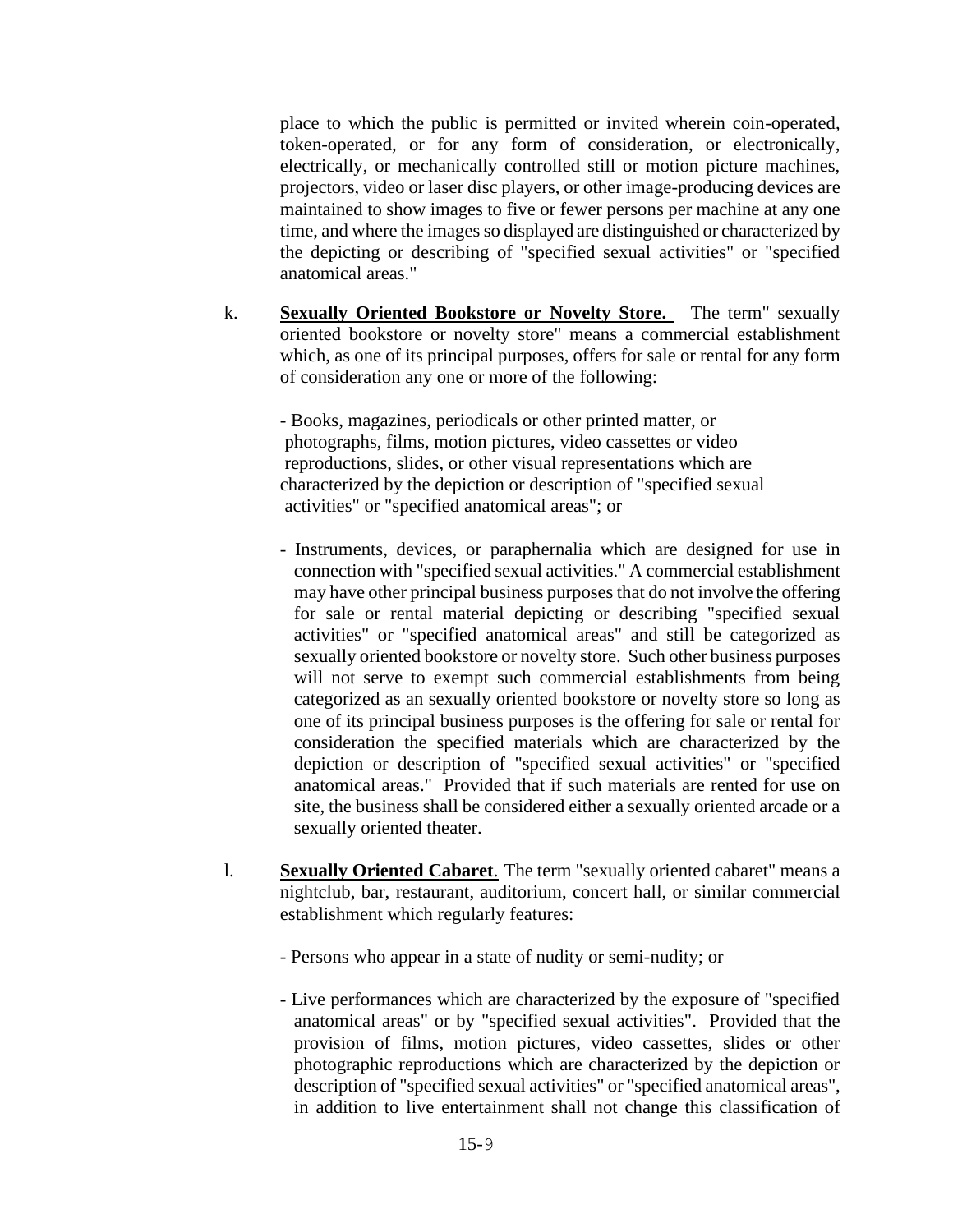place to which the public is permitted or invited wherein coin-operated, token-operated, or for any form of consideration, or electronically, electrically, or mechanically controlled still or motion picture machines, projectors, video or laser disc players, or other image-producing devices are maintained to show images to five or fewer persons per machine at any one time, and where the images so displayed are distinguished or characterized by the depicting or describing of "specified sexual activities" or "specified anatomical areas."

k. **Sexually Oriented Bookstore or Novelty Store.** The term" sexually oriented bookstore or novelty store" means a commercial establishment which, as one of its principal purposes, offers for sale or rental for any form of consideration any one or more of the following:

- Books, magazines, periodicals or other printed matter, or photographs, films, motion pictures, video cassettes or video reproductions, slides, or other visual representations which are characterized by the depiction or description of "specified sexual activities" or "specified anatomical areas"; or

- Instruments, devices, or paraphernalia which are designed for use in connection with "specified sexual activities." A commercial establishment may have other principal business purposes that do not involve the offering for sale or rental material depicting or describing "specified sexual activities" or "specified anatomical areas" and still be categorized as sexually oriented bookstore or novelty store. Such other business purposes will not serve to exempt such commercial establishments from being categorized as an sexually oriented bookstore or novelty store so long as one of its principal business purposes is the offering for sale or rental for consideration the specified materials which are characterized by the depiction or description of "specified sexual activities" or "specified anatomical areas." Provided that if such materials are rented for use on site, the business shall be considered either a sexually oriented arcade or a sexually oriented theater.

l. **Sexually Oriented Cabaret**. The term "sexually oriented cabaret" means a nightclub, bar, restaurant, auditorium, concert hall, or similar commercial establishment which regularly features:

- Persons who appear in a state of nudity or semi-nudity; or

- Live performances which are characterized by the exposure of "specified anatomical areas" or by "specified sexual activities". Provided that the provision of films, motion pictures, video cassettes, slides or other photographic reproductions which are characterized by the depiction or description of "specified sexual activities" or "specified anatomical areas", in addition to live entertainment shall not change this classification of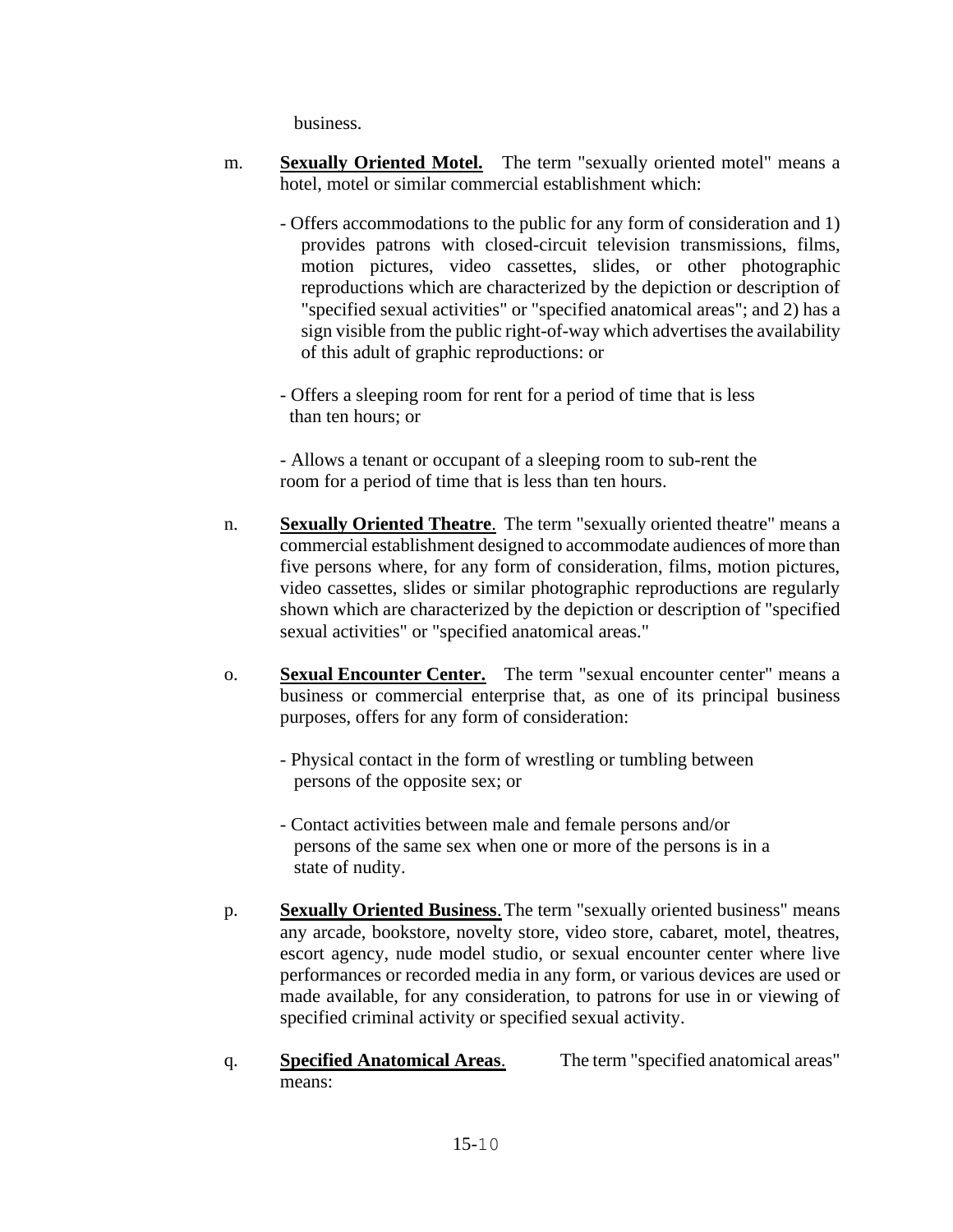business.

m. **Sexually Oriented Motel.** The term "sexually oriented motel" means a hotel, motel or similar commercial establishment which:

- Offers accommodations to the public for any form of consideration and 1) provides patrons with closed-circuit television transmissions, films, motion pictures, video cassettes, slides, or other photographic reproductions which are characterized by the depiction or description of "specified sexual activities" or "specified anatomical areas"; and 2) has a sign visible from the public right-of-way which advertises the availability of this adult of graphic reproductions: or

- Offers a sleeping room for rent for a period of time that is less than ten hours; or

- Allows a tenant or occupant of a sleeping room to sub-rent the room for a period of time that is less than ten hours.

n. **Sexually Oriented Theatre**. The term "sexually oriented theatre" means a commercial establishment designed to accommodate audiences of more than five persons where, for any form of consideration, films, motion pictures, video cassettes, slides or similar photographic reproductions are regularly shown which are characterized by the depiction or description of "specified sexual activities" or "specified anatomical areas."

o. **Sexual Encounter Center.** The term "sexual encounter center" means a business or commercial enterprise that, as one of its principal business purposes, offers for any form of consideration:

- Physical contact in the form of wrestling or tumbling between persons of the opposite sex; or

- Contact activities between male and female persons and/or persons of the same sex when one or more of the persons is in a state of nudity.

p. **Sexually Oriented Business**. The term "sexually oriented business" means any arcade, bookstore, novelty store, video store, cabaret, motel, theatres, escort agency, nude model studio, or sexual encounter center where live performances or recorded media in any form, or various devices are used or made available, for any consideration, to patrons for use in or viewing of specified criminal activity or specified sexual activity.

q. **Specified Anatomical Areas**. The term "specified anatomical areas" means: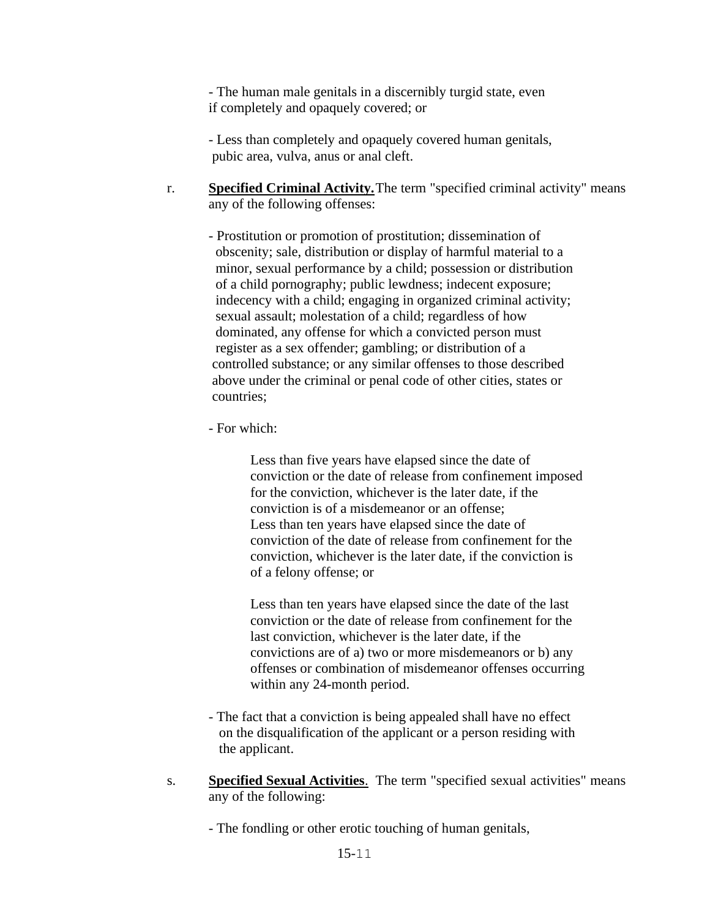- The human male genitals in a discernibly turgid state, even if completely and opaquely covered; or

- Less than completely and opaquely covered human genitals, pubic area, vulva, anus or anal cleft.

r. **Specified Criminal Activity.** The term "specified criminal activity" means any of the following offenses:

- Prostitution or promotion of prostitution; dissemination of obscenity; sale, distribution or display of harmful material to a minor, sexual performance by a child; possession or distribution of a child pornography; public lewdness; indecent exposure; indecency with a child; engaging in organized criminal activity; sexual assault; molestation of a child; regardless of how dominated, any offense for which a convicted person must register as a sex offender; gambling; or distribution of a controlled substance; or any similar offenses to those described above under the criminal or penal code of other cities, states or countries;

- For which:

  Less than five years have elapsed since the date of conviction or the date of release from confinement imposed for the conviction, whichever is the later date, if the conviction is of a misdemeanor or an offense;
  Less than ten years have elapsed since the date of conviction of the date of release from confinement for the conviction, whichever is the later date, if the conviction is of a felony offense; or

  Less than ten years have elapsed since the date of the last conviction or the date of release from confinement for the last conviction, whichever is the later date, if the convictions are of a) two or more misdemeanors or b) any offenses or combination of misdemeanor offenses occurring within any 24-month period.

- The fact that a conviction is being appealed shall have no effect on the disqualification of the applicant or a person residing with the applicant.

s. **Specified Sexual Activities**. The term "specified sexual activities" means any of the following:

- The fondling or other erotic touching of human genitals,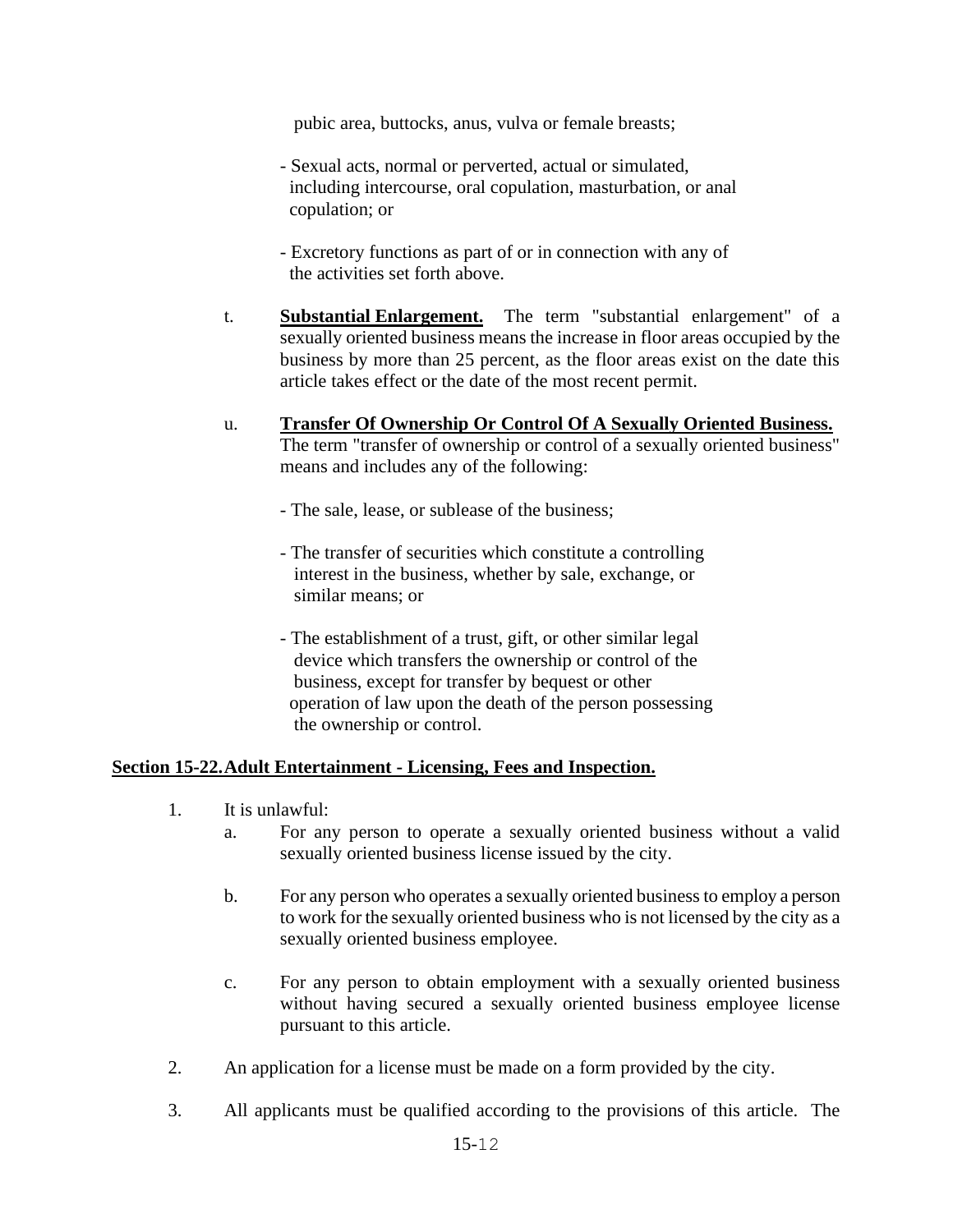pubic area, buttocks, anus, vulva or female breasts;

- Sexual acts, normal or perverted, actual or simulated, including intercourse, oral copulation, masturbation, or anal copulation; or

- Excretory functions as part of or in connection with any of the activities set forth above.

t. **Substantial Enlargement.** The term "substantial enlargement" of a sexually oriented business means the increase in floor areas occupied by the business by more than 25 percent, as the floor areas exist on the date this article takes effect or the date of the most recent permit.

u. **Transfer Of Ownership Or Control Of A Sexually Oriented Business.** The term "transfer of ownership or control of a sexually oriented business" means and includes any of the following:

- The sale, lease, or sublease of the business;

- The transfer of securities which constitute a controlling interest in the business, whether by sale, exchange, or similar means; or

- The establishment of a trust, gift, or other similar legal device which transfers the ownership or control of the business, except for transfer by bequest or other operation of law upon the death of the person possessing the ownership or control.

## Section 15-22. Adult Entertainment - Licensing, Fees and Inspection.

1. It is unlawful:
   a. For any person to operate a sexually oriented business without a valid sexually oriented business license issued by the city.

   b. For any person who operates a sexually oriented business to employ a person to work for the sexually oriented business who is not licensed by the city as a sexually oriented business employee.

   c. For any person to obtain employment with a sexually oriented business without having secured a sexually oriented business employee license pursuant to this article.

2. An application for a license must be made on a form provided by the city.

3. All applicants must be qualified according to the provisions of this article. The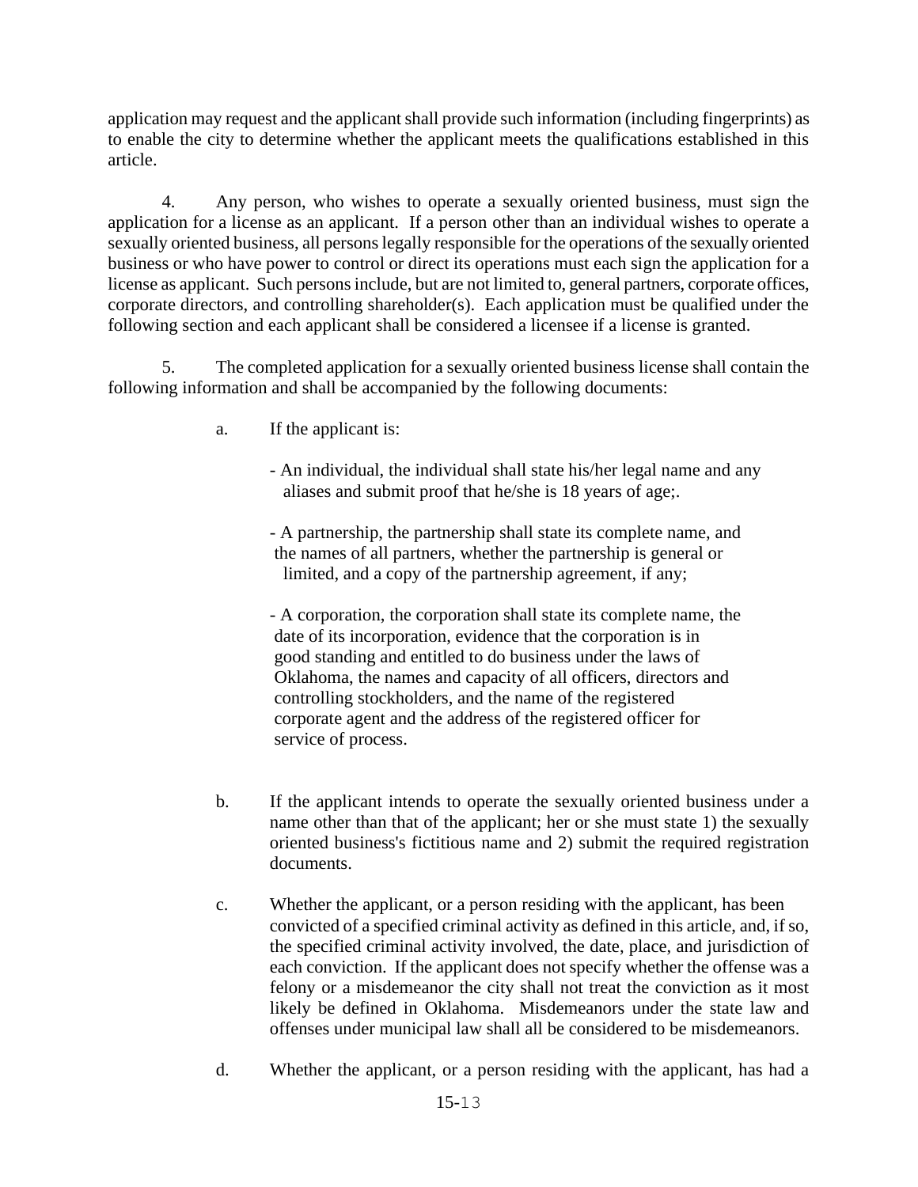application may request and the applicant shall provide such information (including fingerprints) as to enable the city to determine whether the applicant meets the qualifications established in this article.

4. Any person, who wishes to operate a sexually oriented business, must sign the application for a license as an applicant. If a person other than an individual wishes to operate a sexually oriented business, all persons legally responsible for the operations of the sexually oriented business or who have power to control or direct its operations must each sign the application for a license as applicant. Such persons include, but are not limited to, general partners, corporate offices, corporate directors, and controlling shareholder(s). Each application must be qualified under the following section and each applicant shall be considered a licensee if a license is granted.

5. The completed application for a sexually oriented business license shall contain the following information and shall be accompanied by the following documents:

a. If the applicant is:

- An individual, the individual shall state his/her legal name and any aliases and submit proof that he/she is 18 years of age;.

- A partnership, the partnership shall state its complete name, and the names of all partners, whether the partnership is general or limited, and a copy of the partnership agreement, if any;

- A corporation, the corporation shall state its complete name, the date of its incorporation, evidence that the corporation is in good standing and entitled to do business under the laws of Oklahoma, the names and capacity of all officers, directors and controlling stockholders, and the name of the registered corporate agent and the address of the registered officer for service of process.

b. If the applicant intends to operate the sexually oriented business under a name other than that of the applicant; her or she must state 1) the sexually oriented business's fictitious name and 2) submit the required registration documents.

c. Whether the applicant, or a person residing with the applicant, has been convicted of a specified criminal activity as defined in this article, and, if so, the specified criminal activity involved, the date, place, and jurisdiction of each conviction. If the applicant does not specify whether the offense was a felony or a misdemeanor the city shall not treat the conviction as it most likely be defined in Oklahoma. Misdemeanors under the state law and offenses under municipal law shall all be considered to be misdemeanors.

d. Whether the applicant, or a person residing with the applicant, has had a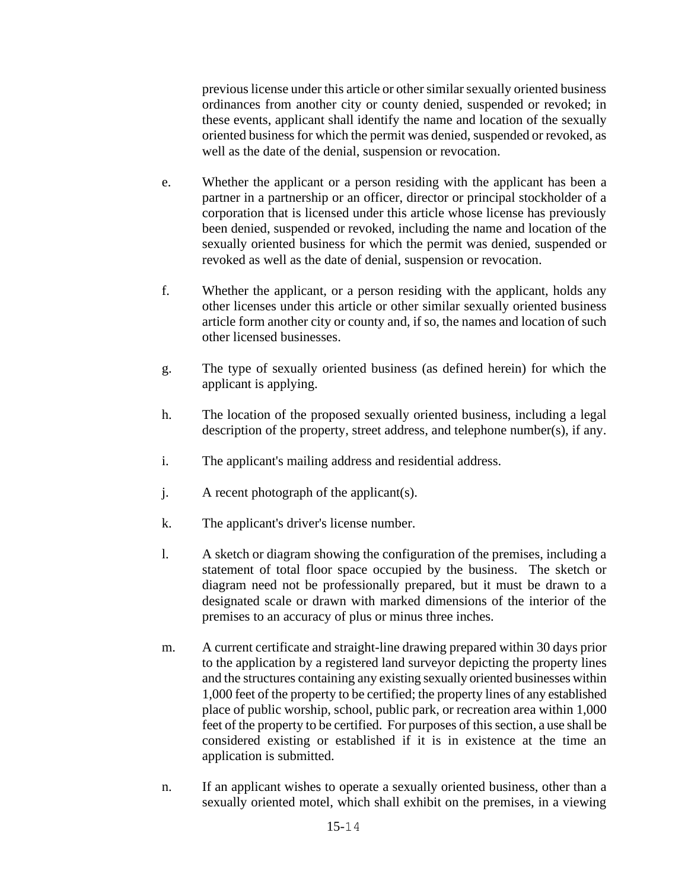previous license under this article or other similar sexually oriented business ordinances from another city or county denied, suspended or revoked; in these events, applicant shall identify the name and location of the sexually oriented business for which the permit was denied, suspended or revoked, as well as the date of the denial, suspension or revocation.

e. Whether the applicant or a person residing with the applicant has been a partner in a partnership or an officer, director or principal stockholder of a corporation that is licensed under this article whose license has previously been denied, suspended or revoked, including the name and location of the sexually oriented business for which the permit was denied, suspended or revoked as well as the date of denial, suspension or revocation.

f. Whether the applicant, or a person residing with the applicant, holds any other licenses under this article or other similar sexually oriented business article form another city or county and, if so, the names and location of such other licensed businesses.

g. The type of sexually oriented business (as defined herein) for which the applicant is applying.

h. The location of the proposed sexually oriented business, including a legal description of the property, street address, and telephone number(s), if any.

i. The applicant's mailing address and residential address.

j. A recent photograph of the applicant(s).

k. The applicant's driver's license number.

l. A sketch or diagram showing the configuration of the premises, including a statement of total floor space occupied by the business. The sketch or diagram need not be professionally prepared, but it must be drawn to a designated scale or drawn with marked dimensions of the interior of the premises to an accuracy of plus or minus three inches.

m. A current certificate and straight-line drawing prepared within 30 days prior to the application by a registered land surveyor depicting the property lines and the structures containing any existing sexually oriented businesses within 1,000 feet of the property to be certified; the property lines of any established place of public worship, school, public park, or recreation area within 1,000 feet of the property to be certified. For purposes of this section, a use shall be considered existing or established if it is in existence at the time an application is submitted.

n. If an applicant wishes to operate a sexually oriented business, other than a sexually oriented motel, which shall exhibit on the premises, in a viewing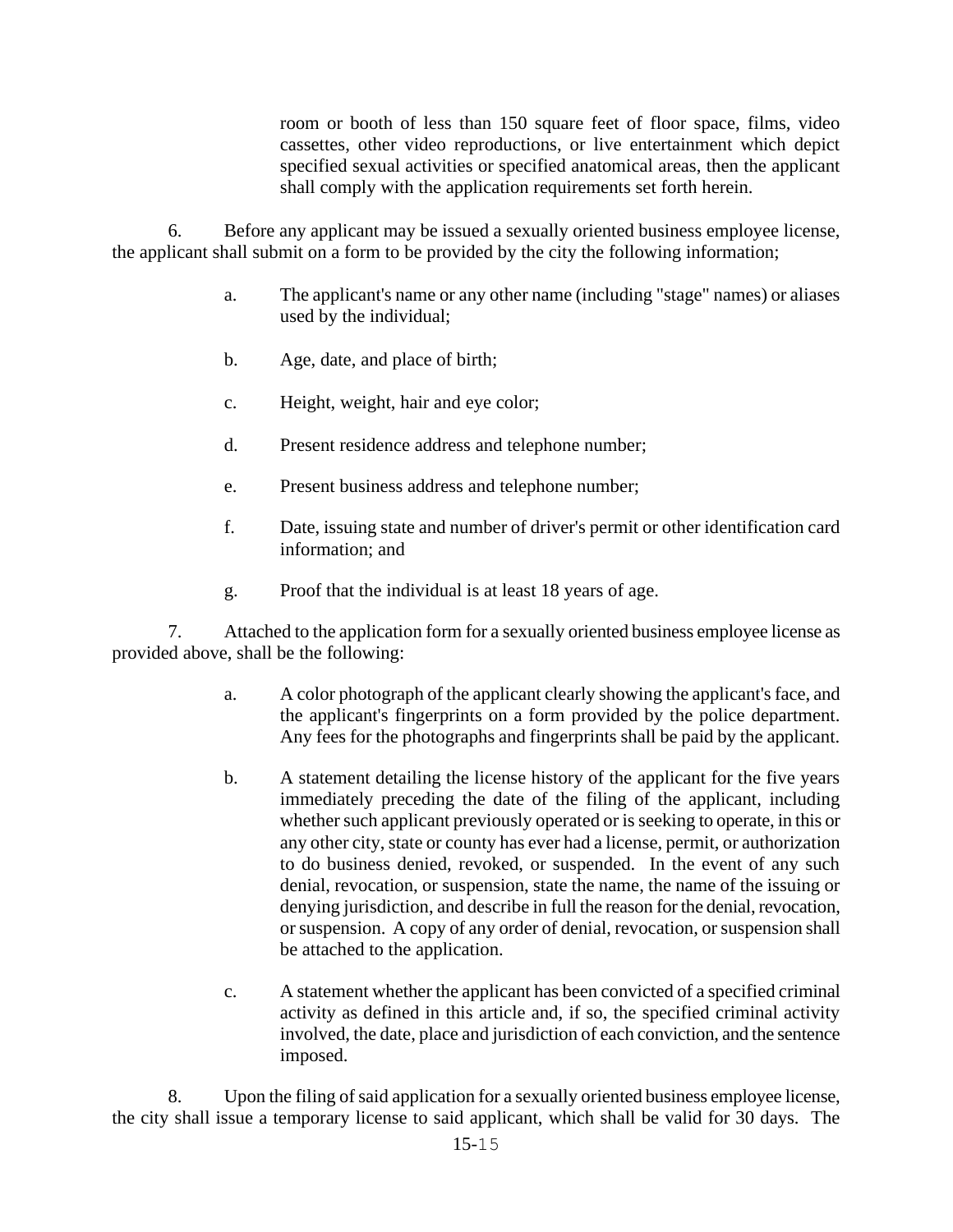room or booth of less than 150 square feet of floor space, films, video cassettes, other video reproductions, or live entertainment which depict specified sexual activities or specified anatomical areas, then the applicant shall comply with the application requirements set forth herein.

6. Before any applicant may be issued a sexually oriented business employee license, the applicant shall submit on a form to be provided by the city the following information;

   a. The applicant's name or any other name (including "stage" names) or aliases used by the individual;

   b. Age, date, and place of birth;

   c. Height, weight, hair and eye color;

   d. Present residence address and telephone number;

   e. Present business address and telephone number;

   f. Date, issuing state and number of driver's permit or other identification card information; and

   g. Proof that the individual is at least 18 years of age.

7. Attached to the application form for a sexually oriented business employee license as provided above, shall be the following:

   a. A color photograph of the applicant clearly showing the applicant's face, and the applicant's fingerprints on a form provided by the police department. Any fees for the photographs and fingerprints shall be paid by the applicant.

   b. A statement detailing the license history of the applicant for the five years immediately preceding the date of the filing of the applicant, including whether such applicant previously operated or is seeking to operate, in this or any other city, state or county has ever had a license, permit, or authorization to do business denied, revoked, or suspended. In the event of any such denial, revocation, or suspension, state the name, the name of the issuing or denying jurisdiction, and describe in full the reason for the denial, revocation, or suspension. A copy of any order of denial, revocation, or suspension shall be attached to the application.

   c. A statement whether the applicant has been convicted of a specified criminal activity as defined in this article and, if so, the specified criminal activity involved, the date, place and jurisdiction of each conviction, and the sentence imposed.

8. Upon the filing of said application for a sexually oriented business employee license, the city shall issue a temporary license to said applicant, which shall be valid for 30 days. The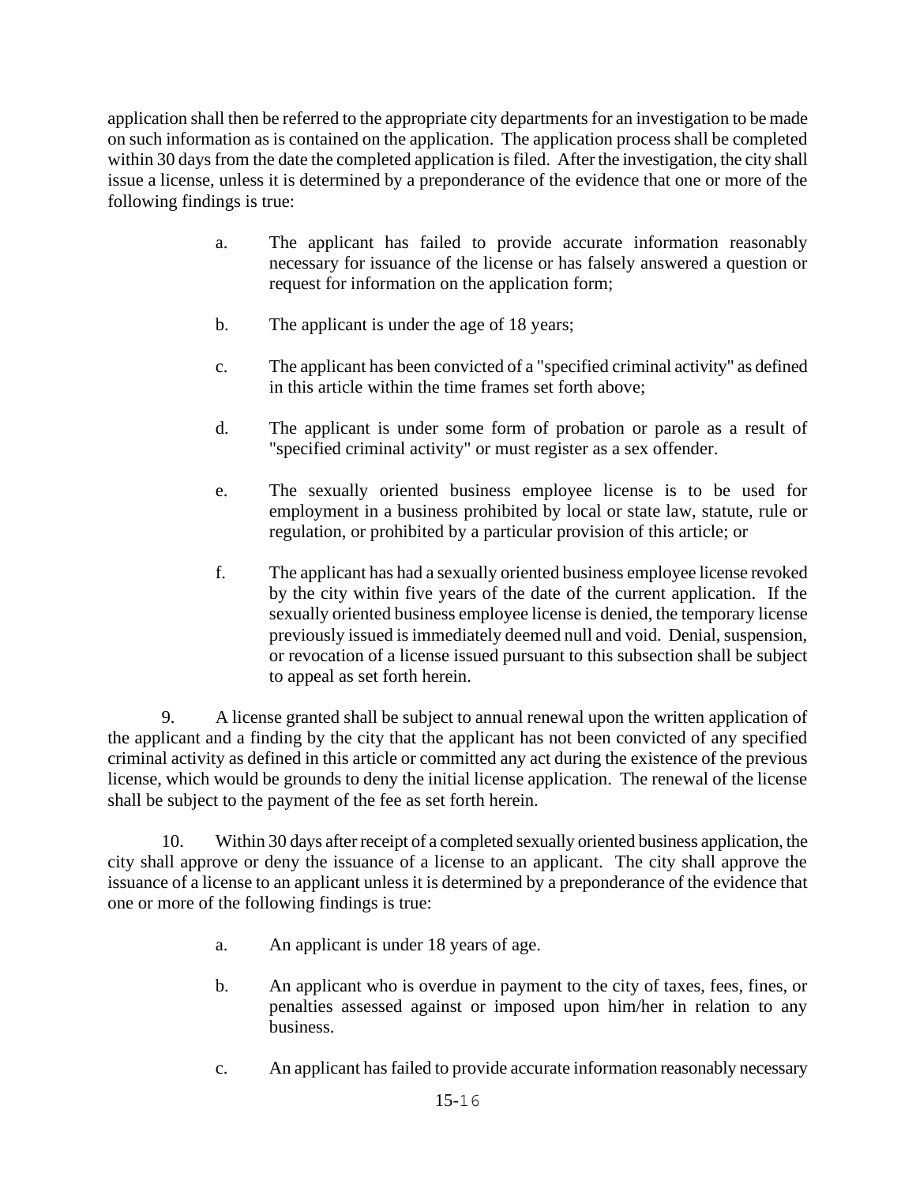application shall then be referred to the appropriate city departments for an investigation to be made on such information as is contained on the application. The application process shall be completed within 30 days from the date the completed application is filed. After the investigation, the city shall issue a license, unless it is determined by a preponderance of the evidence that one or more of the following findings is true:

a. The applicant has failed to provide accurate information reasonably necessary for issuance of the license or has falsely answered a question or request for information on the application form;

b. The applicant is under the age of 18 years;

c. The applicant has been convicted of a "specified criminal activity" as defined in this article within the time frames set forth above;

d. The applicant is under some form of probation or parole as a result of "specified criminal activity" or must register as a sex offender.

e. The sexually oriented business employee license is to be used for employment in a business prohibited by local or state law, statute, rule or regulation, or prohibited by a particular provision of this article; or

f. The applicant has had a sexually oriented business employee license revoked by the city within five years of the date of the current application. If the sexually oriented business employee license is denied, the temporary license previously issued is immediately deemed null and void. Denial, suspension, or revocation of a license issued pursuant to this subsection shall be subject to appeal as set forth herein.

9. A license granted shall be subject to annual renewal upon the written application of the applicant and a finding by the city that the applicant has not been convicted of any specified criminal activity as defined in this article or committed any act during the existence of the previous license, which would be grounds to deny the initial license application. The renewal of the license shall be subject to the payment of the fee as set forth herein.

10. Within 30 days after receipt of a completed sexually oriented business application, the city shall approve or deny the issuance of a license to an applicant. The city shall approve the issuance of a license to an applicant unless it is determined by a preponderance of the evidence that one or more of the following findings is true:

a. An applicant is under 18 years of age.

b. An applicant who is overdue in payment to the city of taxes, fees, fines, or penalties assessed against or imposed upon him/her in relation to any business.

c. An applicant has failed to provide accurate information reasonably necessary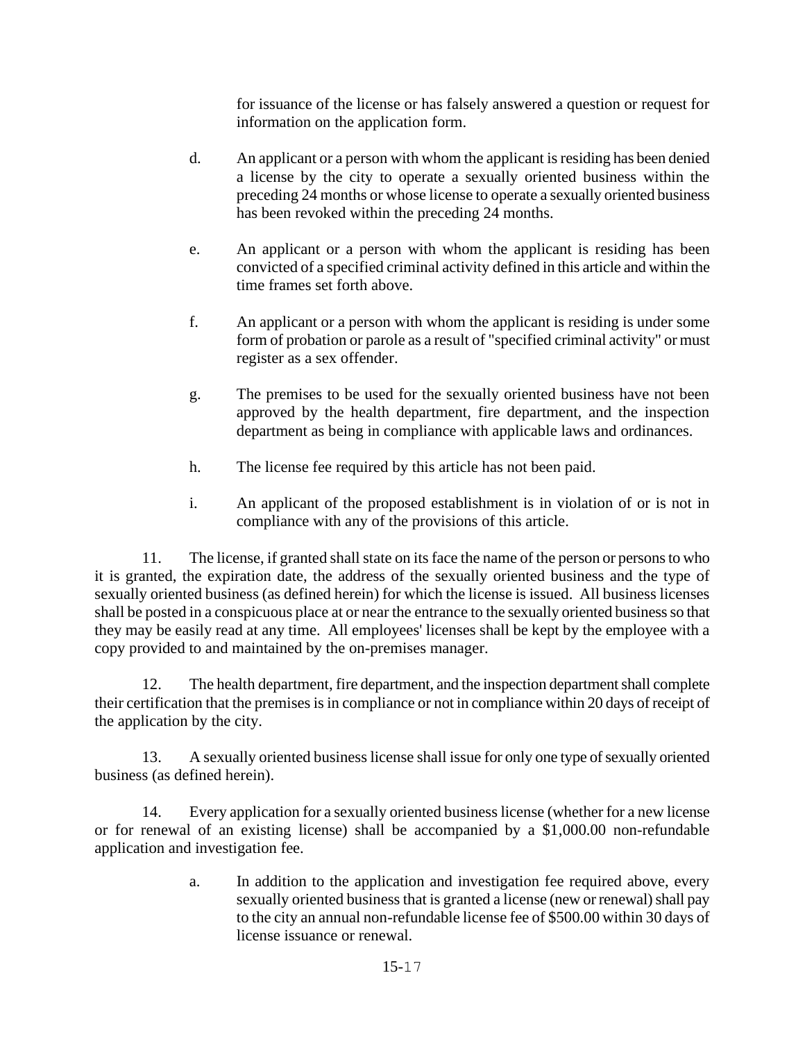for issuance of the license or has falsely answered a question or request for information on the application form.

d. An applicant or a person with whom the applicant is residing has been denied a license by the city to operate a sexually oriented business within the preceding 24 months or whose license to operate a sexually oriented business has been revoked within the preceding 24 months.

e. An applicant or a person with whom the applicant is residing has been convicted of a specified criminal activity defined in this article and within the time frames set forth above.

f. An applicant or a person with whom the applicant is residing is under some form of probation or parole as a result of "specified criminal activity" or must register as a sex offender.

g. The premises to be used for the sexually oriented business have not been approved by the health department, fire department, and the inspection department as being in compliance with applicable laws and ordinances.

h. The license fee required by this article has not been paid.

i. An applicant of the proposed establishment is in violation of or is not in compliance with any of the provisions of this article.

11. The license, if granted shall state on its face the name of the person or persons to who it is granted, the expiration date, the address of the sexually oriented business and the type of sexually oriented business (as defined herein) for which the license is issued. All business licenses shall be posted in a conspicuous place at or near the entrance to the sexually oriented business so that they may be easily read at any time. All employees' licenses shall be kept by the employee with a copy provided to and maintained by the on-premises manager.

12. The health department, fire department, and the inspection department shall complete their certification that the premises is in compliance or not in compliance within 20 days of receipt of the application by the city.

13. A sexually oriented business license shall issue for only one type of sexually oriented business (as defined herein).

14. Every application for a sexually oriented business license (whether for a new license or for renewal of an existing license) shall be accompanied by a $1,000.00 non-refundable application and investigation fee.

a. In addition to the application and investigation fee required above, every sexually oriented business that is granted a license (new or renewal) shall pay to the city an annual non-refundable license fee of $500.00 within 30 days of license issuance or renewal.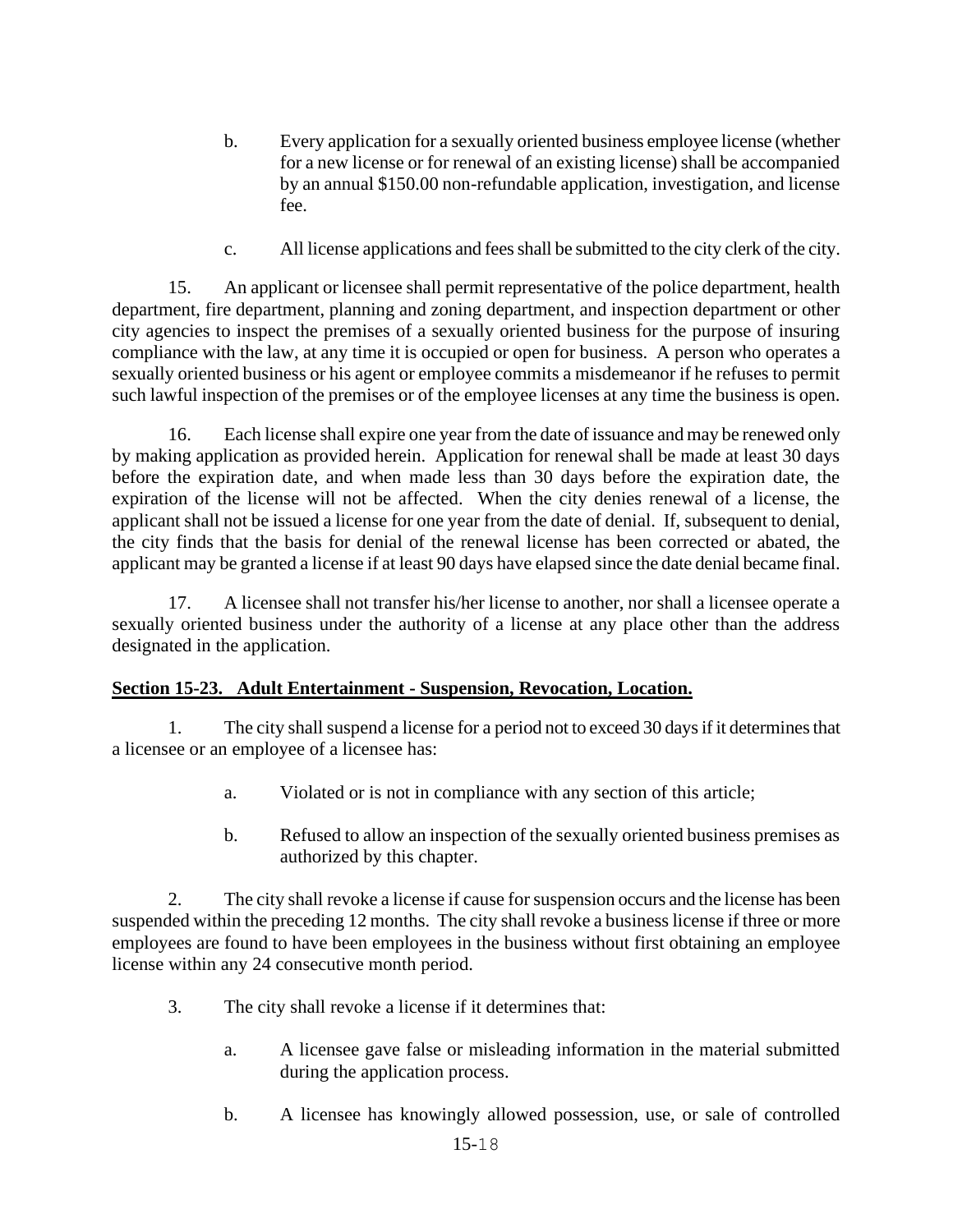b. Every application for a sexually oriented business employee license (whether for a new license or for renewal of an existing license) shall be accompanied by an annual $150.00 non-refundable application, investigation, and license fee.

c. All license applications and fees shall be submitted to the city clerk of the city.

15. An applicant or licensee shall permit representative of the police department, health department, fire department, planning and zoning department, and inspection department or other city agencies to inspect the premises of a sexually oriented business for the purpose of insuring compliance with the law, at any time it is occupied or open for business. A person who operates a sexually oriented business or his agent or employee commits a misdemeanor if he refuses to permit such lawful inspection of the premises or of the employee licenses at any time the business is open.

16. Each license shall expire one year from the date of issuance and may be renewed only by making application as provided herein. Application for renewal shall be made at least 30 days before the expiration date, and when made less than 30 days before the expiration date, the expiration of the license will not be affected. When the city denies renewal of a license, the applicant shall not be issued a license for one year from the date of denial. If, subsequent to denial, the city finds that the basis for denial of the renewal license has been corrected or abated, the applicant may be granted a license if at least 90 days have elapsed since the date denial became final.

17. A licensee shall not transfer his/her license to another, nor shall a licensee operate a sexually oriented business under the authority of a license at any place other than the address designated in the application.

## Section 15-23. Adult Entertainment - Suspension, Revocation, Location.

1. The city shall suspend a license for a period not to exceed 30 days if it determines that a licensee or an employee of a licensee has:

a. Violated or is not in compliance with any section of this article;

b. Refused to allow an inspection of the sexually oriented business premises as authorized by this chapter.

2. The city shall revoke a license if cause for suspension occurs and the license has been suspended within the preceding 12 months. The city shall revoke a business license if three or more employees are found to have been employees in the business without first obtaining an employee license within any 24 consecutive month period.

3. The city shall revoke a license if it determines that:

a. A licensee gave false or misleading information in the material submitted during the application process.

b. A licensee has knowingly allowed possession, use, or sale of controlled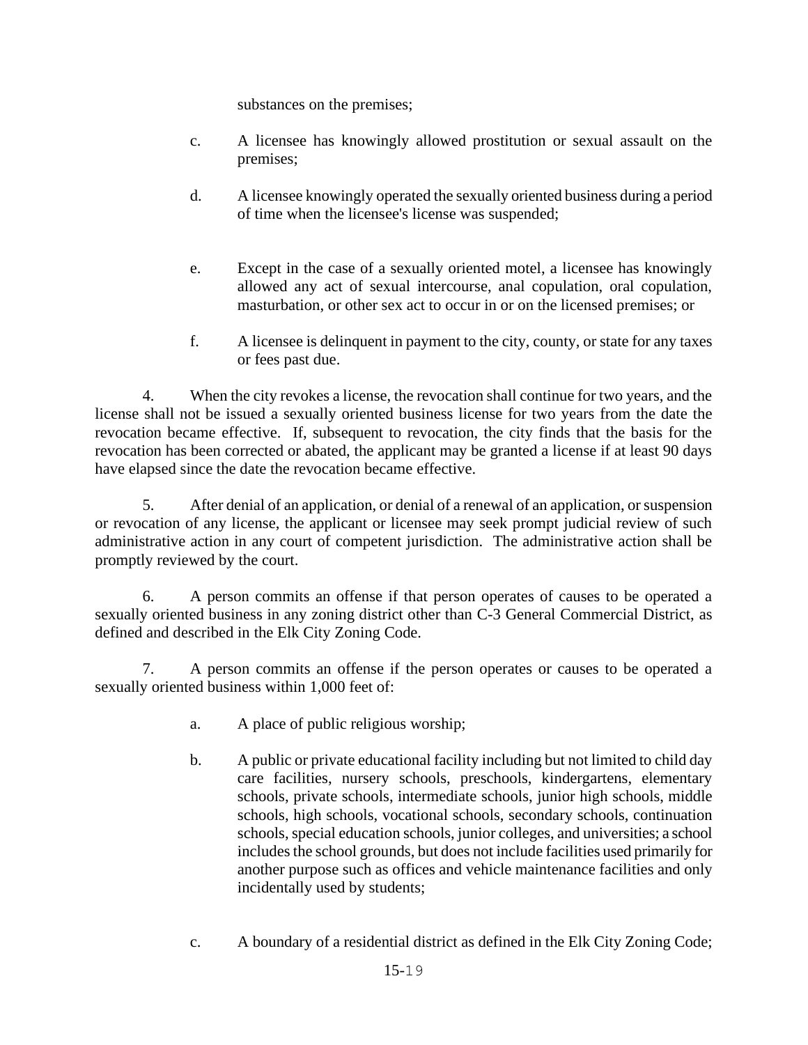substances on the premises;

c. A licensee has knowingly allowed prostitution or sexual assault on the premises;

d. A licensee knowingly operated the sexually oriented business during a period of time when the licensee's license was suspended;

e. Except in the case of a sexually oriented motel, a licensee has knowingly allowed any act of sexual intercourse, anal copulation, oral copulation, masturbation, or other sex act to occur in or on the licensed premises; or

f. A licensee is delinquent in payment to the city, county, or state for any taxes or fees past due.

4. When the city revokes a license, the revocation shall continue for two years, and the license shall not be issued a sexually oriented business license for two years from the date the revocation became effective. If, subsequent to revocation, the city finds that the basis for the revocation has been corrected or abated, the applicant may be granted a license if at least 90 days have elapsed since the date the revocation became effective.

5. After denial of an application, or denial of a renewal of an application, or suspension or revocation of any license, the applicant or licensee may seek prompt judicial review of such administrative action in any court of competent jurisdiction. The administrative action shall be promptly reviewed by the court.

6. A person commits an offense if that person operates of causes to be operated a sexually oriented business in any zoning district other than C-3 General Commercial District, as defined and described in the Elk City Zoning Code.

7. A person commits an offense if the person operates or causes to be operated a sexually oriented business within 1,000 feet of:

a. A place of public religious worship;

b. A public or private educational facility including but not limited to child day care facilities, nursery schools, preschools, kindergartens, elementary schools, private schools, intermediate schools, junior high schools, middle schools, high schools, vocational schools, secondary schools, continuation schools, special education schools, junior colleges, and universities; a school includes the school grounds, but does not include facilities used primarily for another purpose such as offices and vehicle maintenance facilities and only incidentally used by students;

c. A boundary of a residential district as defined in the Elk City Zoning Code;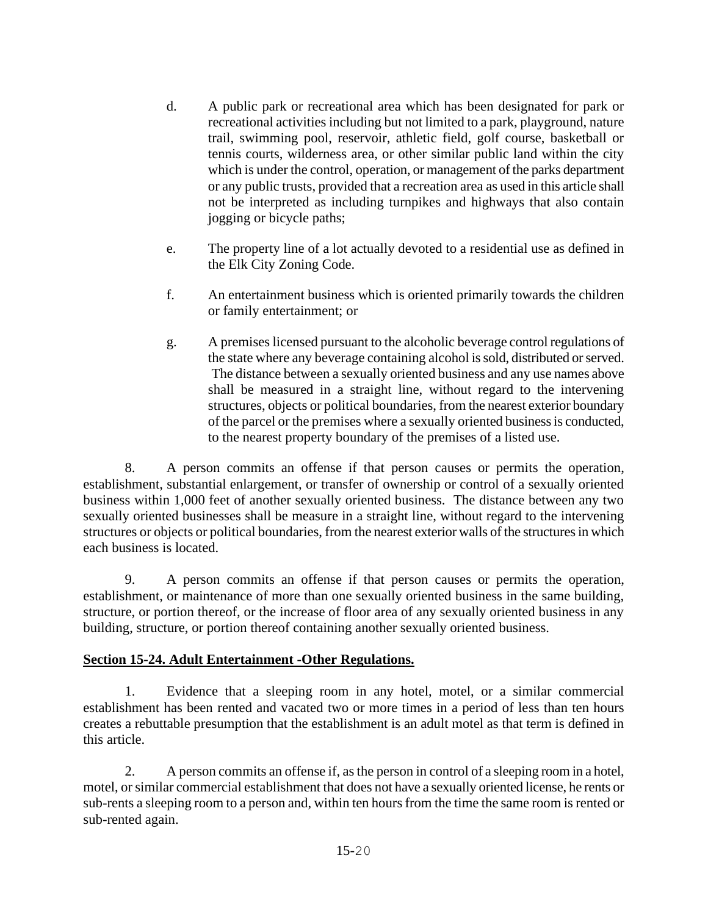d. A public park or recreational area which has been designated for park or recreational activities including but not limited to a park, playground, nature trail, swimming pool, reservoir, athletic field, golf course, basketball or tennis courts, wilderness area, or other similar public land within the city which is under the control, operation, or management of the parks department or any public trusts, provided that a recreation area as used in this article shall not be interpreted as including turnpikes and highways that also contain jogging or bicycle paths;

e. The property line of a lot actually devoted to a residential use as defined in the Elk City Zoning Code.

f. An entertainment business which is oriented primarily towards the children or family entertainment; or

g. A premises licensed pursuant to the alcoholic beverage control regulations of the state where any beverage containing alcohol is sold, distributed or served. The distance between a sexually oriented business and any use names above shall be measured in a straight line, without regard to the intervening structures, objects or political boundaries, from the nearest exterior boundary of the parcel or the premises where a sexually oriented business is conducted, to the nearest property boundary of the premises of a listed use.

8. A person commits an offense if that person causes or permits the operation, establishment, substantial enlargement, or transfer of ownership or control of a sexually oriented business within 1,000 feet of another sexually oriented business. The distance between any two sexually oriented businesses shall be measure in a straight line, without regard to the intervening structures or objects or political boundaries, from the nearest exterior walls of the structures in which each business is located.

9. A person commits an offense if that person causes or permits the operation, establishment, or maintenance of more than one sexually oriented business in the same building, structure, or portion thereof, or the increase of floor area of any sexually oriented business in any building, structure, or portion thereof containing another sexually oriented business.

**Section 15-24. Adult Entertainment -Other Regulations.**

1. Evidence that a sleeping room in any hotel, motel, or a similar commercial establishment has been rented and vacated two or more times in a period of less than ten hours creates a rebuttable presumption that the establishment is an adult motel as that term is defined in this article.

2. A person commits an offense if, as the person in control of a sleeping room in a hotel, motel, or similar commercial establishment that does not have a sexually oriented license, he rents or sub-rents a sleeping room to a person and, within ten hours from the time the same room is rented or sub-rented again.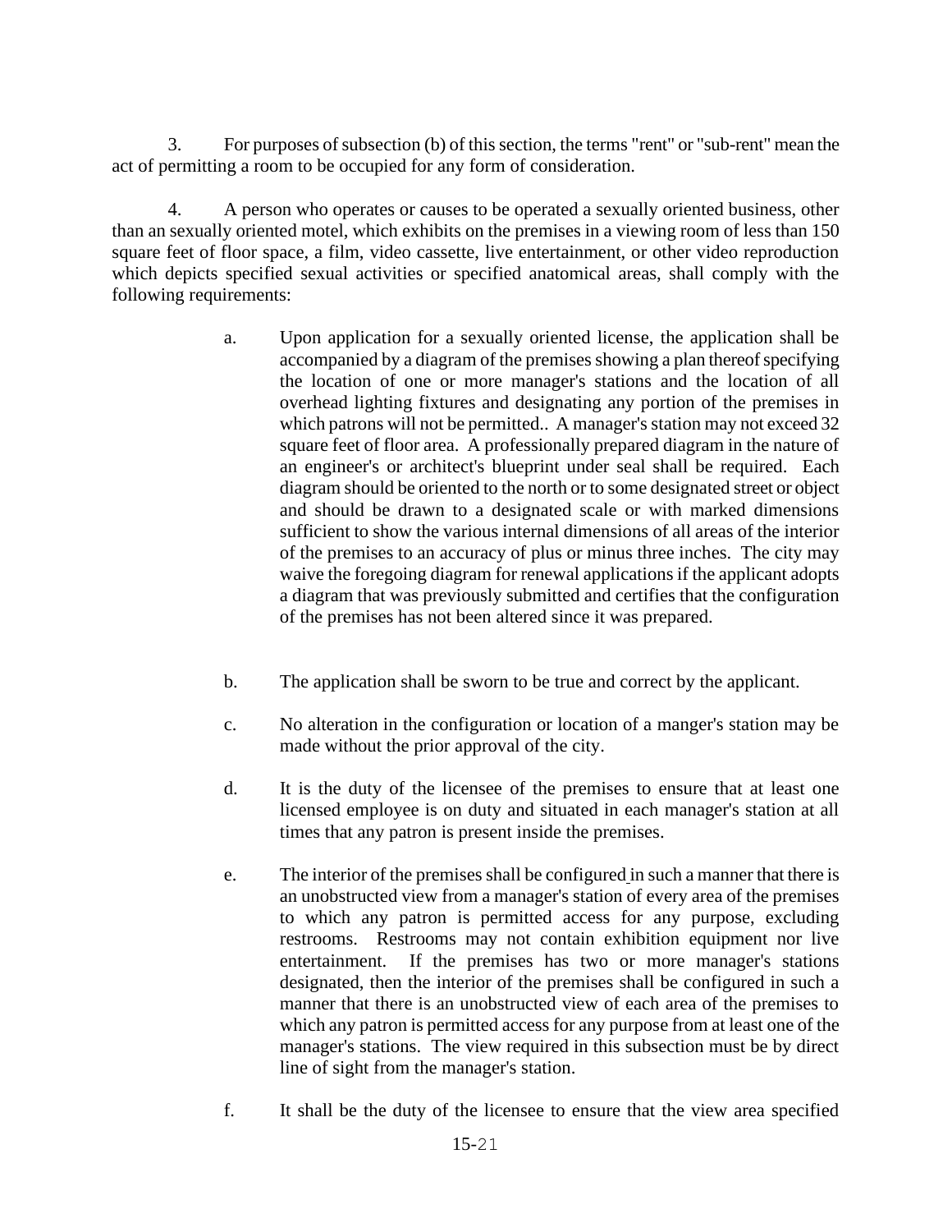3. For purposes of subsection (b) of this section, the terms "rent" or "sub-rent" mean the act of permitting a room to be occupied for any form of consideration.

4. A person who operates or causes to be operated a sexually oriented business, other than an sexually oriented motel, which exhibits on the premises in a viewing room of less than 150 square feet of floor space, a film, video cassette, live entertainment, or other video reproduction which depicts specified sexual activities or specified anatomical areas, shall comply with the following requirements:

a. Upon application for a sexually oriented license, the application shall be accompanied by a diagram of the premises showing a plan thereof specifying the location of one or more manager's stations and the location of all overhead lighting fixtures and designating any portion of the premises in which patrons will not be permitted.. A manager's station may not exceed 32 square feet of floor area. A professionally prepared diagram in the nature of an engineer's or architect's blueprint under seal shall be required. Each diagram should be oriented to the north or to some designated street or object and should be drawn to a designated scale or with marked dimensions sufficient to show the various internal dimensions of all areas of the interior of the premises to an accuracy of plus or minus three inches. The city may waive the foregoing diagram for renewal applications if the applicant adopts a diagram that was previously submitted and certifies that the configuration of the premises has not been altered since it was prepared.

b. The application shall be sworn to be true and correct by the applicant.

c. No alteration in the configuration or location of a manger's station may be made without the prior approval of the city.

d. It is the duty of the licensee of the premises to ensure that at least one licensed employee is on duty and situated in each manager's station at all times that any patron is present inside the premises.

e. The interior of the premises shall be configured in such a manner that there is an unobstructed view from a manager's station of every area of the premises to which any patron is permitted access for any purpose, excluding restrooms. Restrooms may not contain exhibition equipment nor live entertainment. If the premises has two or more manager's stations designated, then the interior of the premises shall be configured in such a manner that there is an unobstructed view of each area of the premises to which any patron is permitted access for any purpose from at least one of the manager's stations. The view required in this subsection must be by direct line of sight from the manager's station.

f. It shall be the duty of the licensee to ensure that the view area specified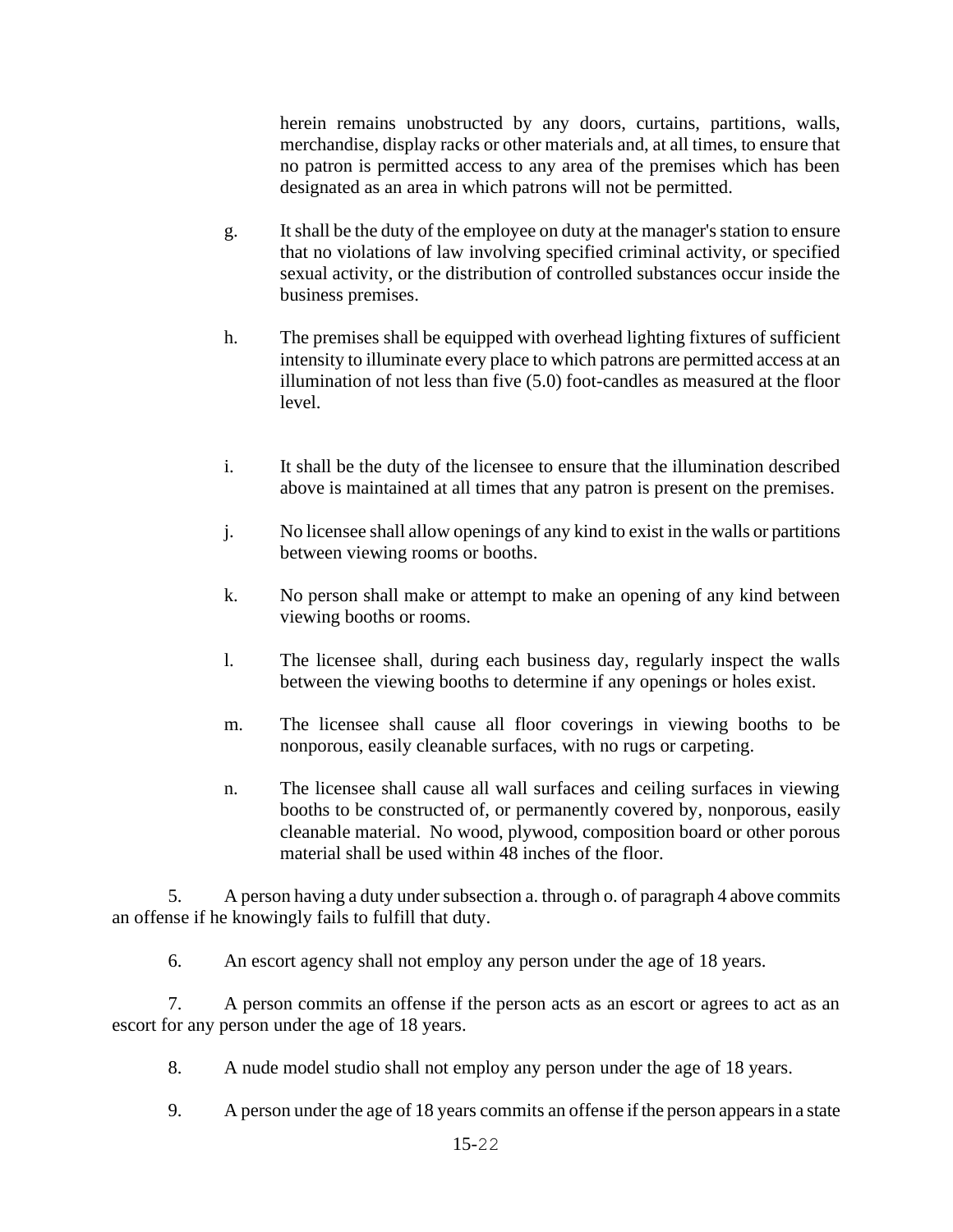herein remains unobstructed by any doors, curtains, partitions, walls, merchandise, display racks or other materials and, at all times, to ensure that no patron is permitted access to any area of the premises which has been designated as an area in which patrons will not be permitted.

g. It shall be the duty of the employee on duty at the manager's station to ensure that no violations of law involving specified criminal activity, or specified sexual activity, or the distribution of controlled substances occur inside the business premises.

h. The premises shall be equipped with overhead lighting fixtures of sufficient intensity to illuminate every place to which patrons are permitted access at an illumination of not less than five (5.0) foot-candles as measured at the floor level.

i. It shall be the duty of the licensee to ensure that the illumination described above is maintained at all times that any patron is present on the premises.

j. No licensee shall allow openings of any kind to exist in the walls or partitions between viewing rooms or booths.

k. No person shall make or attempt to make an opening of any kind between viewing booths or rooms.

l. The licensee shall, during each business day, regularly inspect the walls between the viewing booths to determine if any openings or holes exist.

m. The licensee shall cause all floor coverings in viewing booths to be nonporous, easily cleanable surfaces, with no rugs or carpeting.

n. The licensee shall cause all wall surfaces and ceiling surfaces in viewing booths to be constructed of, or permanently covered by, nonporous, easily cleanable material. No wood, plywood, composition board or other porous material shall be used within 48 inches of the floor.

5. A person having a duty under subsection a. through o. of paragraph 4 above commits an offense if he knowingly fails to fulfill that duty.

6. An escort agency shall not employ any person under the age of 18 years.

7. A person commits an offense if the person acts as an escort or agrees to act as an escort for any person under the age of 18 years.

8. A nude model studio shall not employ any person under the age of 18 years.

9. A person under the age of 18 years commits an offense if the person appears in a state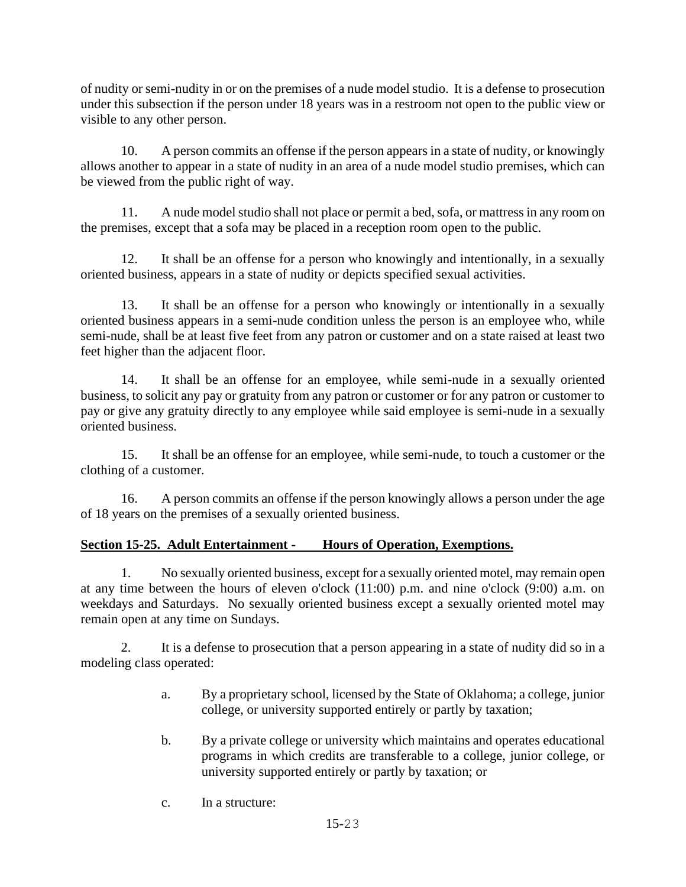of nudity or semi-nudity in or on the premises of a nude model studio. It is a defense to prosecution under this subsection if the person under 18 years was in a restroom not open to the public view or visible to any other person.

10. A person commits an offense if the person appears in a state of nudity, or knowingly allows another to appear in a state of nudity in an area of a nude model studio premises, which can be viewed from the public right of way.

11. A nude model studio shall not place or permit a bed, sofa, or mattress in any room on the premises, except that a sofa may be placed in a reception room open to the public.

12. It shall be an offense for a person who knowingly and intentionally, in a sexually oriented business, appears in a state of nudity or depicts specified sexual activities.

13. It shall be an offense for a person who knowingly or intentionally in a sexually oriented business appears in a semi-nude condition unless the person is an employee who, while semi-nude, shall be at least five feet from any patron or customer and on a state raised at least two feet higher than the adjacent floor.

14. It shall be an offense for an employee, while semi-nude in a sexually oriented business, to solicit any pay or gratuity from any patron or customer or for any patron or customer to pay or give any gratuity directly to any employee while said employee is semi-nude in a sexually oriented business.

15. It shall be an offense for an employee, while semi-nude, to touch a customer or the clothing of a customer.

16. A person commits an offense if the person knowingly allows a person under the age of 18 years on the premises of a sexually oriented business.

**Section 15-25. Adult Entertainment - Hours of Operation, Exemptions.**

1. No sexually oriented business, except for a sexually oriented motel, may remain open at any time between the hours of eleven o'clock (11:00) p.m. and nine o'clock (9:00) a.m. on weekdays and Saturdays. No sexually oriented business except a sexually oriented motel may remain open at any time on Sundays.

2. It is a defense to prosecution that a person appearing in a state of nudity did so in a modeling class operated:

   a. By a proprietary school, licensed by the State of Oklahoma; a college, junior college, or university supported entirely or partly by taxation;

   b. By a private college or university which maintains and operates educational programs in which credits are transferable to a college, junior college, or university supported entirely or partly by taxation; or

   c. In a structure: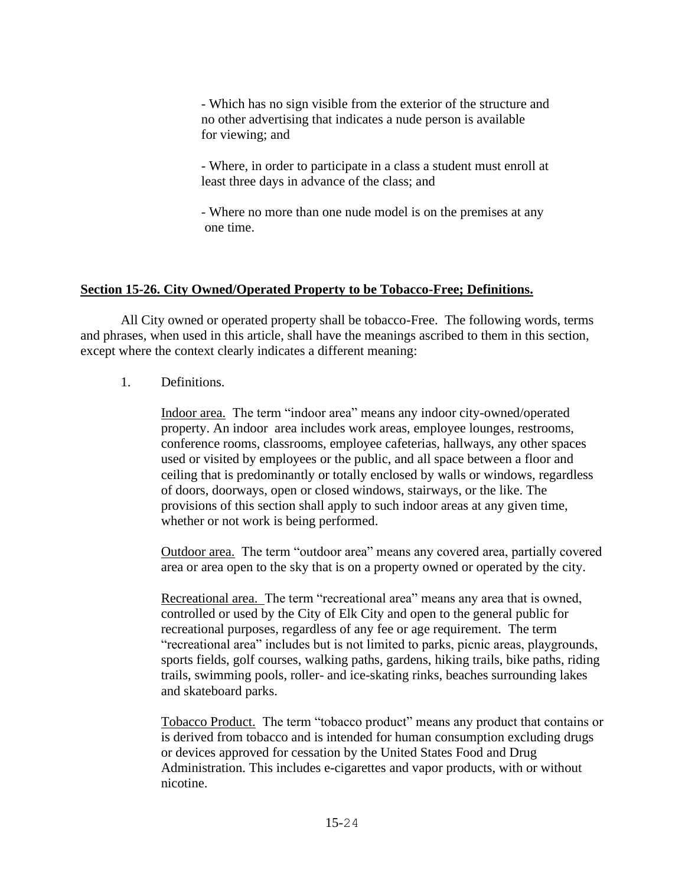- Which has no sign visible from the exterior of the structure and no other advertising that indicates a nude person is available for viewing; and

- Where, in order to participate in a class a student must enroll at least three days in advance of the class; and

- Where no more than one nude model is on the premises at any one time.

**Section 15-26. City Owned/Operated Property to be Tobacco-Free; Definitions.**

All City owned or operated property shall be tobacco-Free. The following words, terms and phrases, when used in this article, shall have the meanings ascribed to them in this section, except where the context clearly indicates a different meaning:

1. Definitions.

   Indoor area. The term "indoor area" means any indoor city-owned/operated property. An indoor area includes work areas, employee lounges, restrooms, conference rooms, classrooms, employee cafeterias, hallways, any other spaces used or visited by employees or the public, and all space between a floor and ceiling that is predominantly or totally enclosed by walls or windows, regardless of doors, doorways, open or closed windows, stairways, or the like. The provisions of this section shall apply to such indoor areas at any given time, whether or not work is being performed.

   Outdoor area. The term "outdoor area" means any covered area, partially covered area or area open to the sky that is on a property owned or operated by the city.

   Recreational area. The term "recreational area" means any area that is owned, controlled or used by the City of Elk City and open to the general public for recreational purposes, regardless of any fee or age requirement. The term "recreational area" includes but is not limited to parks, picnic areas, playgrounds, sports fields, golf courses, walking paths, gardens, hiking trails, bike paths, riding trails, swimming pools, roller- and ice-skating rinks, beaches surrounding lakes and skateboard parks.

   Tobacco Product. The term "tobacco product" means any product that contains or is derived from tobacco and is intended for human consumption excluding drugs or devices approved for cessation by the United States Food and Drug Administration. This includes e-cigarettes and vapor products, with or without nicotine.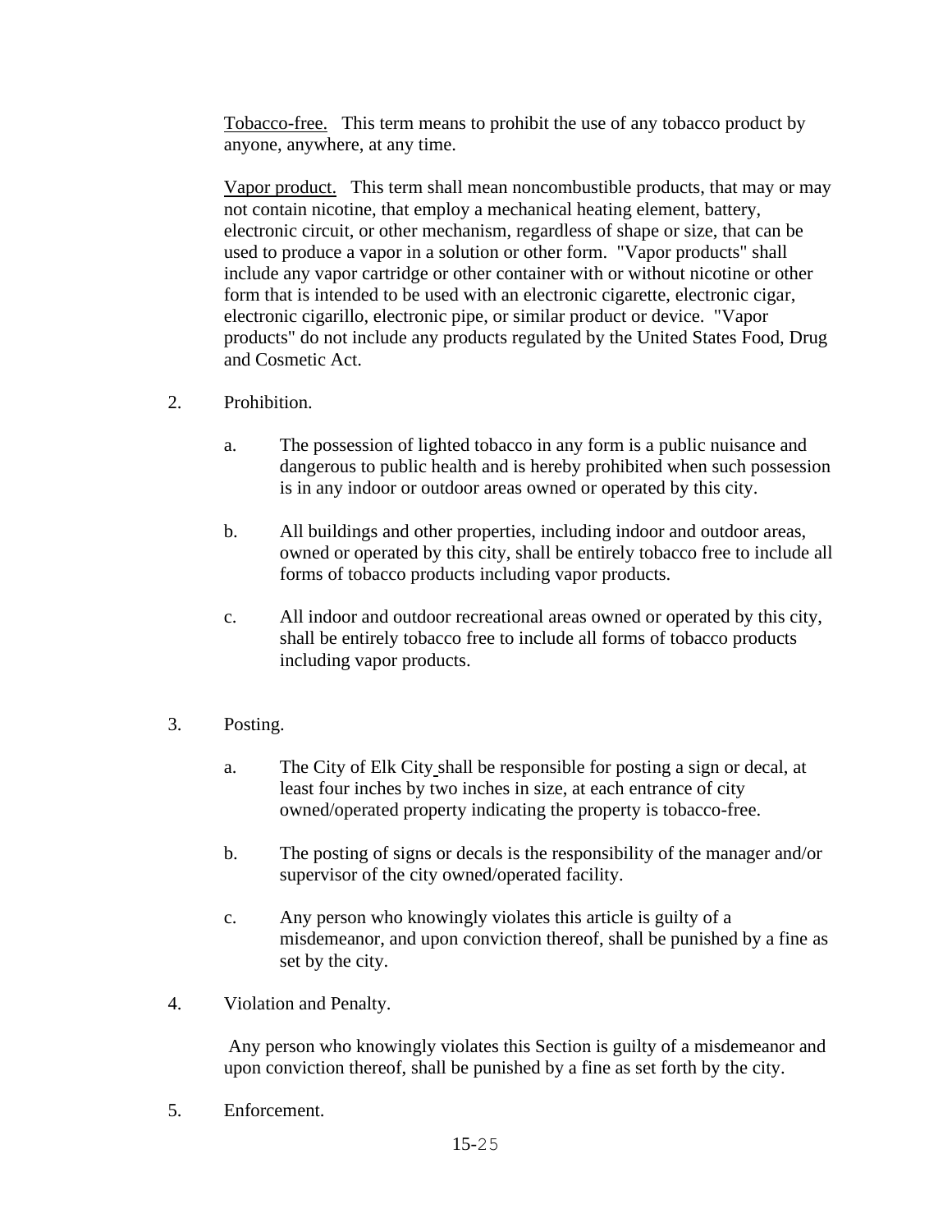<u>Tobacco-free.</u> This term means to prohibit the use of any tobacco product by anyone, anywhere, at any time.

<u>Vapor product.</u> This term shall mean noncombustible products, that may or may not contain nicotine, that employ a mechanical heating element, battery, electronic circuit, or other mechanism, regardless of shape or size, that can be used to produce a vapor in a solution or other form. "Vapor products" shall include any vapor cartridge or other container with or without nicotine or other form that is intended to be used with an electronic cigarette, electronic cigar, electronic cigarillo, electronic pipe, or similar product or device. "Vapor products" do not include any products regulated by the United States Food, Drug and Cosmetic Act.

2. Prohibition.

   a. The possession of lighted tobacco in any form is a public nuisance and dangerous to public health and is hereby prohibited when such possession is in any indoor or outdoor areas owned or operated by this city.

   b. All buildings and other properties, including indoor and outdoor areas, owned or operated by this city, shall be entirely tobacco free to include all forms of tobacco products including vapor products.

   c. All indoor and outdoor recreational areas owned or operated by this city, shall be entirely tobacco free to include all forms of tobacco products including vapor products.

3. Posting.

   a. The City of Elk City shall be responsible for posting a sign or decal, at least four inches by two inches in size, at each entrance of city owned/operated property indicating the property is tobacco-free.

   b. The posting of signs or decals is the responsibility of the manager and/or supervisor of the city owned/operated facility.

   c. Any person who knowingly violates this article is guilty of a misdemeanor, and upon conviction thereof, shall be punished by a fine as set by the city.

4. Violation and Penalty.

   Any person who knowingly violates this Section is guilty of a misdemeanor and upon conviction thereof, shall be punished by a fine as set forth by the city.

5. Enforcement.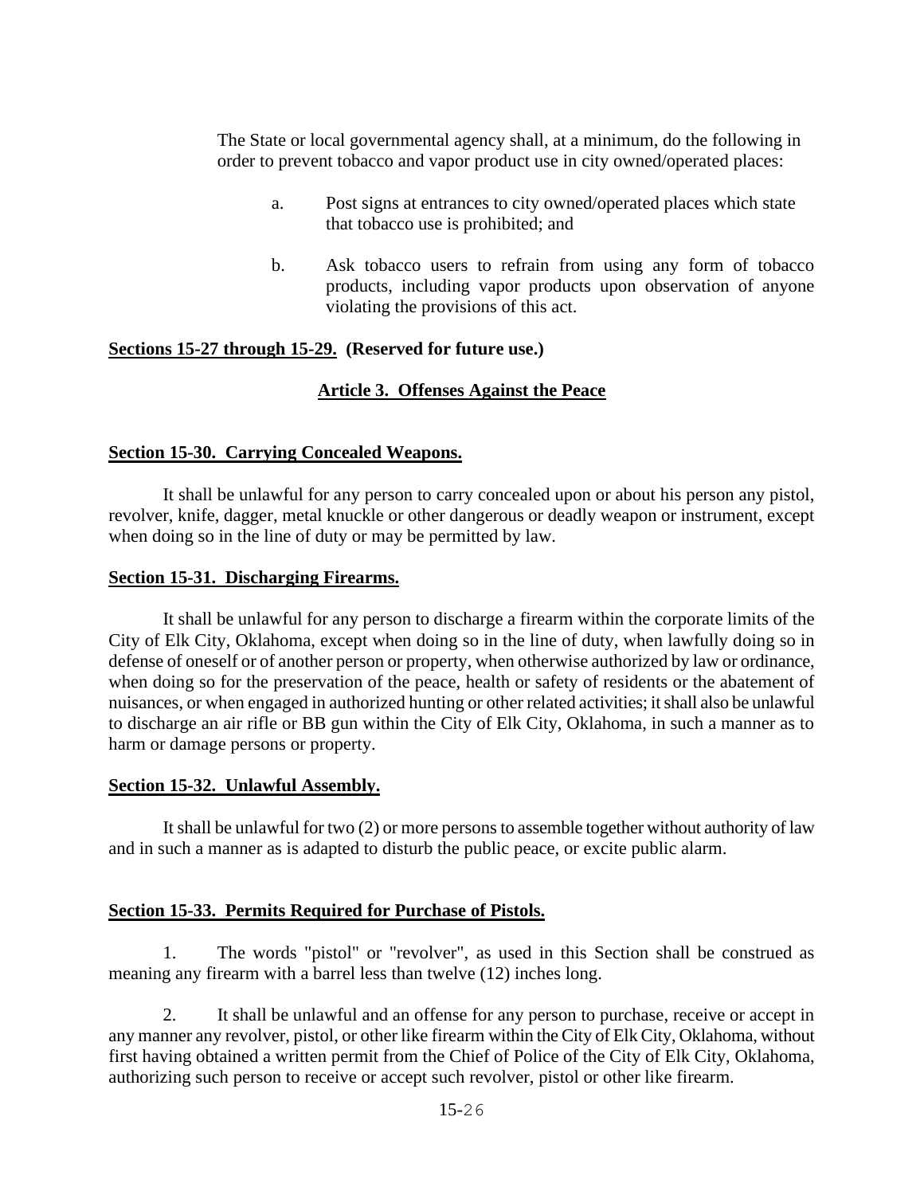The State or local governmental agency shall, at a minimum, do the following in order to prevent tobacco and vapor product use in city owned/operated places:

a. Post signs at entrances to city owned/operated places which state that tobacco use is prohibited; and

b. Ask tobacco users to refrain from using any form of tobacco products, including vapor products upon observation of anyone violating the provisions of this act.

**Sections 15-27 through 15-29. (Reserved for future use.)**

## Article 3. Offenses Against the Peace

### Section 15-30. Carrying Concealed Weapons.

It shall be unlawful for any person to carry concealed upon or about his person any pistol, revolver, knife, dagger, metal knuckle or other dangerous or deadly weapon or instrument, except when doing so in the line of duty or may be permitted by law.

### Section 15-31. Discharging Firearms.

It shall be unlawful for any person to discharge a firearm within the corporate limits of the City of Elk City, Oklahoma, except when doing so in the line of duty, when lawfully doing so in defense of oneself or of another person or property, when otherwise authorized by law or ordinance, when doing so for the preservation of the peace, health or safety of residents or the abatement of nuisances, or when engaged in authorized hunting or other related activities; it shall also be unlawful to discharge an air rifle or BB gun within the City of Elk City, Oklahoma, in such a manner as to harm or damage persons or property.

### Section 15-32. Unlawful Assembly.

It shall be unlawful for two (2) or more persons to assemble together without authority of law and in such a manner as is adapted to disturb the public peace, or excite public alarm.

### Section 15-33. Permits Required for Purchase of Pistols.

1. The words "pistol" or "revolver", as used in this Section shall be construed as meaning any firearm with a barrel less than twelve (12) inches long.

2. It shall be unlawful and an offense for any person to purchase, receive or accept in any manner any revolver, pistol, or other like firearm within the City of Elk City, Oklahoma, without first having obtained a written permit from the Chief of Police of the City of Elk City, Oklahoma, authorizing such person to receive or accept such revolver, pistol or other like firearm.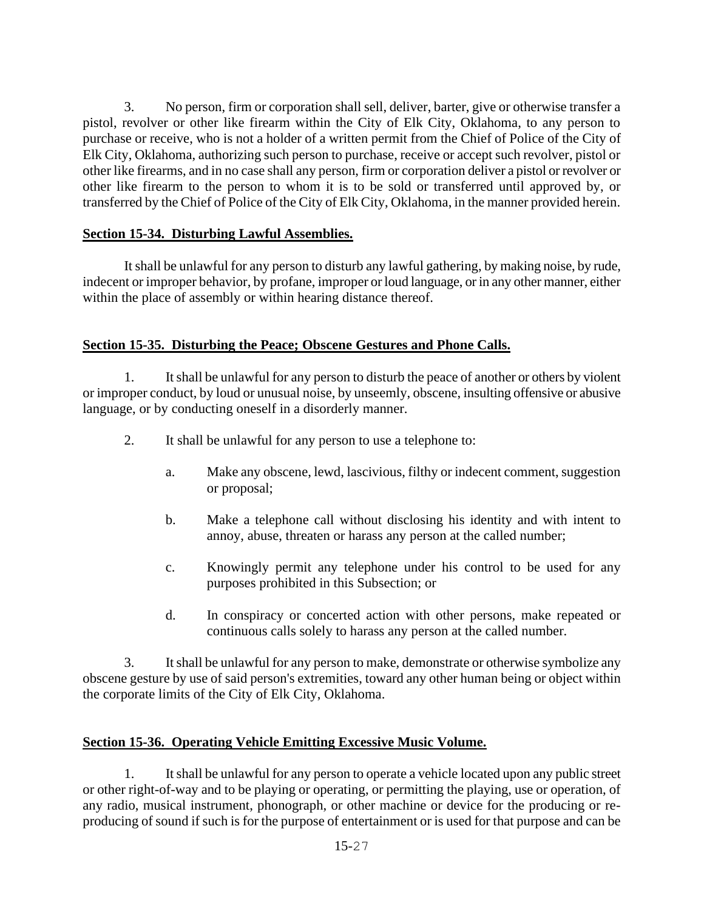3. No person, firm or corporation shall sell, deliver, barter, give or otherwise transfer a pistol, revolver or other like firearm within the City of Elk City, Oklahoma, to any person to purchase or receive, who is not a holder of a written permit from the Chief of Police of the City of Elk City, Oklahoma, authorizing such person to purchase, receive or accept such revolver, pistol or other like firearms, and in no case shall any person, firm or corporation deliver a pistol or revolver or other like firearm to the person to whom it is to be sold or transferred until approved by, or transferred by the Chief of Police of the City of Elk City, Oklahoma, in the manner provided herein.

**Section 15-34. Disturbing Lawful Assemblies.**

It shall be unlawful for any person to disturb any lawful gathering, by making noise, by rude, indecent or improper behavior, by profane, improper or loud language, or in any other manner, either within the place of assembly or within hearing distance thereof.

**Section 15-35. Disturbing the Peace; Obscene Gestures and Phone Calls.**

1. It shall be unlawful for any person to disturb the peace of another or others by violent or improper conduct, by loud or unusual noise, by unseemly, obscene, insulting offensive or abusive language, or by conducting oneself in a disorderly manner.

2. It shall be unlawful for any person to use a telephone to:

   a. Make any obscene, lewd, lascivious, filthy or indecent comment, suggestion or proposal;

   b. Make a telephone call without disclosing his identity and with intent to annoy, abuse, threaten or harass any person at the called number;

   c. Knowingly permit any telephone under his control to be used for any purposes prohibited in this Subsection; or

   d. In conspiracy or concerted action with other persons, make repeated or continuous calls solely to harass any person at the called number.

3. It shall be unlawful for any person to make, demonstrate or otherwise symbolize any obscene gesture by use of said person's extremities, toward any other human being or object within the corporate limits of the City of Elk City, Oklahoma.

**Section 15-36. Operating Vehicle Emitting Excessive Music Volume.**

1. It shall be unlawful for any person to operate a vehicle located upon any public street or other right-of-way and to be playing or operating, or permitting the playing, use or operation, of any radio, musical instrument, phonograph, or other machine or device for the producing or re-producing of sound if such is for the purpose of entertainment or is used for that purpose and can be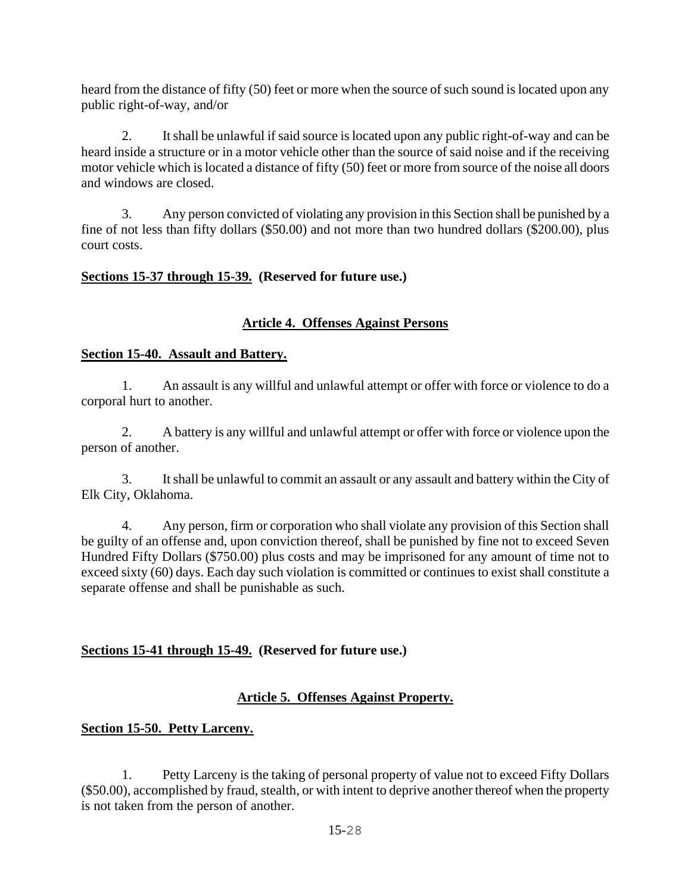heard from the distance of fifty (50) feet or more when the source of such sound is located upon any public right-of-way, and/or

2. It shall be unlawful if said source is located upon any public right-of-way and can be heard inside a structure or in a motor vehicle other than the source of said noise and if the receiving motor vehicle which is located a distance of fifty (50) feet or more from source of the noise all doors and windows are closed.

3. Any person convicted of violating any provision in this Section shall be punished by a fine of not less than fifty dollars ($50.00) and not more than two hundred dollars ($200.00), plus court costs.

**Sections 15-37 through 15-39. (Reserved for future use.)**

## Article 4. Offenses Against Persons

**Section 15-40. Assault and Battery.**

1. An assault is any willful and unlawful attempt or offer with force or violence to do a corporal hurt to another.

2. A battery is any willful and unlawful attempt or offer with force or violence upon the person of another.

3. It shall be unlawful to commit an assault or any assault and battery within the City of Elk City, Oklahoma.

4. Any person, firm or corporation who shall violate any provision of this Section shall be guilty of an offense and, upon conviction thereof, shall be punished by fine not to exceed Seven Hundred Fifty Dollars ($750.00) plus costs and may be imprisoned for any amount of time not to exceed sixty (60) days. Each day such violation is committed or continues to exist shall constitute a separate offense and shall be punishable as such.

**Sections 15-41 through 15-49. (Reserved for future use.)**

## Article 5. Offenses Against Property.

**Section 15-50. Petty Larceny.**

1. Petty Larceny is the taking of personal property of value not to exceed Fifty Dollars ($50.00), accomplished by fraud, stealth, or with intent to deprive another thereof when the property is not taken from the person of another.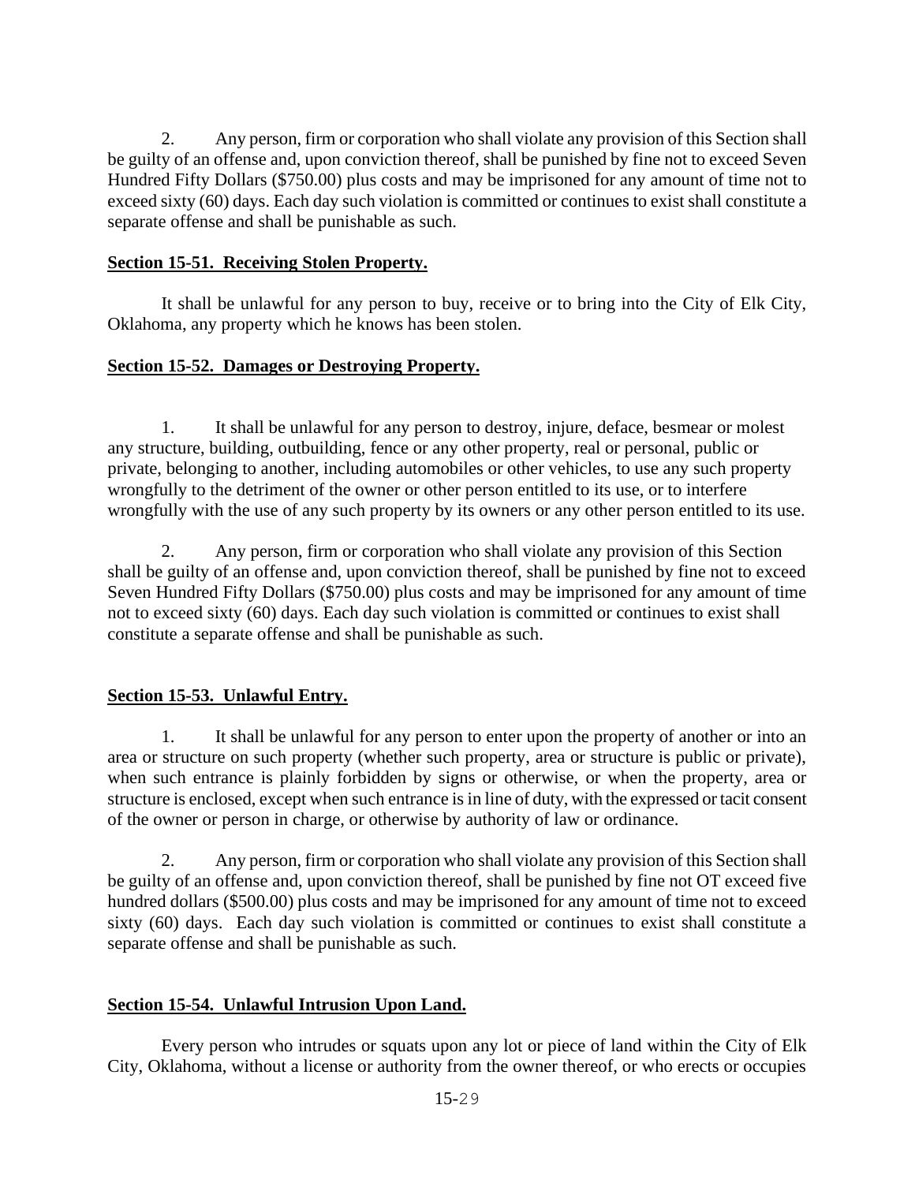2. Any person, firm or corporation who shall violate any provision of this Section shall be guilty of an offense and, upon conviction thereof, shall be punished by fine not to exceed Seven Hundred Fifty Dollars ($750.00) plus costs and may be imprisoned for any amount of time not to exceed sixty (60) days. Each day such violation is committed or continues to exist shall constitute a separate offense and shall be punishable as such.

**Section 15-51. Receiving Stolen Property.**

It shall be unlawful for any person to buy, receive or to bring into the City of Elk City, Oklahoma, any property which he knows has been stolen.

**Section 15-52. Damages or Destroying Property.**

1. It shall be unlawful for any person to destroy, injure, deface, besmear or molest any structure, building, outbuilding, fence or any other property, real or personal, public or private, belonging to another, including automobiles or other vehicles, to use any such property wrongfully to the detriment of the owner or other person entitled to its use, or to interfere wrongfully with the use of any such property by its owners or any other person entitled to its use.

2. Any person, firm or corporation who shall violate any provision of this Section shall be guilty of an offense and, upon conviction thereof, shall be punished by fine not to exceed Seven Hundred Fifty Dollars ($750.00) plus costs and may be imprisoned for any amount of time not to exceed sixty (60) days. Each day such violation is committed or continues to exist shall constitute a separate offense and shall be punishable as such.

**Section 15-53. Unlawful Entry.**

1. It shall be unlawful for any person to enter upon the property of another or into an area or structure on such property (whether such property, area or structure is public or private), when such entrance is plainly forbidden by signs or otherwise, or when the property, area or structure is enclosed, except when such entrance is in line of duty, with the expressed or tacit consent of the owner or person in charge, or otherwise by authority of law or ordinance.

2. Any person, firm or corporation who shall violate any provision of this Section shall be guilty of an offense and, upon conviction thereof, shall be punished by fine not OT exceed five hundred dollars ($500.00) plus costs and may be imprisoned for any amount of time not to exceed sixty (60) days. Each day such violation is committed or continues to exist shall constitute a separate offense and shall be punishable as such.

**Section 15-54. Unlawful Intrusion Upon Land.**

Every person who intrudes or squats upon any lot or piece of land within the City of Elk City, Oklahoma, without a license or authority from the owner thereof, or who erects or occupies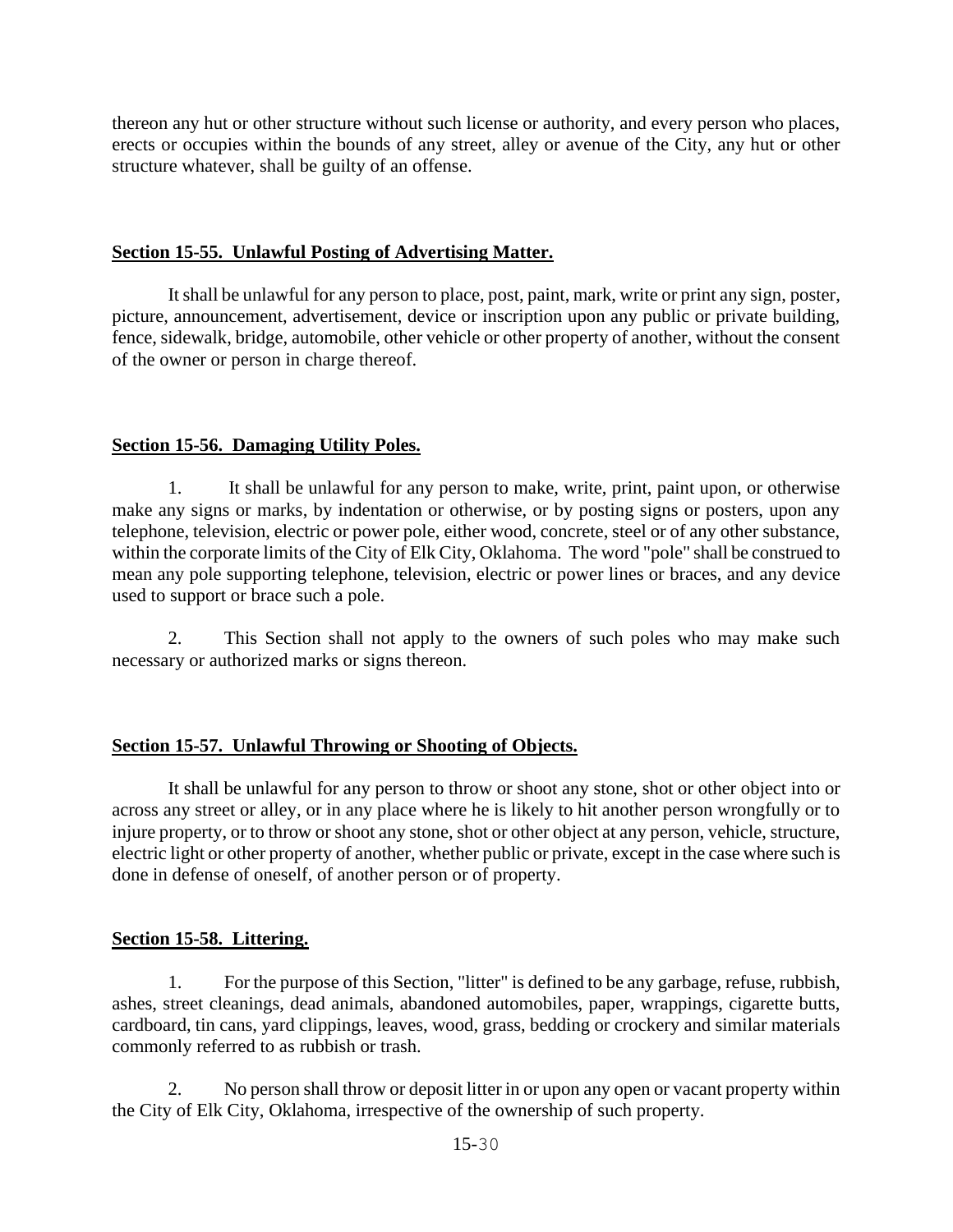thereon any hut or other structure without such license or authority, and every person who places, erects or occupies within the bounds of any street, alley or avenue of the City, any hut or other structure whatever, shall be guilty of an offense.

**Section 15-55. Unlawful Posting of Advertising Matter.**

It shall be unlawful for any person to place, post, paint, mark, write or print any sign, poster, picture, announcement, advertisement, device or inscription upon any public or private building, fence, sidewalk, bridge, automobile, other vehicle or other property of another, without the consent of the owner or person in charge thereof.

**Section 15-56. Damaging Utility Poles.**

1. It shall be unlawful for any person to make, write, print, paint upon, or otherwise make any signs or marks, by indentation or otherwise, or by posting signs or posters, upon any telephone, television, electric or power pole, either wood, concrete, steel or of any other substance, within the corporate limits of the City of Elk City, Oklahoma. The word "pole" shall be construed to mean any pole supporting telephone, television, electric or power lines or braces, and any device used to support or brace such a pole.

2. This Section shall not apply to the owners of such poles who may make such necessary or authorized marks or signs thereon.

**Section 15-57. Unlawful Throwing or Shooting of Objects.**

It shall be unlawful for any person to throw or shoot any stone, shot or other object into or across any street or alley, or in any place where he is likely to hit another person wrongfully or to injure property, or to throw or shoot any stone, shot or other object at any person, vehicle, structure, electric light or other property of another, whether public or private, except in the case where such is done in defense of oneself, of another person or of property.

**Section 15-58. Littering.**

1. For the purpose of this Section, "litter" is defined to be any garbage, refuse, rubbish, ashes, street cleanings, dead animals, abandoned automobiles, paper, wrappings, cigarette butts, cardboard, tin cans, yard clippings, leaves, wood, grass, bedding or crockery and similar materials commonly referred to as rubbish or trash.

2. No person shall throw or deposit litter in or upon any open or vacant property within the City of Elk City, Oklahoma, irrespective of the ownership of such property.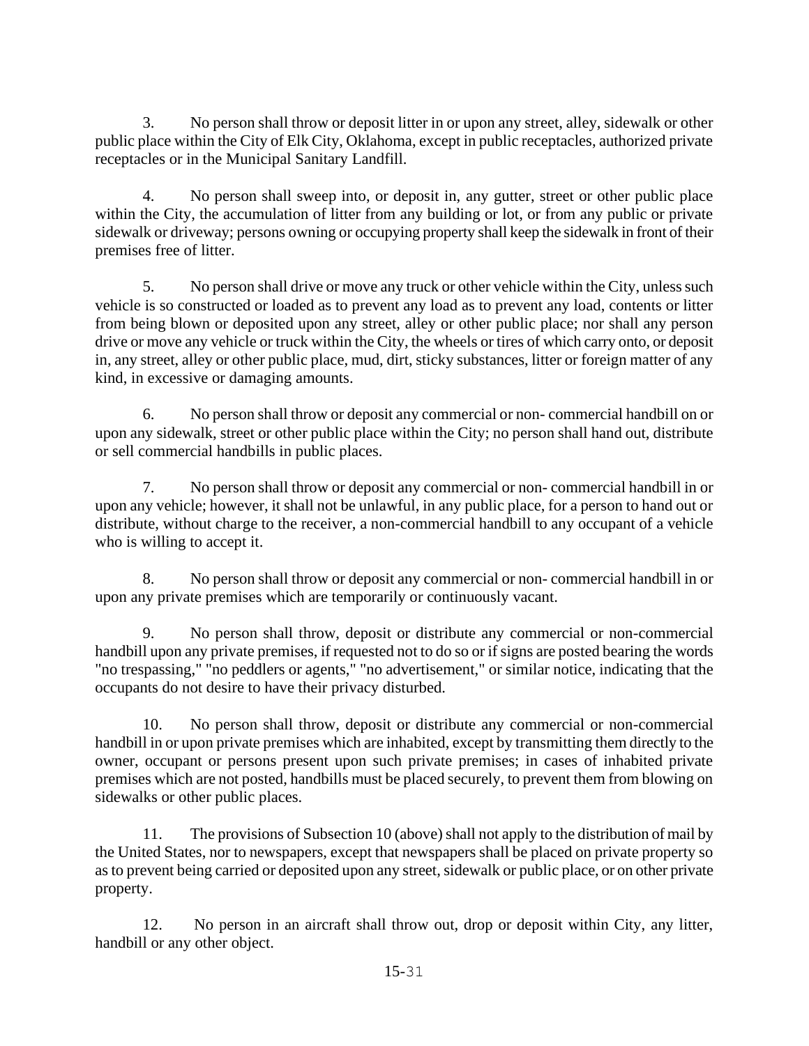3. No person shall throw or deposit litter in or upon any street, alley, sidewalk or other public place within the City of Elk City, Oklahoma, except in public receptacles, authorized private receptacles or in the Municipal Sanitary Landfill.

4. No person shall sweep into, or deposit in, any gutter, street or other public place within the City, the accumulation of litter from any building or lot, or from any public or private sidewalk or driveway; persons owning or occupying property shall keep the sidewalk in front of their premises free of litter.

5. No person shall drive or move any truck or other vehicle within the City, unless such vehicle is so constructed or loaded as to prevent any load as to prevent any load, contents or litter from being blown or deposited upon any street, alley or other public place; nor shall any person drive or move any vehicle or truck within the City, the wheels or tires of which carry onto, or deposit in, any street, alley or other public place, mud, dirt, sticky substances, litter or foreign matter of any kind, in excessive or damaging amounts.

6. No person shall throw or deposit any commercial or non- commercial handbill on or upon any sidewalk, street or other public place within the City; no person shall hand out, distribute or sell commercial handbills in public places.

7. No person shall throw or deposit any commercial or non- commercial handbill in or upon any vehicle; however, it shall not be unlawful, in any public place, for a person to hand out or distribute, without charge to the receiver, a non-commercial handbill to any occupant of a vehicle who is willing to accept it.

8. No person shall throw or deposit any commercial or non- commercial handbill in or upon any private premises which are temporarily or continuously vacant.

9. No person shall throw, deposit or distribute any commercial or non-commercial handbill upon any private premises, if requested not to do so or if signs are posted bearing the words "no trespassing," "no peddlers or agents," "no advertisement," or similar notice, indicating that the occupants do not desire to have their privacy disturbed.

10. No person shall throw, deposit or distribute any commercial or non-commercial handbill in or upon private premises which are inhabited, except by transmitting them directly to the owner, occupant or persons present upon such private premises; in cases of inhabited private premises which are not posted, handbills must be placed securely, to prevent them from blowing on sidewalks or other public places.

11. The provisions of Subsection 10 (above) shall not apply to the distribution of mail by the United States, nor to newspapers, except that newspapers shall be placed on private property so as to prevent being carried or deposited upon any street, sidewalk or public place, or on other private property.

12. No person in an aircraft shall throw out, drop or deposit within City, any litter, handbill or any other object.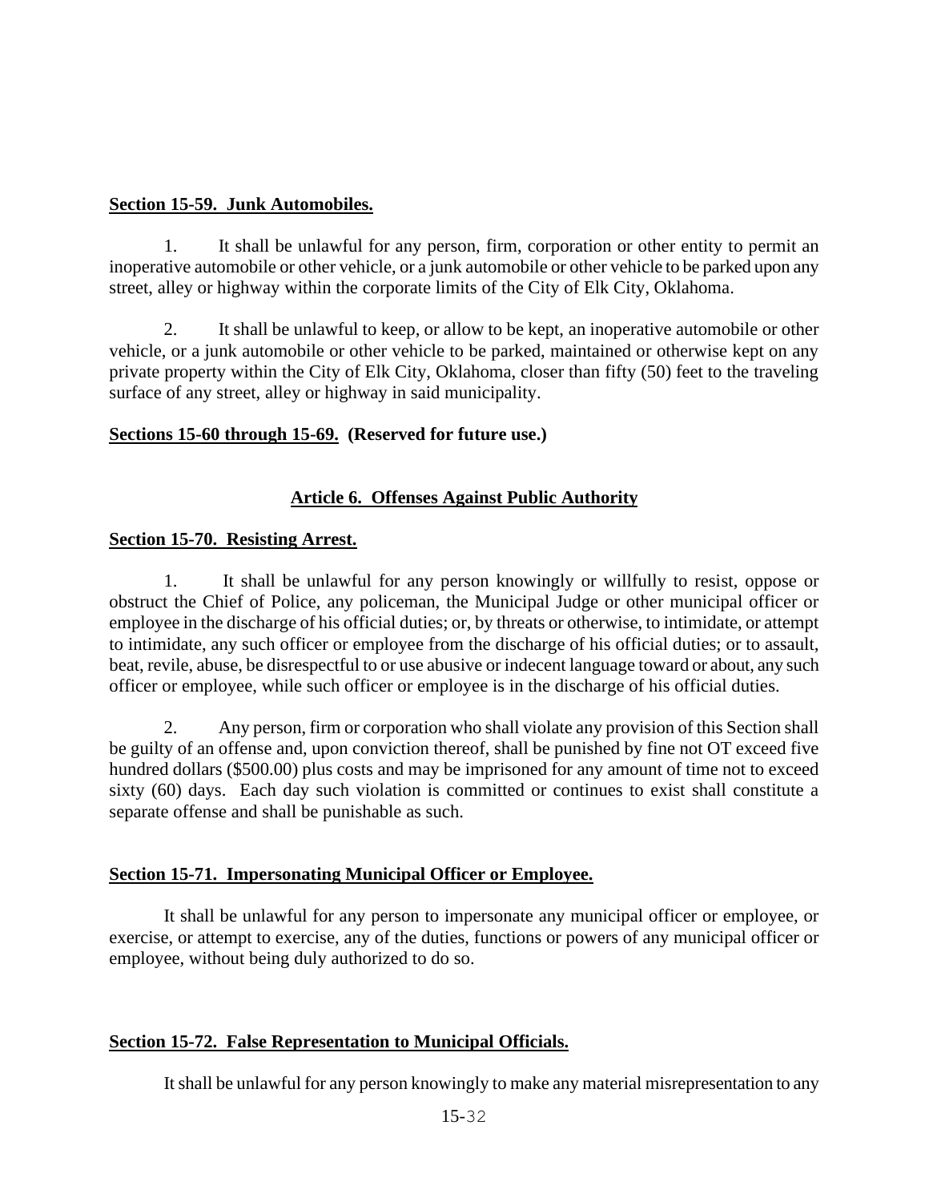**Section 15-59. Junk Automobiles.**

1. It shall be unlawful for any person, firm, corporation or other entity to permit an inoperative automobile or other vehicle, or a junk automobile or other vehicle to be parked upon any street, alley or highway within the corporate limits of the City of Elk City, Oklahoma.

2. It shall be unlawful to keep, or allow to be kept, an inoperative automobile or other vehicle, or a junk automobile or other vehicle to be parked, maintained or otherwise kept on any private property within the City of Elk City, Oklahoma, closer than fifty (50) feet to the traveling surface of any street, alley or highway in said municipality.

**Sections 15-60 through 15-69. (Reserved for future use.)**

## Article 6. Offenses Against Public Authority

**Section 15-70. Resisting Arrest.**

1. It shall be unlawful for any person knowingly or willfully to resist, oppose or obstruct the Chief of Police, any policeman, the Municipal Judge or other municipal officer or employee in the discharge of his official duties; or, by threats or otherwise, to intimidate, or attempt to intimidate, any such officer or employee from the discharge of his official duties; or to assault, beat, revile, abuse, be disrespectful to or use abusive or indecent language toward or about, any such officer or employee, while such officer or employee is in the discharge of his official duties.

2. Any person, firm or corporation who shall violate any provision of this Section shall be guilty of an offense and, upon conviction thereof, shall be punished by fine not OT exceed five hundred dollars ($500.00) plus costs and may be imprisoned for any amount of time not to exceed sixty (60) days. Each day such violation is committed or continues to exist shall constitute a separate offense and shall be punishable as such.

**Section 15-71. Impersonating Municipal Officer or Employee.**

It shall be unlawful for any person to impersonate any municipal officer or employee, or exercise, or attempt to exercise, any of the duties, functions or powers of any municipal officer or employee, without being duly authorized to do so.

**Section 15-72. False Representation to Municipal Officials.**

It shall be unlawful for any person knowingly to make any material misrepresentation to any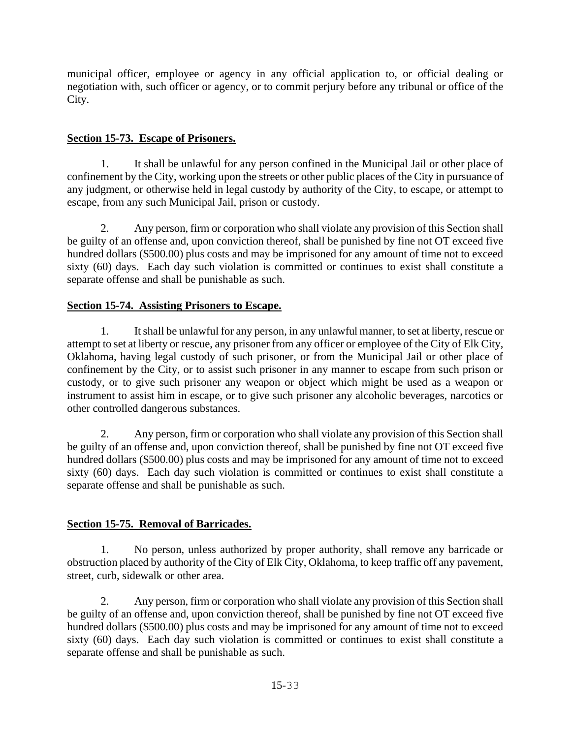municipal officer, employee or agency in any official application to, or official dealing or negotiation with, such officer or agency, or to commit perjury before any tribunal or office of the City.

**Section 15-73. Escape of Prisoners.**

1. It shall be unlawful for any person confined in the Municipal Jail or other place of confinement by the City, working upon the streets or other public places of the City in pursuance of any judgment, or otherwise held in legal custody by authority of the City, to escape, or attempt to escape, from any such Municipal Jail, prison or custody.

2. Any person, firm or corporation who shall violate any provision of this Section shall be guilty of an offense and, upon conviction thereof, shall be punished by fine not OT exceed five hundred dollars ($500.00) plus costs and may be imprisoned for any amount of time not to exceed sixty (60) days. Each day such violation is committed or continues to exist shall constitute a separate offense and shall be punishable as such.

**Section 15-74. Assisting Prisoners to Escape.**

1. It shall be unlawful for any person, in any unlawful manner, to set at liberty, rescue or attempt to set at liberty or rescue, any prisoner from any officer or employee of the City of Elk City, Oklahoma, having legal custody of such prisoner, or from the Municipal Jail or other place of confinement by the City, or to assist such prisoner in any manner to escape from such prison or custody, or to give such prisoner any weapon or object which might be used as a weapon or instrument to assist him in escape, or to give such prisoner any alcoholic beverages, narcotics or other controlled dangerous substances.

2. Any person, firm or corporation who shall violate any provision of this Section shall be guilty of an offense and, upon conviction thereof, shall be punished by fine not OT exceed five hundred dollars ($500.00) plus costs and may be imprisoned for any amount of time not to exceed sixty (60) days. Each day such violation is committed or continues to exist shall constitute a separate offense and shall be punishable as such.

**Section 15-75. Removal of Barricades.**

1. No person, unless authorized by proper authority, shall remove any barricade or obstruction placed by authority of the City of Elk City, Oklahoma, to keep traffic off any pavement, street, curb, sidewalk or other area.

2. Any person, firm or corporation who shall violate any provision of this Section shall be guilty of an offense and, upon conviction thereof, shall be punished by fine not OT exceed five hundred dollars ($500.00) plus costs and may be imprisoned for any amount of time not to exceed sixty (60) days. Each day such violation is committed or continues to exist shall constitute a separate offense and shall be punishable as such.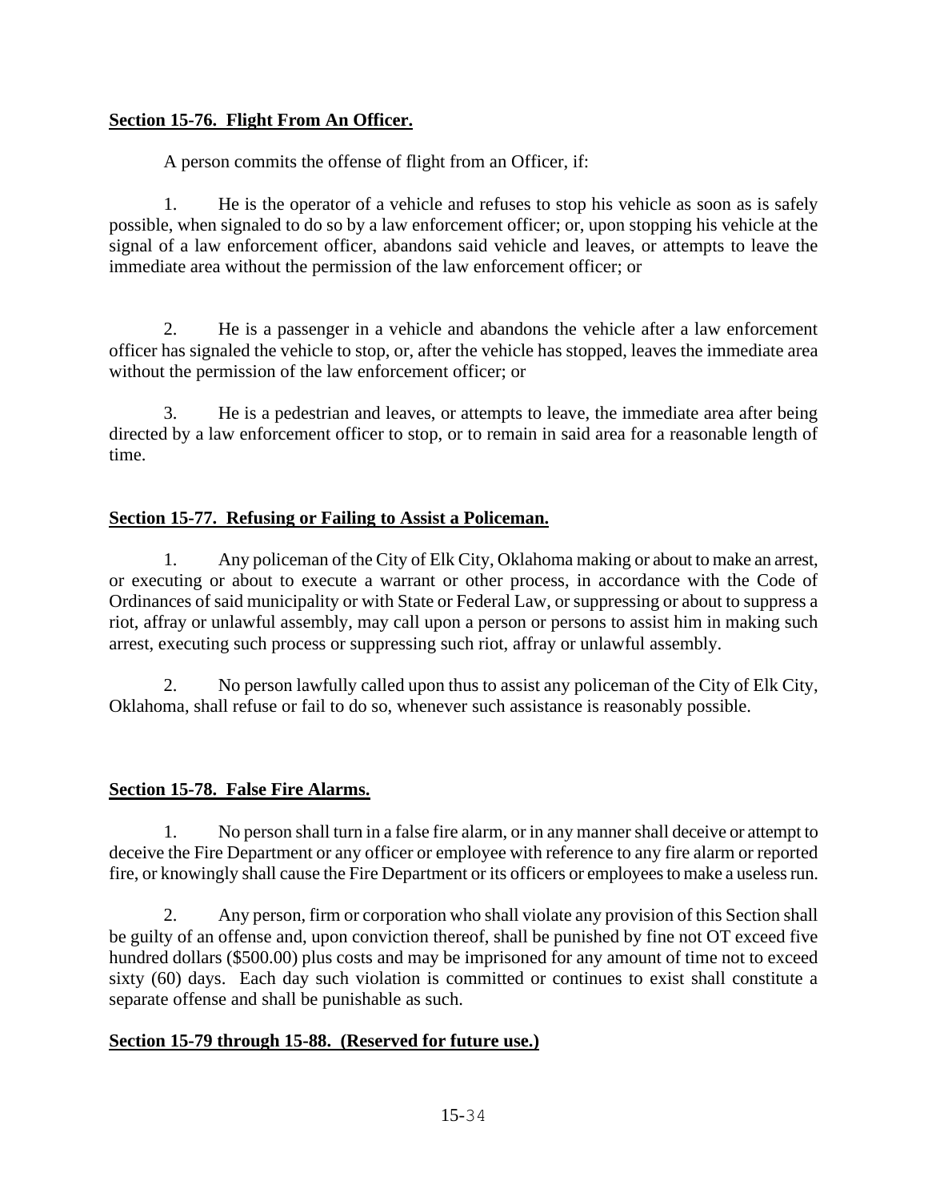**Section 15-76. Flight From An Officer.**

A person commits the offense of flight from an Officer, if:

1. He is the operator of a vehicle and refuses to stop his vehicle as soon as is safely possible, when signaled to do so by a law enforcement officer; or, upon stopping his vehicle at the signal of a law enforcement officer, abandons said vehicle and leaves, or attempts to leave the immediate area without the permission of the law enforcement officer; or

2. He is a passenger in a vehicle and abandons the vehicle after a law enforcement officer has signaled the vehicle to stop, or, after the vehicle has stopped, leaves the immediate area without the permission of the law enforcement officer; or

3. He is a pedestrian and leaves, or attempts to leave, the immediate area after being directed by a law enforcement officer to stop, or to remain in said area for a reasonable length of time.

**Section 15-77. Refusing or Failing to Assist a Policeman.**

1. Any policeman of the City of Elk City, Oklahoma making or about to make an arrest, or executing or about to execute a warrant or other process, in accordance with the Code of Ordinances of said municipality or with State or Federal Law, or suppressing or about to suppress a riot, affray or unlawful assembly, may call upon a person or persons to assist him in making such arrest, executing such process or suppressing such riot, affray or unlawful assembly.

2. No person lawfully called upon thus to assist any policeman of the City of Elk City, Oklahoma, shall refuse or fail to do so, whenever such assistance is reasonably possible.

**Section 15-78. False Fire Alarms.**

1. No person shall turn in a false fire alarm, or in any manner shall deceive or attempt to deceive the Fire Department or any officer or employee with reference to any fire alarm or reported fire, or knowingly shall cause the Fire Department or its officers or employees to make a useless run.

2. Any person, firm or corporation who shall violate any provision of this Section shall be guilty of an offense and, upon conviction thereof, shall be punished by fine not OT exceed five hundred dollars ($500.00) plus costs and may be imprisoned for any amount of time not to exceed sixty (60) days. Each day such violation is committed or continues to exist shall constitute a separate offense and shall be punishable as such.

**Section 15-79 through 15-88. (Reserved for future use.)**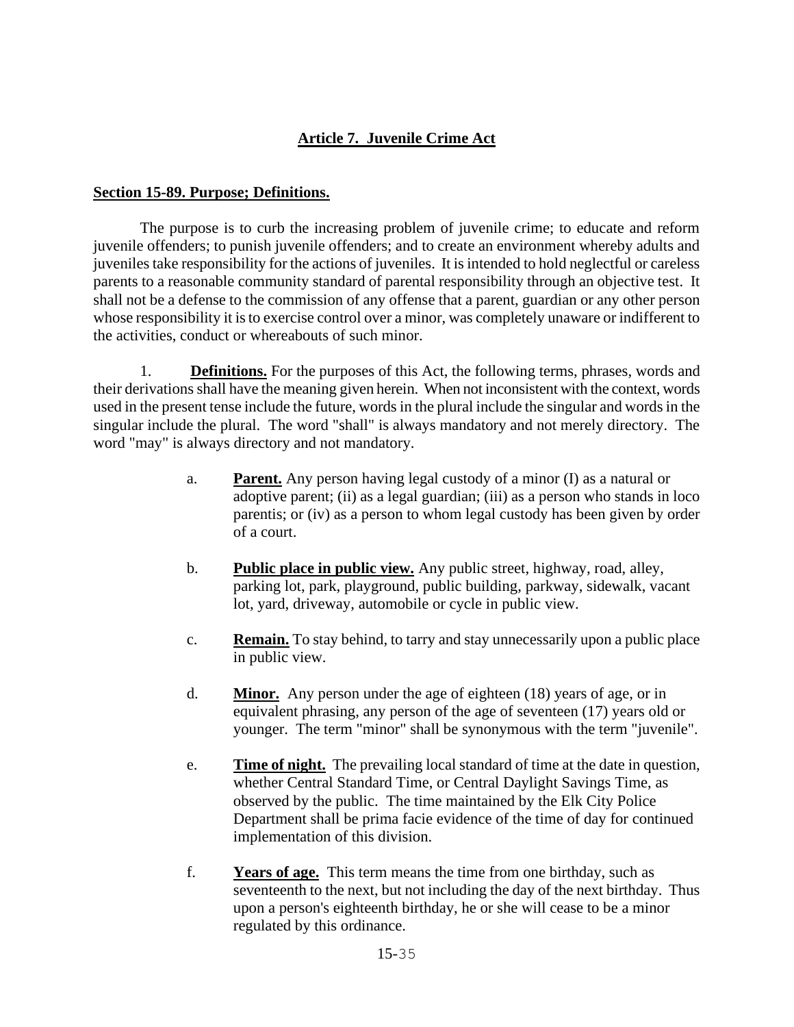## Article 7. Juvenile Crime Act

### Section 15-89. Purpose; Definitions.

The purpose is to curb the increasing problem of juvenile crime; to educate and reform juvenile offenders; to punish juvenile offenders; and to create an environment whereby adults and juveniles take responsibility for the actions of juveniles. It is intended to hold neglectful or careless parents to a reasonable community standard of parental responsibility through an objective test. It shall not be a defense to the commission of any offense that a parent, guardian or any other person whose responsibility it is to exercise control over a minor, was completely unaware or indifferent to the activities, conduct or whereabouts of such minor.

1. **Definitions.** For the purposes of this Act, the following terms, phrases, words and their derivations shall have the meaning given herein. When not inconsistent with the context, words used in the present tense include the future, words in the plural include the singular and words in the singular include the plural. The word "shall" is always mandatory and not merely directory. The word "may" is always directory and not mandatory.

   a. **Parent.** Any person having legal custody of a minor (I) as a natural or adoptive parent; (ii) as a legal guardian; (iii) as a person who stands in loco parentis; or (iv) as a person to whom legal custody has been given by order of a court.

   b. **Public place in public view.** Any public street, highway, road, alley, parking lot, park, playground, public building, parkway, sidewalk, vacant lot, yard, driveway, automobile or cycle in public view.

   c. **Remain.** To stay behind, to tarry and stay unnecessarily upon a public place in public view.

   d. **Minor.** Any person under the age of eighteen (18) years of age, or in equivalent phrasing, any person of the age of seventeen (17) years old or younger. The term "minor" shall be synonymous with the term "juvenile".

   e. **Time of night.** The prevailing local standard of time at the date in question, whether Central Standard Time, or Central Daylight Savings Time, as observed by the public. The time maintained by the Elk City Police Department shall be prima facie evidence of the time of day for continued implementation of this division.

   f. **Years of age.** This term means the time from one birthday, such as seventeenth to the next, but not including the day of the next birthday. Thus upon a person's eighteenth birthday, he or she will cease to be a minor regulated by this ordinance.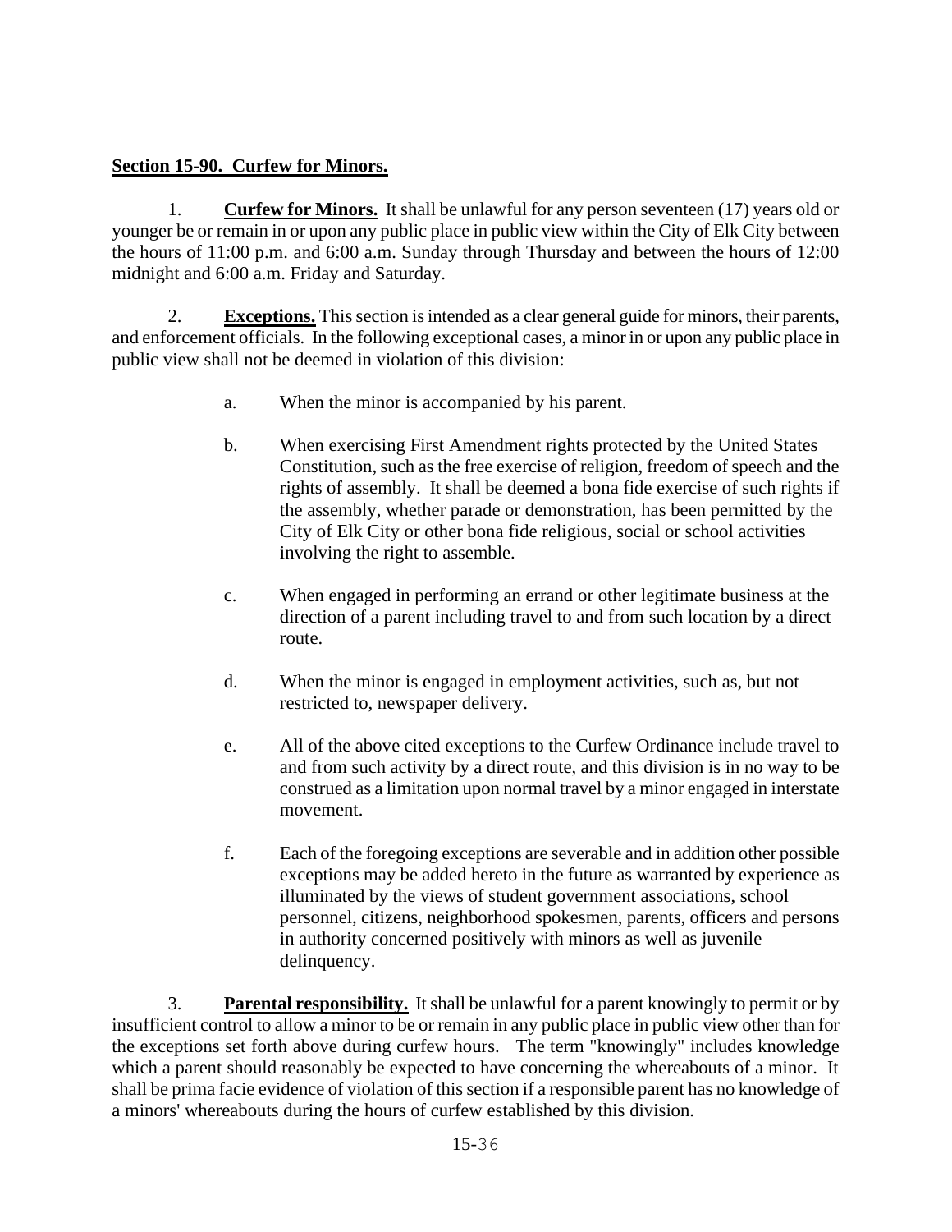**Section 15-90. Curfew for Minors.**

1. **Curfew for Minors.** It shall be unlawful for any person seventeen (17) years old or younger be or remain in or upon any public place in public view within the City of Elk City between the hours of 11:00 p.m. and 6:00 a.m. Sunday through Thursday and between the hours of 12:00 midnight and 6:00 a.m. Friday and Saturday.

2. **Exceptions.** This section is intended as a clear general guide for minors, their parents, and enforcement officials. In the following exceptional cases, a minor in or upon any public place in public view shall not be deemed in violation of this division:

   a. When the minor is accompanied by his parent.

   b. When exercising First Amendment rights protected by the United States Constitution, such as the free exercise of religion, freedom of speech and the rights of assembly. It shall be deemed a bona fide exercise of such rights if the assembly, whether parade or demonstration, has been permitted by the City of Elk City or other bona fide religious, social or school activities involving the right to assemble.

   c. When engaged in performing an errand or other legitimate business at the direction of a parent including travel to and from such location by a direct route.

   d. When the minor is engaged in employment activities, such as, but not restricted to, newspaper delivery.

   e. All of the above cited exceptions to the Curfew Ordinance include travel to and from such activity by a direct route, and this division is in no way to be construed as a limitation upon normal travel by a minor engaged in interstate movement.

   f. Each of the foregoing exceptions are severable and in addition other possible exceptions may be added hereto in the future as warranted by experience as illuminated by the views of student government associations, school personnel, citizens, neighborhood spokesmen, parents, officers and persons in authority concerned positively with minors as well as juvenile delinquency.

3. **Parental responsibility.** It shall be unlawful for a parent knowingly to permit or by insufficient control to allow a minor to be or remain in any public place in public view other than for the exceptions set forth above during curfew hours. The term "knowingly" includes knowledge which a parent should reasonably be expected to have concerning the whereabouts of a minor. It shall be prima facie evidence of violation of this section if a responsible parent has no knowledge of a minors' whereabouts during the hours of curfew established by this division.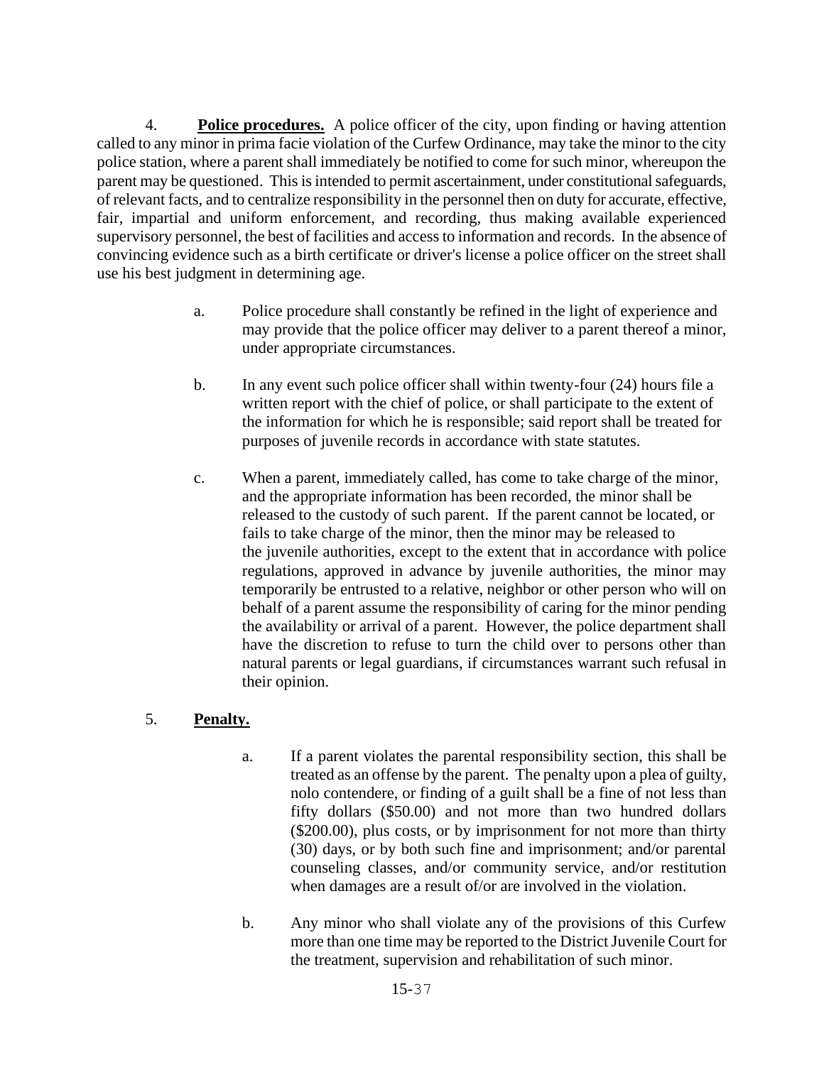4. **Police procedures.** A police officer of the city, upon finding or having attention called to any minor in prima facie violation of the Curfew Ordinance, may take the minor to the city police station, where a parent shall immediately be notified to come for such minor, whereupon the parent may be questioned. This is intended to permit ascertainment, under constitutional safeguards, of relevant facts, and to centralize responsibility in the personnel then on duty for accurate, effective, fair, impartial and uniform enforcement, and recording, thus making available experienced supervisory personnel, the best of facilities and access to information and records. In the absence of convincing evidence such as a birth certificate or driver's license a police officer on the street shall use his best judgment in determining age.

a. Police procedure shall constantly be refined in the light of experience and may provide that the police officer may deliver to a parent thereof a minor, under appropriate circumstances.

b. In any event such police officer shall within twenty-four (24) hours file a written report with the chief of police, or shall participate to the extent of the information for which he is responsible; said report shall be treated for purposes of juvenile records in accordance with state statutes.

c. When a parent, immediately called, has come to take charge of the minor, and the appropriate information has been recorded, the minor shall be released to the custody of such parent. If the parent cannot be located, or fails to take charge of the minor, then the minor may be released to the juvenile authorities, except to the extent that in accordance with police regulations, approved in advance by juvenile authorities, the minor may temporarily be entrusted to a relative, neighbor or other person who will on behalf of a parent assume the responsibility of caring for the minor pending the availability or arrival of a parent. However, the police department shall have the discretion to refuse to turn the child over to persons other than natural parents or legal guardians, if circumstances warrant such refusal in their opinion.

5. **Penalty.**

a. If a parent violates the parental responsibility section, this shall be treated as an offense by the parent. The penalty upon a plea of guilty, nolo contendere, or finding of a guilt shall be a fine of not less than fifty dollars ($50.00) and not more than two hundred dollars ($200.00), plus costs, or by imprisonment for not more than thirty (30) days, or by both such fine and imprisonment; and/or parental counseling classes, and/or community service, and/or restitution when damages are a result of/or are involved in the violation.

b. Any minor who shall violate any of the provisions of this Curfew more than one time may be reported to the District Juvenile Court for the treatment, supervision and rehabilitation of such minor.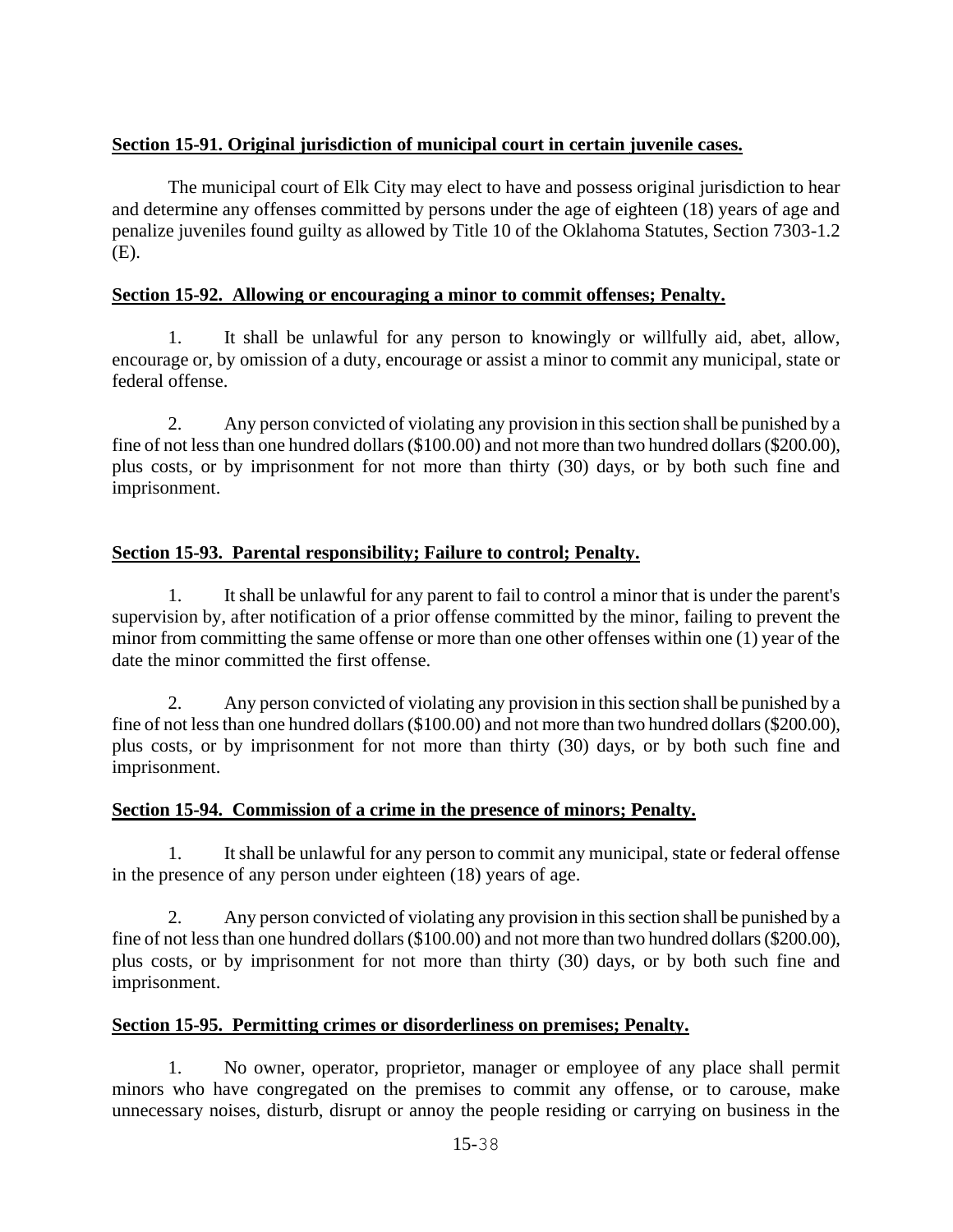**Section 15-91. Original jurisdiction of municipal court in certain juvenile cases.**

The municipal court of Elk City may elect to have and possess original jurisdiction to hear and determine any offenses committed by persons under the age of eighteen (18) years of age and penalize juveniles found guilty as allowed by Title 10 of the Oklahoma Statutes, Section 7303-1.2 (E).

**Section 15-92. Allowing or encouraging a minor to commit offenses; Penalty.**

1. It shall be unlawful for any person to knowingly or willfully aid, abet, allow, encourage or, by omission of a duty, encourage or assist a minor to commit any municipal, state or federal offense.

2. Any person convicted of violating any provision in this section shall be punished by a fine of not less than one hundred dollars ($100.00) and not more than two hundred dollars ($200.00), plus costs, or by imprisonment for not more than thirty (30) days, or by both such fine and imprisonment.

**Section 15-93. Parental responsibility; Failure to control; Penalty.**

1. It shall be unlawful for any parent to fail to control a minor that is under the parent's supervision by, after notification of a prior offense committed by the minor, failing to prevent the minor from committing the same offense or more than one other offenses within one (1) year of the date the minor committed the first offense.

2. Any person convicted of violating any provision in this section shall be punished by a fine of not less than one hundred dollars ($100.00) and not more than two hundred dollars ($200.00), plus costs, or by imprisonment for not more than thirty (30) days, or by both such fine and imprisonment.

**Section 15-94. Commission of a crime in the presence of minors; Penalty.**

1. It shall be unlawful for any person to commit any municipal, state or federal offense in the presence of any person under eighteen (18) years of age.

2. Any person convicted of violating any provision in this section shall be punished by a fine of not less than one hundred dollars ($100.00) and not more than two hundred dollars ($200.00), plus costs, or by imprisonment for not more than thirty (30) days, or by both such fine and imprisonment.

**Section 15-95. Permitting crimes or disorderliness on premises; Penalty.**

1. No owner, operator, proprietor, manager or employee of any place shall permit minors who have congregated on the premises to commit any offense, or to carouse, make unnecessary noises, disturb, disrupt or annoy the people residing or carrying on business in the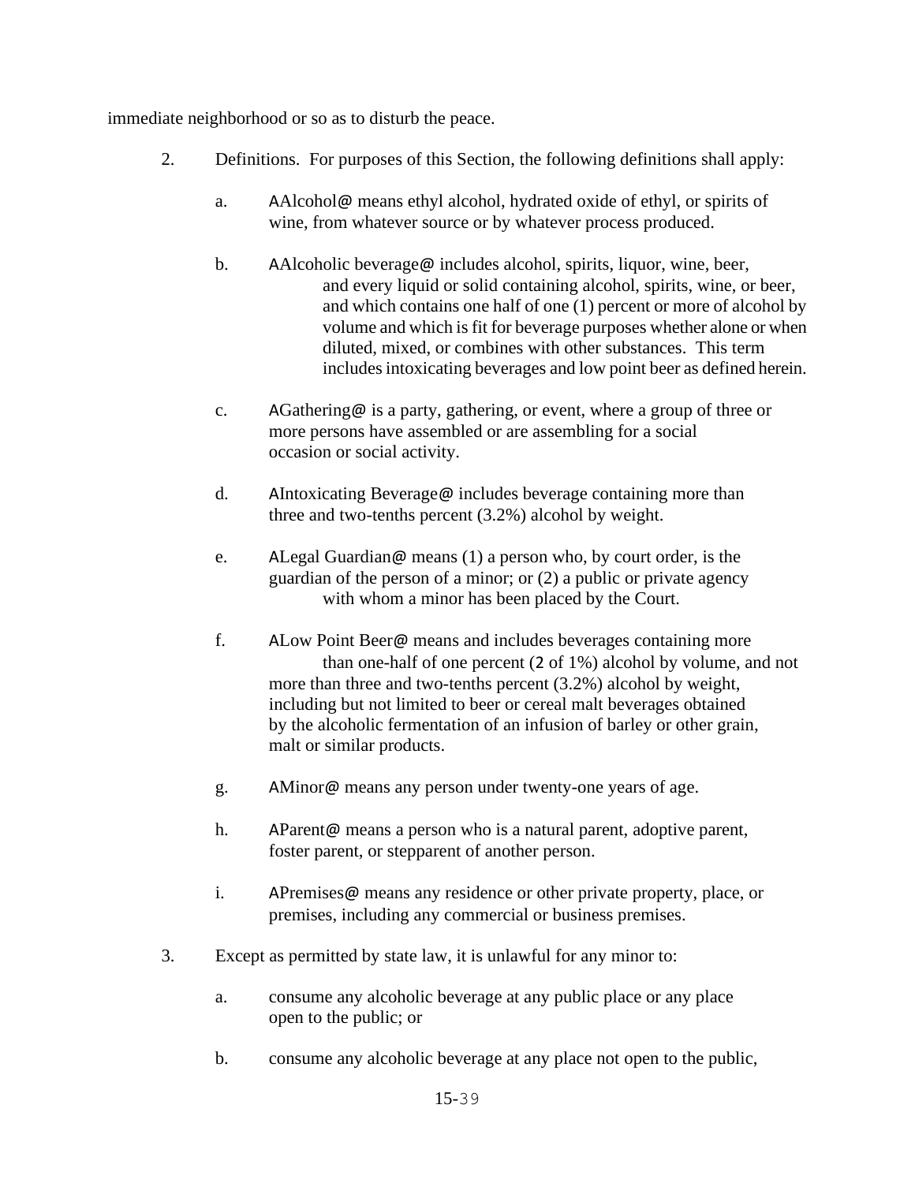immediate neighborhood or so as to disturb the peace.

2. Definitions. For purposes of this Section, the following definitions shall apply:

   a. AAlcohol@ means ethyl alcohol, hydrated oxide of ethyl, or spirits of wine, from whatever source or by whatever process produced.

   b. AAlcoholic beverage@ includes alcohol, spirits, liquor, wine, beer, and every liquid or solid containing alcohol, spirits, wine, or beer, and which contains one half of one (1) percent or more of alcohol by volume and which is fit for beverage purposes whether alone or when diluted, mixed, or combines with other substances. This term includes intoxicating beverages and low point beer as defined herein.

   c. AGathering@ is a party, gathering, or event, where a group of three or more persons have assembled or are assembling for a social occasion or social activity.

   d. AIntoxicating Beverage@ includes beverage containing more than three and two-tenths percent (3.2%) alcohol by weight.

   e. ALegal Guardian@ means (1) a person who, by court order, is the guardian of the person of a minor; or (2) a public or private agency with whom a minor has been placed by the Court.

   f. ALow Point Beer@ means and includes beverages containing more than one-half of one percent (2 of 1%) alcohol by volume, and not more than three and two-tenths percent (3.2%) alcohol by weight, including but not limited to beer or cereal malt beverages obtained by the alcoholic fermentation of an infusion of barley or other grain, malt or similar products.

   g. AMinor@ means any person under twenty-one years of age.

   h. AParent@ means a person who is a natural parent, adoptive parent, foster parent, or stepparent of another person.

   i. APremises@ means any residence or other private property, place, or premises, including any commercial or business premises.

3. Except as permitted by state law, it is unlawful for any minor to:

   a. consume any alcoholic beverage at any public place or any place open to the public; or

   b. consume any alcoholic beverage at any place not open to the public,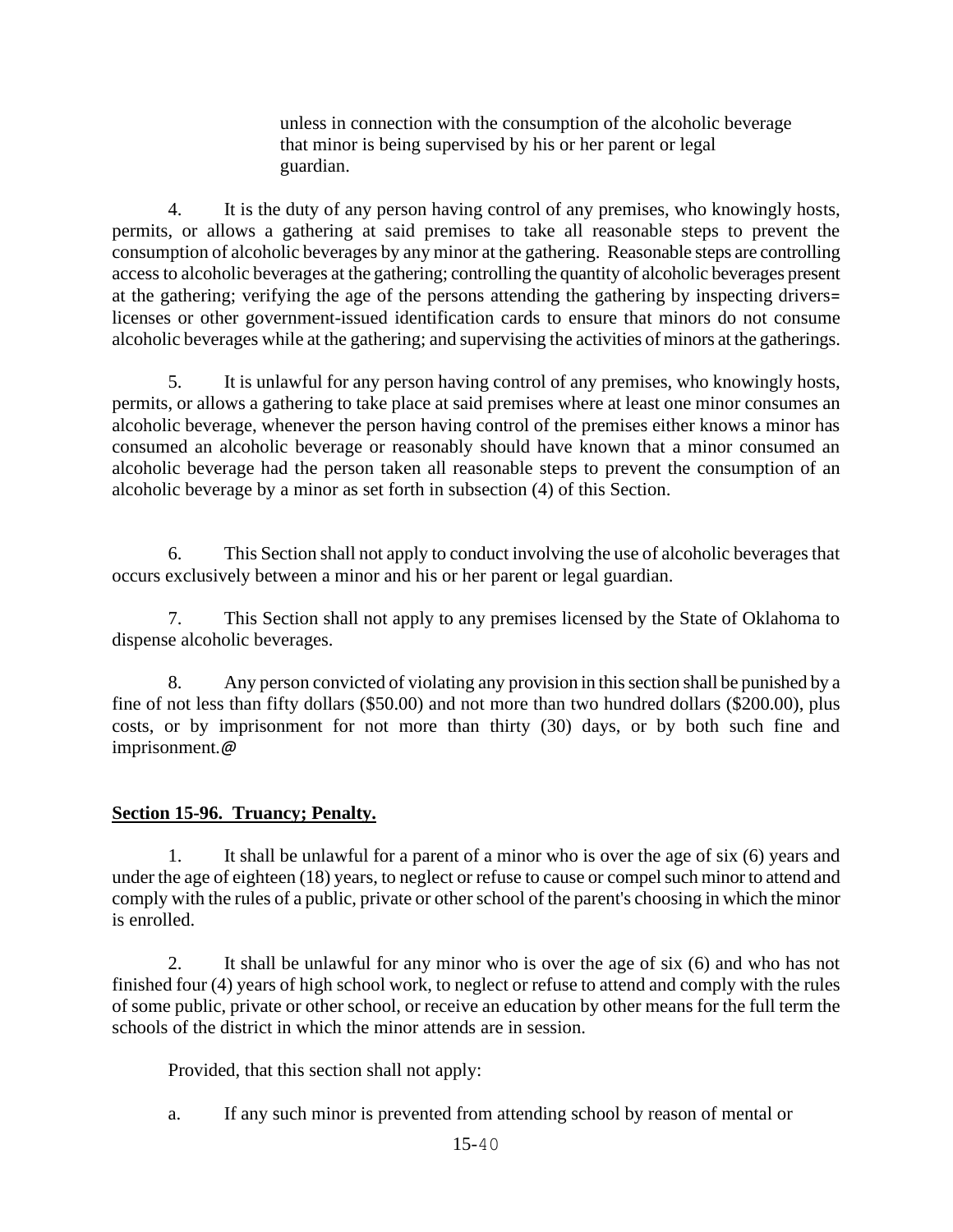unless in connection with the consumption of the alcoholic beverage that minor is being supervised by his or her parent or legal guardian.

4. It is the duty of any person having control of any premises, who knowingly hosts, permits, or allows a gathering at said premises to take all reasonable steps to prevent the consumption of alcoholic beverages by any minor at the gathering. Reasonable steps are controlling access to alcoholic beverages at the gathering; controlling the quantity of alcoholic beverages present at the gathering; verifying the age of the persons attending the gathering by inspecting drivers= licenses or other government-issued identification cards to ensure that minors do not consume alcoholic beverages while at the gathering; and supervising the activities of minors at the gatherings.

5. It is unlawful for any person having control of any premises, who knowingly hosts, permits, or allows a gathering to take place at said premises where at least one minor consumes an alcoholic beverage, whenever the person having control of the premises either knows a minor has consumed an alcoholic beverage or reasonably should have known that a minor consumed an alcoholic beverage had the person taken all reasonable steps to prevent the consumption of an alcoholic beverage by a minor as set forth in subsection (4) of this Section.

6. This Section shall not apply to conduct involving the use of alcoholic beverages that occurs exclusively between a minor and his or her parent or legal guardian.

7. This Section shall not apply to any premises licensed by the State of Oklahoma to dispense alcoholic beverages.

8. Any person convicted of violating any provision in this section shall be punished by a fine of not less than fifty dollars ($50.00) and not more than two hundred dollars ($200.00), plus costs, or by imprisonment for not more than thirty (30) days, or by both such fine and imprisonment.@

**Section 15-96. Truancy; Penalty.**

1. It shall be unlawful for a parent of a minor who is over the age of six (6) years and under the age of eighteen (18) years, to neglect or refuse to cause or compel such minor to attend and comply with the rules of a public, private or other school of the parent's choosing in which the minor is enrolled.

2. It shall be unlawful for any minor who is over the age of six (6) and who has not finished four (4) years of high school work, to neglect or refuse to attend and comply with the rules of some public, private or other school, or receive an education by other means for the full term the schools of the district in which the minor attends are in session.

Provided, that this section shall not apply:

a. If any such minor is prevented from attending school by reason of mental or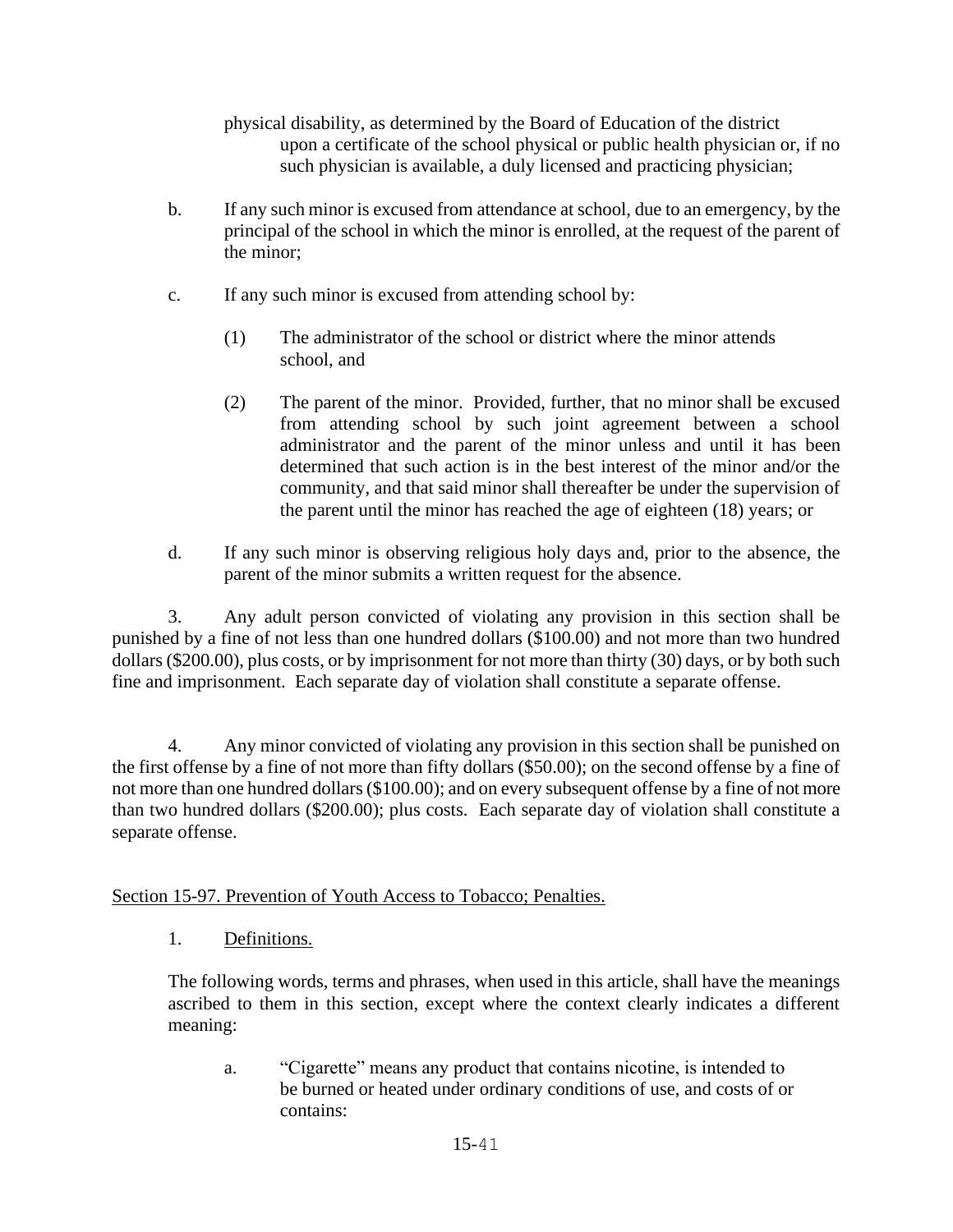physical disability, as determined by the Board of Education of the district upon a certificate of the school physical or public health physician or, if no such physician is available, a duly licensed and practicing physician;

b. If any such minor is excused from attendance at school, due to an emergency, by the principal of the school in which the minor is enrolled, at the request of the parent of the minor;

c. If any such minor is excused from attending school by:

(1) The administrator of the school or district where the minor attends school, and

(2) The parent of the minor. Provided, further, that no minor shall be excused from attending school by such joint agreement between a school administrator and the parent of the minor unless and until it has been determined that such action is in the best interest of the minor and/or the community, and that said minor shall thereafter be under the supervision of the parent until the minor has reached the age of eighteen (18) years; or

d. If any such minor is observing religious holy days and, prior to the absence, the parent of the minor submits a written request for the absence.

3. Any adult person convicted of violating any provision in this section shall be punished by a fine of not less than one hundred dollars ($100.00) and not more than two hundred dollars ($200.00), plus costs, or by imprisonment for not more than thirty (30) days, or by both such fine and imprisonment. Each separate day of violation shall constitute a separate offense.

4. Any minor convicted of violating any provision in this section shall be punished on the first offense by a fine of not more than fifty dollars ($50.00); on the second offense by a fine of not more than one hundred dollars ($100.00); and on every subsequent offense by a fine of not more than two hundred dollars ($200.00); plus costs. Each separate day of violation shall constitute a separate offense.

## Section 15-97. Prevention of Youth Access to Tobacco; Penalties.

1. Definitions.

The following words, terms and phrases, when used in this article, shall have the meanings ascribed to them in this section, except where the context clearly indicates a different meaning:

a. "Cigarette" means any product that contains nicotine, is intended to be burned or heated under ordinary conditions of use, and costs of or contains: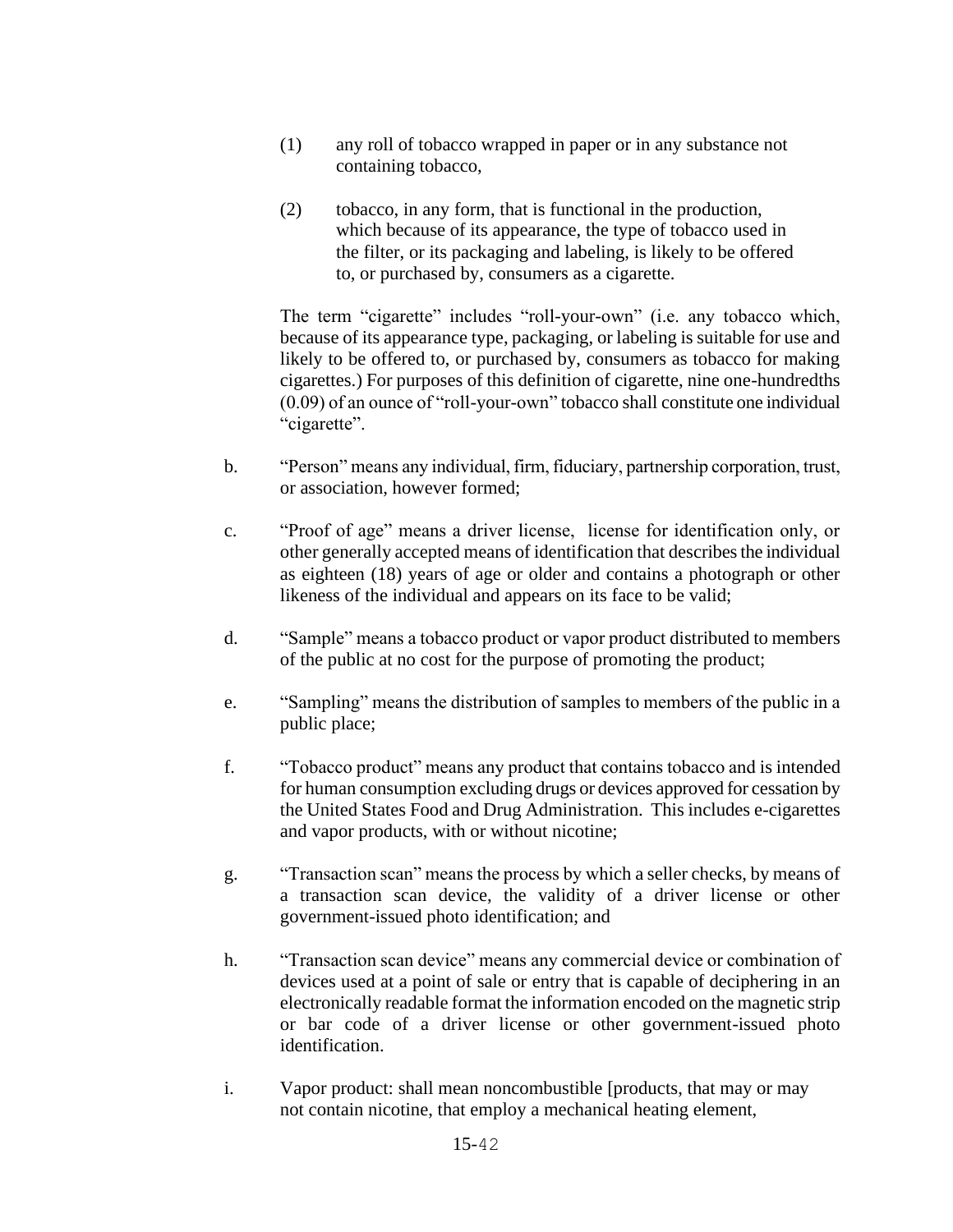(1) any roll of tobacco wrapped in paper or in any substance not containing tobacco,

(2) tobacco, in any form, that is functional in the production, which because of its appearance, the type of tobacco used in the filter, or its packaging and labeling, is likely to be offered to, or purchased by, consumers as a cigarette.

The term "cigarette" includes "roll-your-own" (i.e. any tobacco which, because of its appearance type, packaging, or labeling is suitable for use and likely to be offered to, or purchased by, consumers as tobacco for making cigarettes.) For purposes of this definition of cigarette, nine one-hundredths (0.09) of an ounce of "roll-your-own" tobacco shall constitute one individual "cigarette".

b. "Person" means any individual, firm, fiduciary, partnership corporation, trust, or association, however formed;

c. "Proof of age" means a driver license, license for identification only, or other generally accepted means of identification that describes the individual as eighteen (18) years of age or older and contains a photograph or other likeness of the individual and appears on its face to be valid;

d. "Sample" means a tobacco product or vapor product distributed to members of the public at no cost for the purpose of promoting the product;

e. "Sampling" means the distribution of samples to members of the public in a public place;

f. "Tobacco product" means any product that contains tobacco and is intended for human consumption excluding drugs or devices approved for cessation by the United States Food and Drug Administration. This includes e-cigarettes and vapor products, with or without nicotine;

g. "Transaction scan" means the process by which a seller checks, by means of a transaction scan device, the validity of a driver license or other government-issued photo identification; and

h. "Transaction scan device" means any commercial device or combination of devices used at a point of sale or entry that is capable of deciphering in an electronically readable format the information encoded on the magnetic strip or bar code of a driver license or other government-issued photo identification.

i. Vapor product: shall mean noncombustible [products, that may or may not contain nicotine, that employ a mechanical heating element,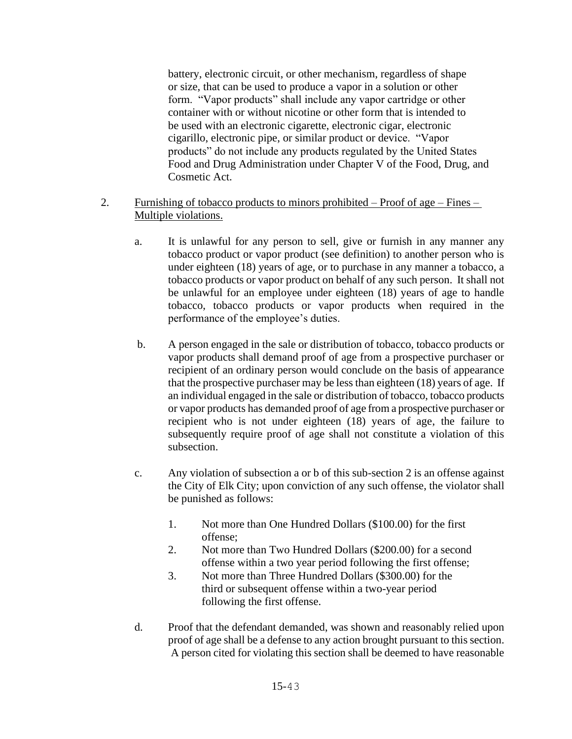battery, electronic circuit, or other mechanism, regardless of shape or size, that can be used to produce a vapor in a solution or other form. "Vapor products" shall include any vapor cartridge or other container with or without nicotine or other form that is intended to be used with an electronic cigarette, electronic cigar, electronic cigarillo, electronic pipe, or similar product or device. "Vapor products" do not include any products regulated by the United States Food and Drug Administration under Chapter V of the Food, Drug, and Cosmetic Act.

2. Furnishing of tobacco products to minors prohibited – Proof of age – Fines – Multiple violations.

   a. It is unlawful for any person to sell, give or furnish in any manner any tobacco product or vapor product (see definition) to another person who is under eighteen (18) years of age, or to purchase in any manner a tobacco, a tobacco products or vapor product on behalf of any such person. It shall not be unlawful for an employee under eighteen (18) years of age to handle tobacco, tobacco products or vapor products when required in the performance of the employee's duties.

   b. A person engaged in the sale or distribution of tobacco, tobacco products or vapor products shall demand proof of age from a prospective purchaser or recipient of an ordinary person would conclude on the basis of appearance that the prospective purchaser may be less than eighteen (18) years of age. If an individual engaged in the sale or distribution of tobacco, tobacco products or vapor products has demanded proof of age from a prospective purchaser or recipient who is not under eighteen (18) years of age, the failure to subsequently require proof of age shall not constitute a violation of this subsection.

   c. Any violation of subsection a or b of this sub-section 2 is an offense against the City of Elk City; upon conviction of any such offense, the violator shall be punished as follows:

      1. Not more than One Hundred Dollars ($100.00) for the first offense;
      2. Not more than Two Hundred Dollars ($200.00) for a second offense within a two year period following the first offense;
      3. Not more than Three Hundred Dollars ($300.00) for the third or subsequent offense within a two-year period following the first offense.

   d. Proof that the defendant demanded, was shown and reasonably relied upon proof of age shall be a defense to any action brought pursuant to this section. A person cited for violating this section shall be deemed to have reasonable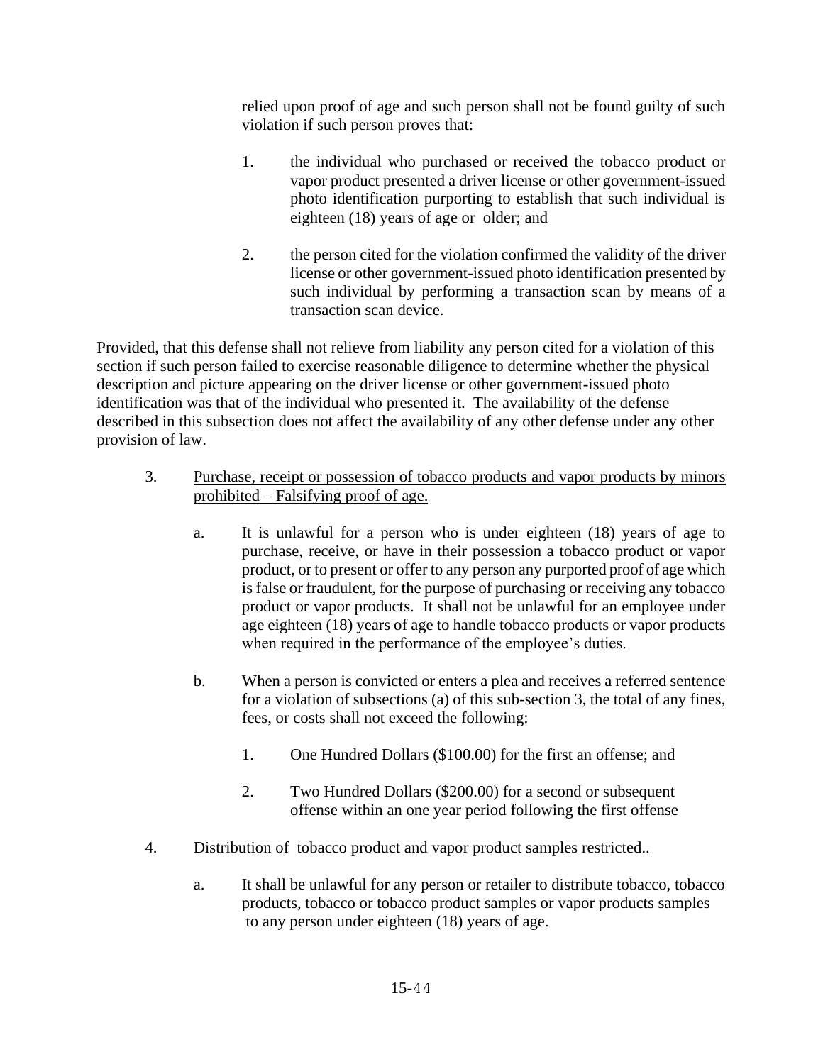relied upon proof of age and such person shall not be found guilty of such violation if such person proves that:

1. the individual who purchased or received the tobacco product or vapor product presented a driver license or other government-issued photo identification purporting to establish that such individual is eighteen (18) years of age or older; and

2. the person cited for the violation confirmed the validity of the driver license or other government-issued photo identification presented by such individual by performing a transaction scan by means of a transaction scan device.

Provided, that this defense shall not relieve from liability any person cited for a violation of this section if such person failed to exercise reasonable diligence to determine whether the physical description and picture appearing on the driver license or other government-issued photo identification was that of the individual who presented it. The availability of the defense described in this subsection does not affect the availability of any other defense under any other provision of law.

3. <u>Purchase, receipt or possession of tobacco products and vapor products by minors prohibited – Falsifying proof of age.</u>

   a. It is unlawful for a person who is under eighteen (18) years of age to purchase, receive, or have in their possession a tobacco product or vapor product, or to present or offer to any person any purported proof of age which is false or fraudulent, for the purpose of purchasing or receiving any tobacco product or vapor products. It shall not be unlawful for an employee under age eighteen (18) years of age to handle tobacco products or vapor products when required in the performance of the employee's duties.

   b. When a person is convicted or enters a plea and receives a referred sentence for a violation of subsections (a) of this sub-section 3, the total of any fines, fees, or costs shall not exceed the following:

      1. One Hundred Dollars ($100.00) for the first an offense; and

      2. Two Hundred Dollars ($200.00) for a second or subsequent offense within an one year period following the first offense

4. <u>Distribution of tobacco product and vapor product samples restricted..</u>

   a. It shall be unlawful for any person or retailer to distribute tobacco, tobacco products, tobacco or tobacco product samples or vapor products samples to any person under eighteen (18) years of age.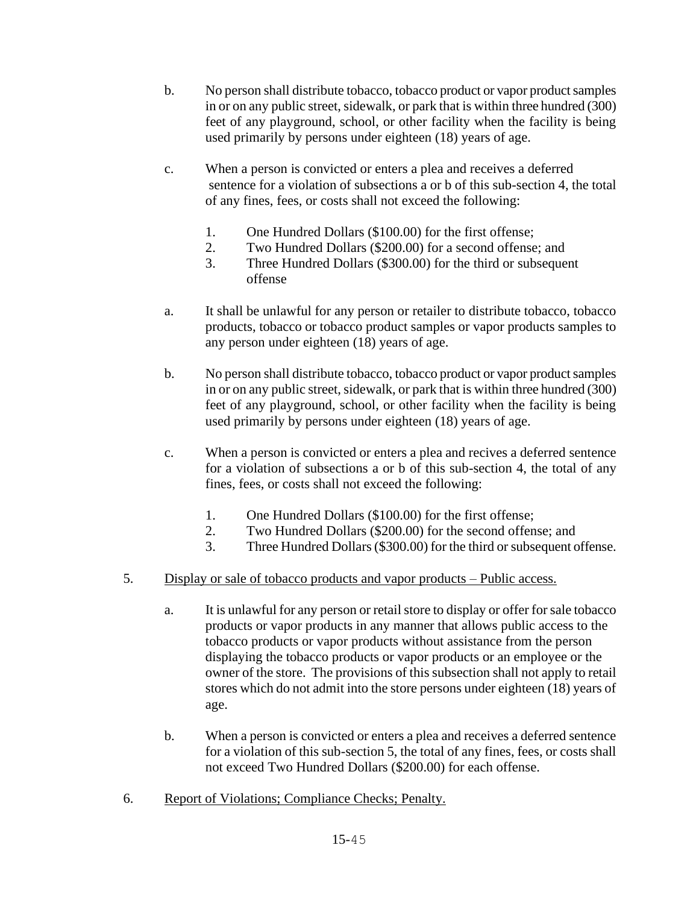b. No person shall distribute tobacco, tobacco product or vapor product samples in or on any public street, sidewalk, or park that is within three hundred (300) feet of any playground, school, or other facility when the facility is being used primarily by persons under eighteen (18) years of age.

c. When a person is convicted or enters a plea and receives a deferred sentence for a violation of subsections a or b of this sub-section 4, the total of any fines, fees, or costs shall not exceed the following:

1. One Hundred Dollars ($100.00) for the first offense;
2. Two Hundred Dollars ($200.00) for a second offense; and
3. Three Hundred Dollars ($300.00) for the third or subsequent offense

a. It shall be unlawful for any person or retailer to distribute tobacco, tobacco products, tobacco or tobacco product samples or vapor products samples to any person under eighteen (18) years of age.

b. No person shall distribute tobacco, tobacco product or vapor product samples in or on any public street, sidewalk, or park that is within three hundred (300) feet of any playground, school, or other facility when the facility is being used primarily by persons under eighteen (18) years of age.

c. When a person is convicted or enters a plea and recives a deferred sentence for a violation of subsections a or b of this sub-section 4, the total of any fines, fees, or costs shall not exceed the following:

1. One Hundred Dollars ($100.00) for the first offense;
2. Two Hundred Dollars ($200.00) for the second offense; and
3. Three Hundred Dollars ($300.00) for the third or subsequent offense.

5. <u>Display or sale of tobacco products and vapor products – Public access.</u>

a. It is unlawful for any person or retail store to display or offer for sale tobacco products or vapor products in any manner that allows public access to the tobacco products or vapor products without assistance from the person displaying the tobacco products or vapor products or an employee or the owner of the store. The provisions of this subsection shall not apply to retail stores which do not admit into the store persons under eighteen (18) years of age.

b. When a person is convicted or enters a plea and receives a deferred sentence for a violation of this sub-section 5, the total of any fines, fees, or costs shall not exceed Two Hundred Dollars ($200.00) for each offense.

6. <u>Report of Violations; Compliance Checks; Penalty.</u>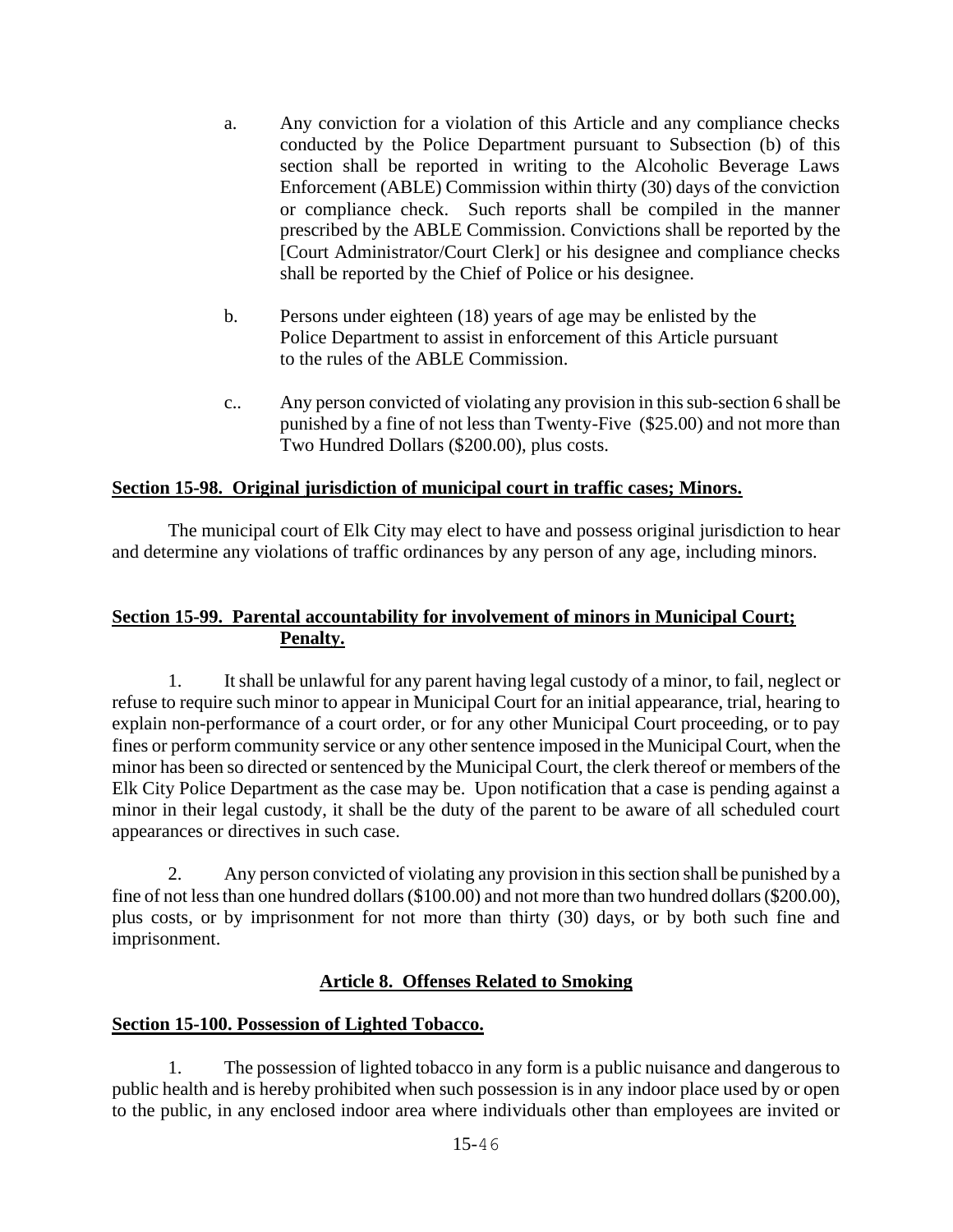a. Any conviction for a violation of this Article and any compliance checks conducted by the Police Department pursuant to Subsection (b) of this section shall be reported in writing to the Alcoholic Beverage Laws Enforcement (ABLE) Commission within thirty (30) days of the conviction or compliance check. Such reports shall be compiled in the manner prescribed by the ABLE Commission. Convictions shall be reported by the [Court Administrator/Court Clerk] or his designee and compliance checks shall be reported by the Chief of Police or his designee.

b. Persons under eighteen (18) years of age may be enlisted by the Police Department to assist in enforcement of this Article pursuant to the rules of the ABLE Commission.

c.. Any person convicted of violating any provision in this sub-section 6 shall be punished by a fine of not less than Twenty-Five (\$25.00) and not more than Two Hundred Dollars (\$200.00), plus costs.

**Section 15-98. Original jurisdiction of municipal court in traffic cases; Minors.**

The municipal court of Elk City may elect to have and possess original jurisdiction to hear and determine any violations of traffic ordinances by any person of any age, including minors.

**Section 15-99. Parental accountability for involvement of minors in Municipal Court; Penalty.**

1. It shall be unlawful for any parent having legal custody of a minor, to fail, neglect or refuse to require such minor to appear in Municipal Court for an initial appearance, trial, hearing to explain non-performance of a court order, or for any other Municipal Court proceeding, or to pay fines or perform community service or any other sentence imposed in the Municipal Court, when the minor has been so directed or sentenced by the Municipal Court, the clerk thereof or members of the Elk City Police Department as the case may be. Upon notification that a case is pending against a minor in their legal custody, it shall be the duty of the parent to be aware of all scheduled court appearances or directives in such case.

2. Any person convicted of violating any provision in this section shall be punished by a fine of not less than one hundred dollars (\$100.00) and not more than two hundred dollars (\$200.00), plus costs, or by imprisonment for not more than thirty (30) days, or by both such fine and imprisonment.

## Article 8. Offenses Related to Smoking

**Section 15-100. Possession of Lighted Tobacco.**

1. The possession of lighted tobacco in any form is a public nuisance and dangerous to public health and is hereby prohibited when such possession is in any indoor place used by or open to the public, in any enclosed indoor area where individuals other than employees are invited or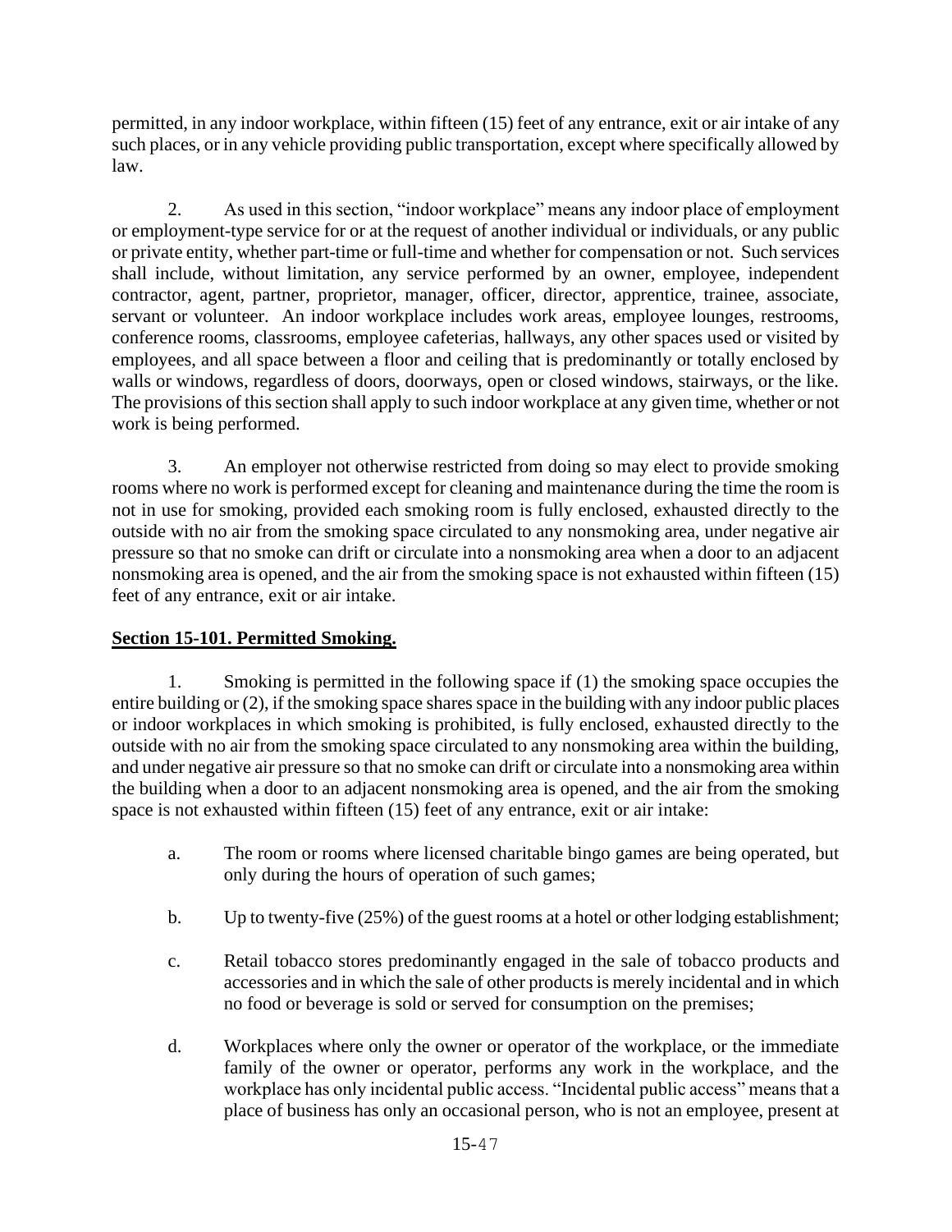permitted, in any indoor workplace, within fifteen (15) feet of any entrance, exit or air intake of any such places, or in any vehicle providing public transportation, except where specifically allowed by law.

2. As used in this section, "indoor workplace" means any indoor place of employment or employment-type service for or at the request of another individual or individuals, or any public or private entity, whether part-time or full-time and whether for compensation or not. Such services shall include, without limitation, any service performed by an owner, employee, independent contractor, agent, partner, proprietor, manager, officer, director, apprentice, trainee, associate, servant or volunteer. An indoor workplace includes work areas, employee lounges, restrooms, conference rooms, classrooms, employee cafeterias, hallways, any other spaces used or visited by employees, and all space between a floor and ceiling that is predominantly or totally enclosed by walls or windows, regardless of doors, doorways, open or closed windows, stairways, or the like. The provisions of this section shall apply to such indoor workplace at any given time, whether or not work is being performed.

3. An employer not otherwise restricted from doing so may elect to provide smoking rooms where no work is performed except for cleaning and maintenance during the time the room is not in use for smoking, provided each smoking room is fully enclosed, exhausted directly to the outside with no air from the smoking space circulated to any nonsmoking area, under negative air pressure so that no smoke can drift or circulate into a nonsmoking area when a door to an adjacent nonsmoking area is opened, and the air from the smoking space is not exhausted within fifteen (15) feet of any entrance, exit or air intake.

## **Section 15-101. Permitted Smoking.**

1. Smoking is permitted in the following space if (1) the smoking space occupies the entire building or (2), if the smoking space shares space in the building with any indoor public places or indoor workplaces in which smoking is prohibited, is fully enclosed, exhausted directly to the outside with no air from the smoking space circulated to any nonsmoking area within the building, and under negative air pressure so that no smoke can drift or circulate into a nonsmoking area within the building when a door to an adjacent nonsmoking area is opened, and the air from the smoking space is not exhausted within fifteen (15) feet of any entrance, exit or air intake:

a. The room or rooms where licensed charitable bingo games are being operated, but only during the hours of operation of such games;

b. Up to twenty-five (25%) of the guest rooms at a hotel or other lodging establishment;

c. Retail tobacco stores predominantly engaged in the sale of tobacco products and accessories and in which the sale of other products is merely incidental and in which no food or beverage is sold or served for consumption on the premises;

d. Workplaces where only the owner or operator of the workplace, or the immediate family of the owner or operator, performs any work in the workplace, and the workplace has only incidental public access. "Incidental public access" means that a place of business has only an occasional person, who is not an employee, present at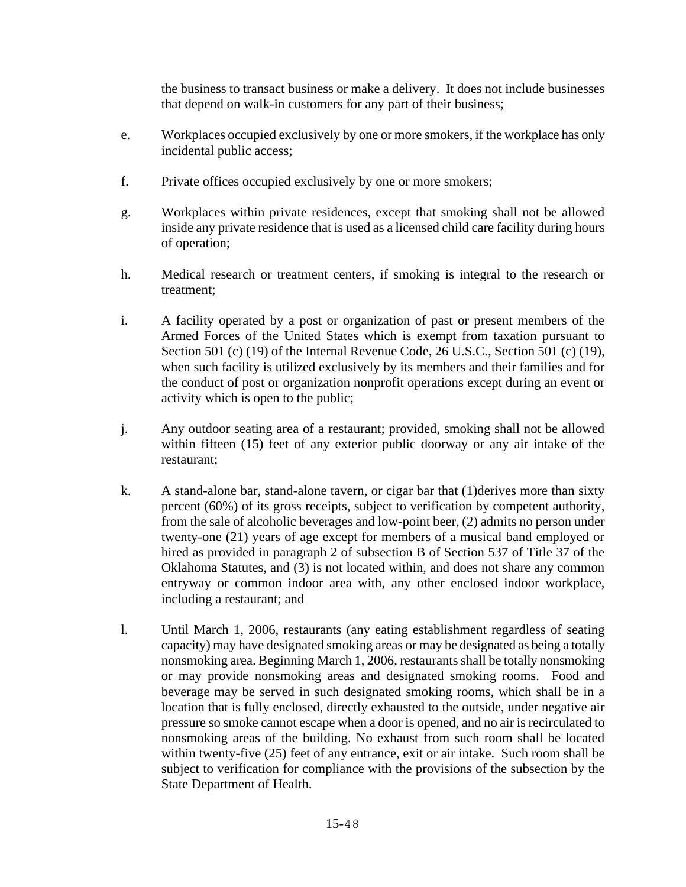the business to transact business or make a delivery. It does not include businesses that depend on walk-in customers for any part of their business;

e. Workplaces occupied exclusively by one or more smokers, if the workplace has only incidental public access;

f. Private offices occupied exclusively by one or more smokers;

g. Workplaces within private residences, except that smoking shall not be allowed inside any private residence that is used as a licensed child care facility during hours of operation;

h. Medical research or treatment centers, if smoking is integral to the research or treatment;

i. A facility operated by a post or organization of past or present members of the Armed Forces of the United States which is exempt from taxation pursuant to Section 501 (c) (19) of the Internal Revenue Code, 26 U.S.C., Section 501 (c) (19), when such facility is utilized exclusively by its members and their families and for the conduct of post or organization nonprofit operations except during an event or activity which is open to the public;

j. Any outdoor seating area of a restaurant; provided, smoking shall not be allowed within fifteen (15) feet of any exterior public doorway or any air intake of the restaurant;

k. A stand-alone bar, stand-alone tavern, or cigar bar that (1)derives more than sixty percent (60%) of its gross receipts, subject to verification by competent authority, from the sale of alcoholic beverages and low-point beer, (2) admits no person under twenty-one (21) years of age except for members of a musical band employed or hired as provided in paragraph 2 of subsection B of Section 537 of Title 37 of the Oklahoma Statutes, and (3) is not located within, and does not share any common entryway or common indoor area with, any other enclosed indoor workplace, including a restaurant; and

l. Until March 1, 2006, restaurants (any eating establishment regardless of seating capacity) may have designated smoking areas or may be designated as being a totally nonsmoking area. Beginning March 1, 2006, restaurants shall be totally nonsmoking or may provide nonsmoking areas and designated smoking rooms. Food and beverage may be served in such designated smoking rooms, which shall be in a location that is fully enclosed, directly exhausted to the outside, under negative air pressure so smoke cannot escape when a door is opened, and no air is recirculated to nonsmoking areas of the building. No exhaust from such room shall be located within twenty-five (25) feet of any entrance, exit or air intake. Such room shall be subject to verification for compliance with the provisions of the subsection by the State Department of Health.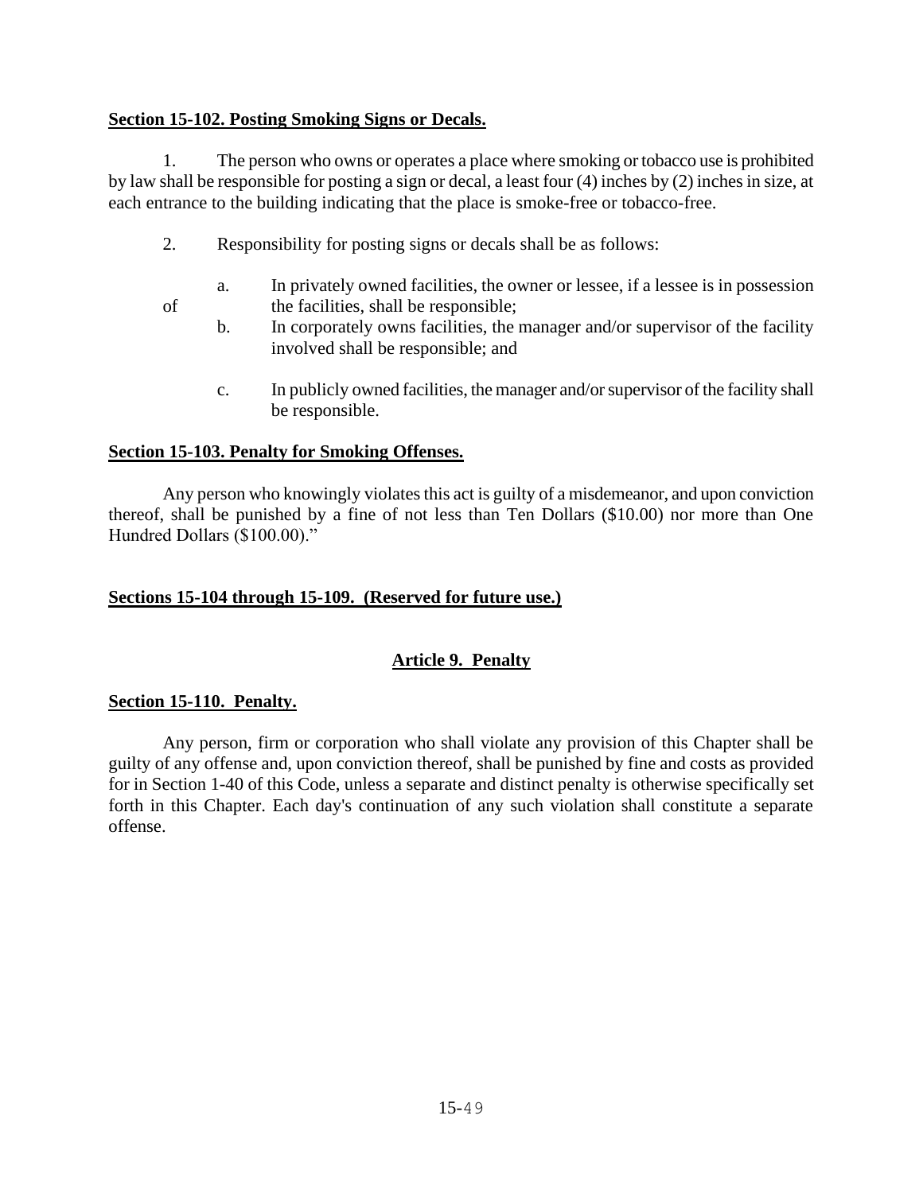**Section 15-102. Posting Smoking Signs or Decals.**

1. The person who owns or operates a place where smoking or tobacco use is prohibited by law shall be responsible for posting a sign or decal, a least four (4) inches by (2) inches in size, at each entrance to the building indicating that the place is smoke-free or tobacco-free.

2. Responsibility for posting signs or decals shall be as follows:

   a. In privately owned facilities, the owner or lessee, if a lessee is in possession of the facilities, shall be responsible;

   b. In corporately owns facilities, the manager and/or supervisor of the facility involved shall be responsible; and

   c. In publicly owned facilities, the manager and/or supervisor of the facility shall be responsible.

**Section 15-103. Penalty for Smoking Offenses.**

Any person who knowingly violates this act is guilty of a misdemeanor, and upon conviction thereof, shall be punished by a fine of not less than Ten Dollars ($10.00) nor more than One Hundred Dollars ($100.00)."

**Sections 15-104 through 15-109. (Reserved for future use.)**

**Article 9. Penalty**

**Section 15-110. Penalty.**

Any person, firm or corporation who shall violate any provision of this Chapter shall be guilty of any offense and, upon conviction thereof, shall be punished by fine and costs as provided for in Section 1-40 of this Code, unless a separate and distinct penalty is otherwise specifically set forth in this Chapter. Each day's continuation of any such violation shall constitute a separate offense.